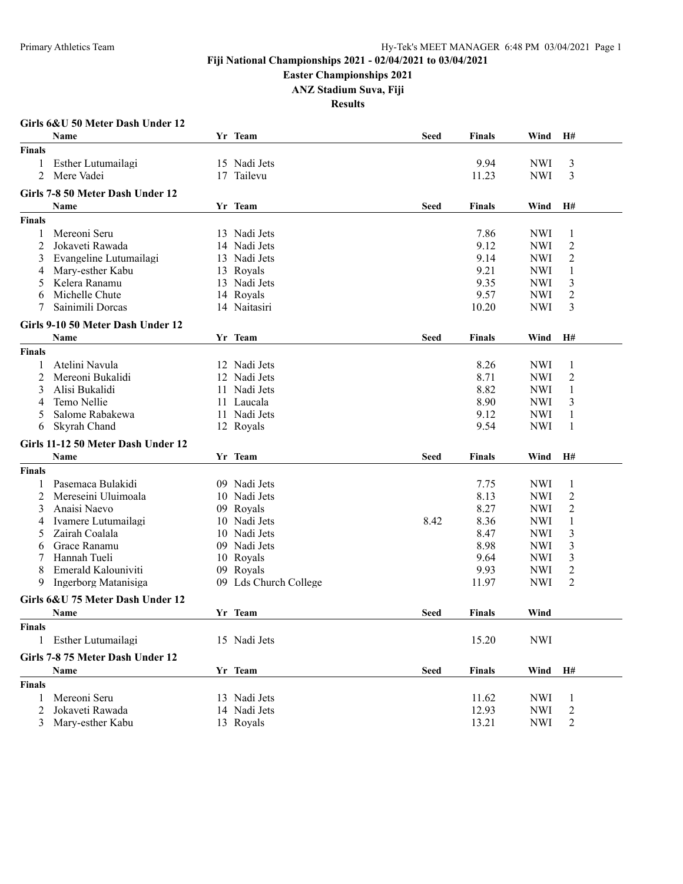# Fiji National Championships 2021 - 02/04/2021 to 03/04/2021

## Easter Championships 2021

## ANZ Stadium Suva, Fiji

## Results

### Girls 6&U 50 Meter Dash Under 12

| | Name | Yr | Team | Seed | Finals | Wind | H# |
|---|---|---|---|---|---|---|---|
| **Finals** | | | | | | | |
| 1 | Esther Lutumailagi | 15 | Nadi Jets | | 9.94 | NWI | 3 |
| 2 | Mere Vadei | 17 | Tailevu | | 11.23 | NWI | 3 |

### Girls 7-8 50 Meter Dash Under 12

| | Name | Yr | Team | Seed | Finals | Wind | H# |
|---|---|---|---|---|---|---|---|
| **Finals** | | | | | | | |
| 1 | Mereoni Seru | 13 | Nadi Jets | | 7.86 | NWI | 1 |
| 2 | Jokaveti Rawada | 14 | Nadi Jets | | 9.12 | NWI | 2 |
| 3 | Evangeline Lutumailagi | 13 | Nadi Jets | | 9.14 | NWI | 2 |
| 4 | Mary-esther Kabu | 13 | Royals | | 9.21 | NWI | 1 |
| 5 | Kelera Ranamu | 13 | Nadi Jets | | 9.35 | NWI | 3 |
| 6 | Michelle Chute | 14 | Royals | | 9.57 | NWI | 2 |
| 7 | Sainimili Dorcas | 14 | Naitasiri | | 10.20 | NWI | 3 |

### Girls 9-10 50 Meter Dash Under 12

| | Name | Yr | Team | Seed | Finals | Wind | H# |
|---|---|---|---|---|---|---|---|
| **Finals** | | | | | | | |
| 1 | Atelini Navula | 12 | Nadi Jets | | 8.26 | NWI | 1 |
| 2 | Mereoni Bukalidi | 12 | Nadi Jets | | 8.71 | NWI | 2 |
| 3 | Alisi Bukalidi | 11 | Nadi Jets | | 8.82 | NWI | 1 |
| 4 | Temo Nellie | 11 | Laucala | | 8.90 | NWI | 3 |
| 5 | Salome Rabakewa | 11 | Nadi Jets | | 9.12 | NWI | 1 |
| 6 | Skyrah Chand | 12 | Royals | | 9.54 | NWI | 1 |

### Girls 11-12 50 Meter Dash Under 12

| | Name | Yr | Team | Seed | Finals | Wind | H# |
|---|---|---|---|---|---|---|---|
| **Finals** | | | | | | | |
| 1 | Pasemaca Bulakidi | 09 | Nadi Jets | | 7.75 | NWI | 1 |
| 2 | Mereseini Uluimoala | 10 | Nadi Jets | | 8.13 | NWI | 2 |
| 3 | Anaisi Naevo | 09 | Royals | | 8.27 | NWI | 2 |
| 4 | Ivamere Lutumailagi | 10 | Nadi Jets | 8.42 | 8.36 | NWI | 1 |
| 5 | Zairah Coalala | 10 | Nadi Jets | | 8.47 | NWI | 3 |
| 6 | Grace Ranamu | 09 | Nadi Jets | | 8.98 | NWI | 3 |
| 7 | Hannah Tueli | 10 | Royals | | 9.64 | NWI | 3 |
| 8 | Emerald Kalouniviti | 09 | Royals | | 9.93 | NWI | 2 |
| 9 | Ingerborg Matanisiga | 09 | Lds Church College | | 11.97 | NWI | 2 |

### Girls 6&U 75 Meter Dash Under 12

| | Name | Yr | Team | Seed | Finals | Wind |
|---|---|---|---|---|---|---|
| **Finals** | | | | | | |
| 1 | Esther Lutumailagi | 15 | Nadi Jets | | 15.20 | NWI |

### Girls 7-8 75 Meter Dash Under 12

| | Name | Yr | Team | Seed | Finals | Wind | H# |
|---|---|---|---|---|---|---|---|
| **Finals** | | | | | | | |
| 1 | Mereoni Seru | 13 | Nadi Jets | | 11.62 | NWI | 1 |
| 2 | Jokaveti Rawada | 14 | Nadi Jets | | 12.93 | NWI | 2 |
| 3 | Mary-esther Kabu | 13 | Royals | | 13.21 | NWI | 2 |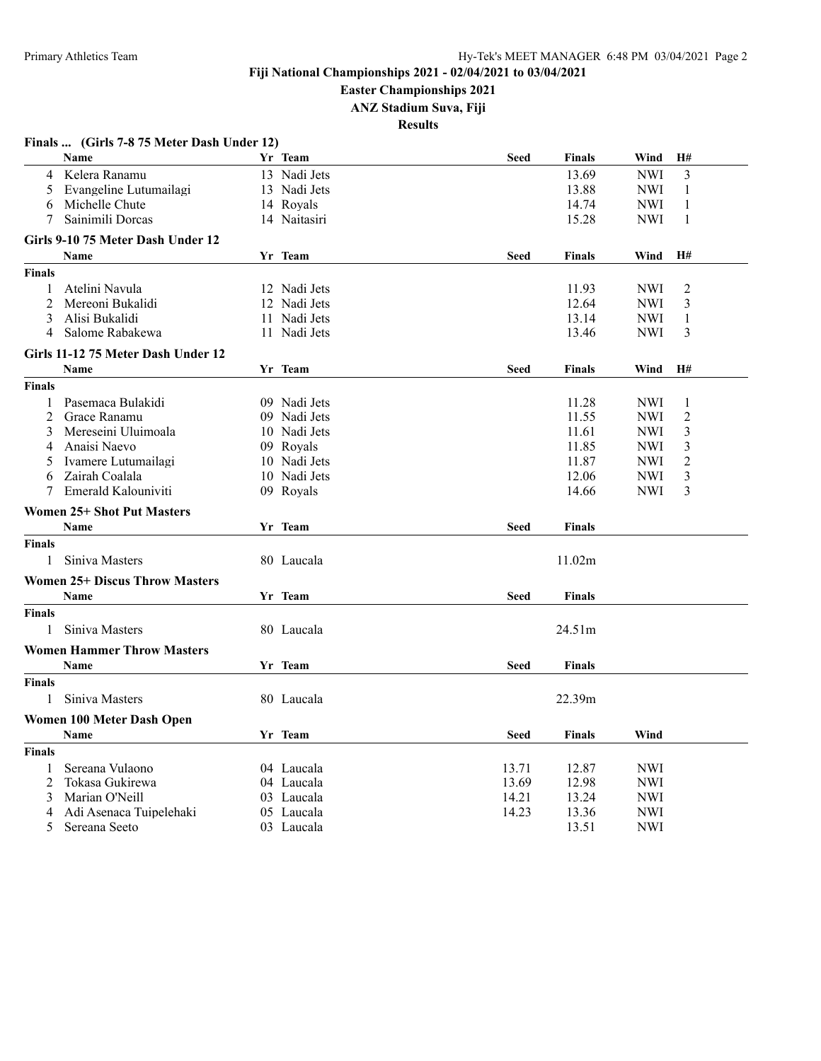### Finals ... (Girls 7-8 75 Meter Dash Under 12)

| | Name | Yr | Team | Seed | Finals | Wind | H# |
|---|---|---|---|---|---|---|---|
| 4 | Kelera Ranamu | 13 | Nadi Jets | | 13.69 | NWI | 3 |
| 5 | Evangeline Lutumailagi | 13 | Nadi Jets | | 13.88 | NWI | 1 |
| 6 | Michelle Chute | 14 | Royals | | 14.74 | NWI | 1 |
| 7 | Sainimili Dorcas | 14 | Naitasiri | | 15.28 | NWI | 1 |

### Girls 9-10 75 Meter Dash Under 12

| | Name | Yr | Team | Seed | Finals | Wind | H# |
|---|---|---|---|---|---|---|---|
| **Finals** | | | | | | | |
| 1 | Atelini Navula | 12 | Nadi Jets | | 11.93 | NWI | 2 |
| 2 | Mereoni Bukalidi | 12 | Nadi Jets | | 12.64 | NWI | 3 |
| 3 | Alisi Bukalidi | 11 | Nadi Jets | | 13.14 | NWI | 1 |
| 4 | Salome Rabakewa | 11 | Nadi Jets | | 13.46 | NWI | 3 |

### Girls 11-12 75 Meter Dash Under 12

| | Name | Yr | Team | Seed | Finals | Wind | H# |
|---|---|---|---|---|---|---|---|
| **Finals** | | | | | | | |
| 1 | Pasemaca Bulakidi | 09 | Nadi Jets | | 11.28 | NWI | 1 |
| 2 | Grace Ranamu | 09 | Nadi Jets | | 11.55 | NWI | 2 |
| 3 | Mereseini Uluimoala | 10 | Nadi Jets | | 11.61 | NWI | 3 |
| 4 | Anaisi Naevo | 09 | Royals | | 11.85 | NWI | 3 |
| 5 | Ivamere Lutumailagi | 10 | Nadi Jets | | 11.87 | NWI | 2 |
| 6 | Zairah Coalala | 10 | Nadi Jets | | 12.06 | NWI | 3 |
| 7 | Emerald Kalouniviti | 09 | Royals | | 14.66 | NWI | 3 |

### Women 25+ Shot Put Masters

| | Name | Yr | Team | Seed | Finals |
|---|---|---|---|---|---|
| **Finals** | | | | | |
| 1 | Siniva Masters | 80 | Laucala | | 11.02m |

### Women 25+ Discus Throw Masters

| | Name | Yr | Team | Seed | Finals |
|---|---|---|---|---|---|
| **Finals** | | | | | |
| 1 | Siniva Masters | 80 | Laucala | | 24.51m |

### Women Hammer Throw Masters

| | Name | Yr | Team | Seed | Finals |
|---|---|---|---|---|---|
| **Finals** | | | | | |
| 1 | Siniva Masters | 80 | Laucala | | 22.39m |

### Women 100 Meter Dash Open

| | Name | Yr | Team | Seed | Finals | Wind |
|---|---|---|---|---|---|---|
| **Finals** | | | | | | |
| 1 | Sereana Vulaono | 04 | Laucala | 13.71 | 12.87 | NWI |
| 2 | Tokasa Gukirewa | 04 | Laucala | 13.69 | 12.98 | NWI |
| 3 | Marian O'Neill | 03 | Laucala | 14.21 | 13.24 | NWI |
| 4 | Adi Asenaca Tuipelehaki | 05 | Laucala | 14.23 | 13.36 | NWI |
| 5 | Sereana Seeto | 03 | Laucala | | 13.51 | NWI |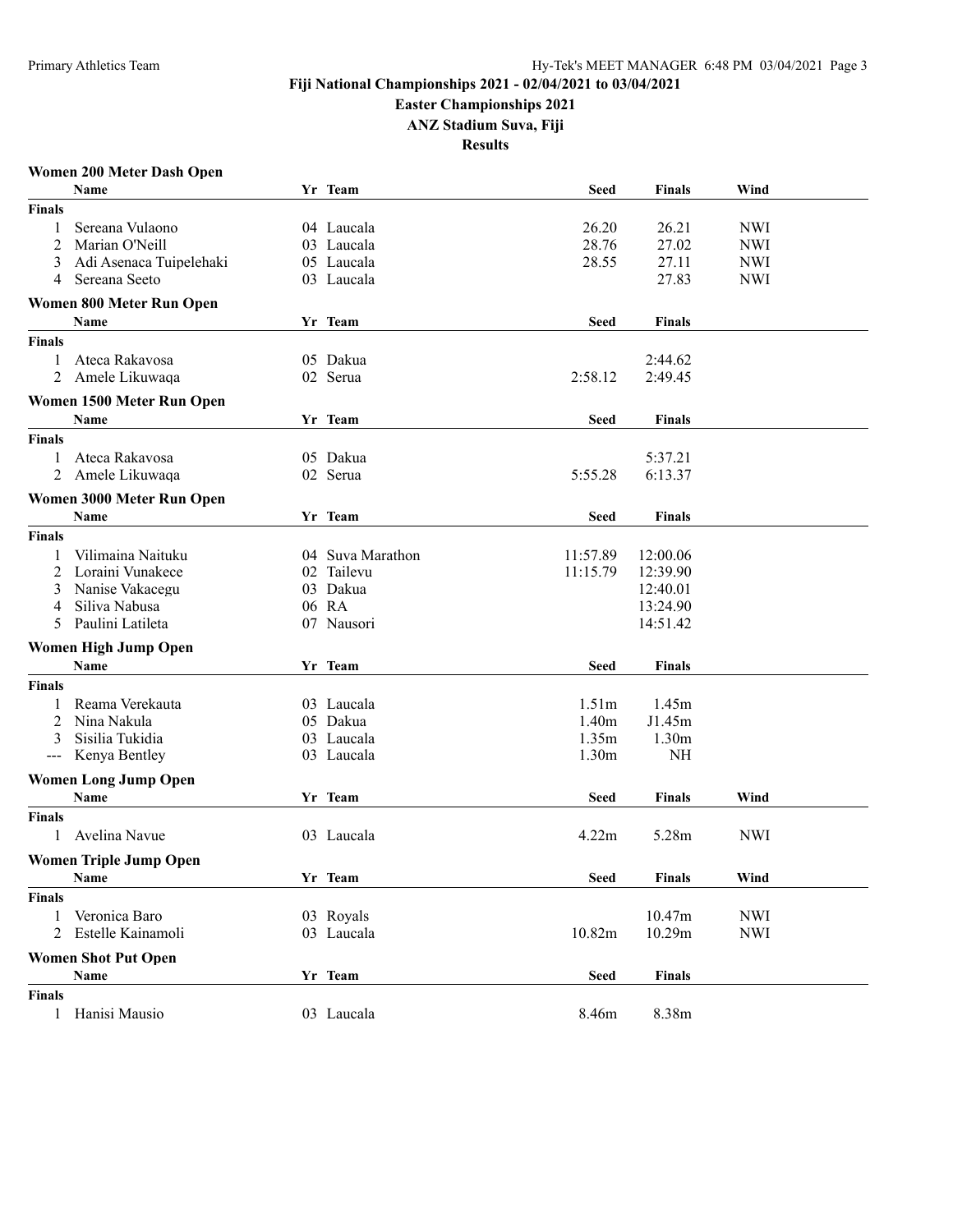Fiji National Championships 2021 - 02/04/2021 to 03/04/2021

Easter Championships 2021

ANZ Stadium Suva, Fiji

Results

### Women 200 Meter Dash Open

| | Name | Yr | Team | Seed | Finals | Wind |
|---|---|---|---|---|---|---|
| **Finals** | | | | | | |
| 1 | Sereana Vulaono | 04 | Laucala | 26.20 | 26.21 | NWI |
| 2 | Marian O'Neill | 03 | Laucala | 28.76 | 27.02 | NWI |
| 3 | Adi Asenaca Tuipelehaki | 05 | Laucala | 28.55 | 27.11 | NWI |
| 4 | Sereana Seeto | 03 | Laucala | | 27.83 | NWI |

### Women 800 Meter Run Open

| | Name | Yr | Team | Seed | Finals |
|---|---|---|---|---|---|
| **Finals** | | | | | |
| 1 | Ateca Rakavosa | 05 | Dakua | | 2:44.62 |
| 2 | Amele Likuwaqa | 02 | Serua | 2:58.12 | 2:49.45 |

### Women 1500 Meter Run Open

| | Name | Yr | Team | Seed | Finals |
|---|---|---|---|---|---|
| **Finals** | | | | | |
| 1 | Ateca Rakavosa | 05 | Dakua | | 5:37.21 |
| 2 | Amele Likuwaqa | 02 | Serua | 5:55.28 | 6:13.37 |

### Women 3000 Meter Run Open

| | Name | Yr | Team | Seed | Finals |
|---|---|---|---|---|---|
| **Finals** | | | | | |
| 1 | Vilimaina Naituku | 04 | Suva Marathon | 11:57.89 | 12:00.06 |
| 2 | Loraini Vunakece | 02 | Tailevu | 11:15.79 | 12:39.90 |
| 3 | Nanise Vakacegu | 03 | Dakua | | 12:40.01 |
| 4 | Siliva Nabusa | 06 | RA | | 13:24.90 |
| 5 | Paulini Latileta | 07 | Nausori | | 14:51.42 |

### Women High Jump Open

| | Name | Yr | Team | Seed | Finals |
|---|---|---|---|---|---|
| **Finals** | | | | | |
| 1 | Reama Verekauta | 03 | Laucala | 1.51m | 1.45m |
| 2 | Nina Nakula | 05 | Dakua | 1.40m | J1.45m |
| 3 | Sisilia Tukidia | 03 | Laucala | 1.35m | 1.30m |
| --- | Kenya Bentley | 03 | Laucala | 1.30m | NH |

### Women Long Jump Open

| | Name | Yr | Team | Seed | Finals | Wind |
|---|---|---|---|---|---|---|
| **Finals** | | | | | | |
| 1 | Avelina Navue | 03 | Laucala | 4.22m | 5.28m | NWI |

### Women Triple Jump Open

| | Name | Yr | Team | Seed | Finals | Wind |
|---|---|---|---|---|---|---|
| **Finals** | | | | | | |
| 1 | Veronica Baro | 03 | Royals | | 10.47m | NWI |
| 2 | Estelle Kainamoli | 03 | Laucala | 10.82m | 10.29m | NWI |

### Women Shot Put Open

| | Name | Yr | Team | Seed | Finals |
|---|---|---|---|---|---|
| **Finals** | | | | | |
| 1 | Hanisi Mausio | 03 | Laucala | 8.46m | 8.38m |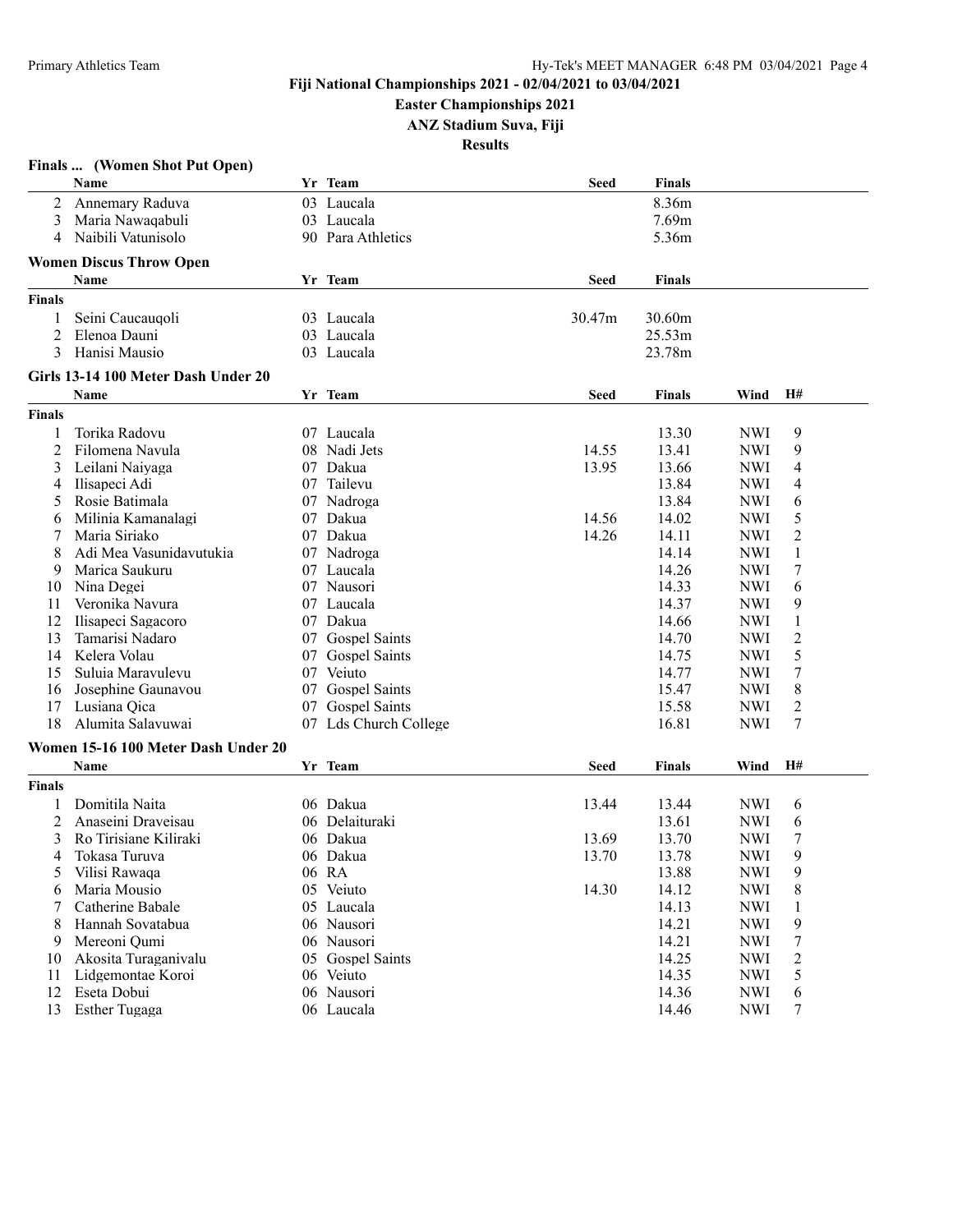# Fiji National Championships 2021 - 02/04/2021 to 03/04/2021

**Easter Championships 2021**

**ANZ Stadium Suva, Fiji**

**Results**

### Finals ... (Women Shot Put Open)

| | Name | Yr | Team | Seed | Finals |
|---|---|---|---|---|---|
| 2 | Annemary Raduva | 03 | Laucala | | 8.36m |
| 3 | Maria Nawaqabuli | 03 | Laucala | | 7.69m |
| 4 | Naibili Vatunisolo | 90 | Para Athletics | | 5.36m |

### Women Discus Throw Open

| | Name | Yr | Team | Seed | Finals |
|---|---|---|---|---|---|
| **Finals** | | | | | |
| 1 | Seini Caucauqoli | 03 | Laucala | 30.47m | 30.60m |
| 2 | Elenoa Dauni | 03 | Laucala | | 25.53m |
| 3 | Hanisi Mausio | 03 | Laucala | | 23.78m |

### Girls 13-14 100 Meter Dash Under 20

| | Name | Yr | Team | Seed | Finals | Wind | H# |
|---|---|---|---|---|---|---|---|
| **Finals** | | | | | | | |
| 1 | Torika Radovu | 07 | Laucala | | 13.30 | NWI | 9 |
| 2 | Filomena Navula | 08 | Nadi Jets | 14.55 | 13.41 | NWI | 9 |
| 3 | Leilani Naiyaga | 07 | Dakua | 13.95 | 13.66 | NWI | 4 |
| 4 | Ilisapeci Adi | 07 | Tailevu | | 13.84 | NWI | 4 |
| 5 | Rosie Batimala | 07 | Nadroga | | 13.84 | NWI | 6 |
| 6 | Milinia Kamanalagi | 07 | Dakua | 14.56 | 14.02 | NWI | 5 |
| 7 | Maria Siriako | 07 | Dakua | 14.26 | 14.11 | NWI | 2 |
| 8 | Adi Mea Vasunidavutukia | 07 | Nadroga | | 14.14 | NWI | 1 |
| 9 | Marica Saukuru | 07 | Laucala | | 14.26 | NWI | 7 |
| 10 | Nina Degei | 07 | Nausori | | 14.33 | NWI | 6 |
| 11 | Veronika Navura | 07 | Laucala | | 14.37 | NWI | 9 |
| 12 | Ilisapeci Sagacoro | 07 | Dakua | | 14.66 | NWI | 1 |
| 13 | Tamarisi Nadaro | 07 | Gospel Saints | | 14.70 | NWI | 2 |
| 14 | Kelera Volau | 07 | Gospel Saints | | 14.75 | NWI | 5 |
| 15 | Suluia Maravulevu | 07 | Veiuto | | 14.77 | NWI | 7 |
| 16 | Josephine Gaunavou | 07 | Gospel Saints | | 15.47 | NWI | 8 |
| 17 | Lusiana Qica | 07 | Gospel Saints | | 15.58 | NWI | 2 |
| 18 | Alumita Salavuwai | 07 | Lds Church College | | 16.81 | NWI | 7 |

### Women 15-16 100 Meter Dash Under 20

| | Name | Yr | Team | Seed | Finals | Wind | H# |
|---|---|---|---|---|---|---|---|
| **Finals** | | | | | | | |
| 1 | Domitila Naita | 06 | Dakua | 13.44 | 13.44 | NWI | 6 |
| 2 | Anaseini Draveisau | 06 | Delaituraki | | 13.61 | NWI | 6 |
| 3 | Ro Tirisiane Kiliraki | 06 | Dakua | 13.69 | 13.70 | NWI | 7 |
| 4 | Tokasa Turuva | 06 | Dakua | 13.70 | 13.78 | NWI | 9 |
| 5 | Vilisi Rawaqa | 06 | RA | | 13.88 | NWI | 9 |
| 6 | Maria Mousio | 05 | Veiuto | 14.30 | 14.12 | NWI | 8 |
| 7 | Catherine Babale | 05 | Laucala | | 14.13 | NWI | 1 |
| 8 | Hannah Sovatabua | 06 | Nausori | | 14.21 | NWI | 9 |
| 9 | Mereoni Qumi | 06 | Nausori | | 14.21 | NWI | 7 |
| 10 | Akosita Turaganivalu | 05 | Gospel Saints | | 14.25 | NWI | 2 |
| 11 | Lidgemontae Koroi | 06 | Veiuto | | 14.35 | NWI | 5 |
| 12 | Eseta Dobui | 06 | Nausori | | 14.36 | NWI | 6 |
| 13 | Esther Tugaga | 06 | Laucala | | 14.46 | NWI | 7 |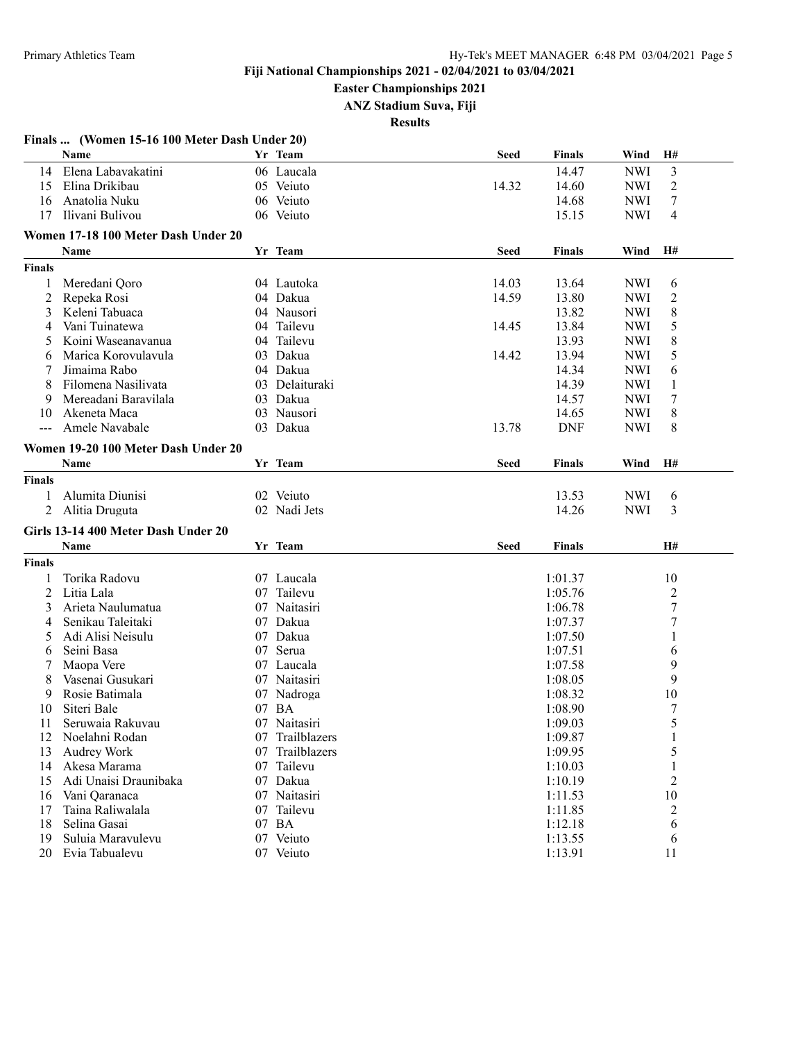# Fiji National Championships 2021 - 02/04/2021 to 03/04/2021

**Easter Championships 2021**

**ANZ Stadium Suva, Fiji**

**Results**

### Finals ... (Women 15-16 100 Meter Dash Under 20)

| | Name | Yr | Team | Seed | Finals | Wind | H# |
|---|---|---|---|---|---|---|---|
| 14 | Elena Labavakatini | 06 | Laucala | | 14.47 | NWI | 3 |
| 15 | Elina Drikibau | 05 | Veiuto | 14.32 | 14.60 | NWI | 2 |
| 16 | Anatolia Nuku | 06 | Veiuto | | 14.68 | NWI | 7 |
| 17 | Ilivani Bulivou | 06 | Veiuto | | 15.15 | NWI | 4 |

### Women 17-18 100 Meter Dash Under 20

| | Name | Yr | Team | Seed | Finals | Wind | H# |
|---|---|---|---|---|---|---|---|
| **Finals** | | | | | | | |
| 1 | Meredani Qoro | 04 | Lautoka | 14.03 | 13.64 | NWI | 6 |
| 2 | Repeka Rosi | 04 | Dakua | 14.59 | 13.80 | NWI | 2 |
| 3 | Keleni Tabuaca | 04 | Nausori | | 13.82 | NWI | 8 |
| 4 | Vani Tuinatewa | 04 | Tailevu | 14.45 | 13.84 | NWI | 5 |
| 5 | Koini Waseanavanua | 04 | Tailevu | | 13.93 | NWI | 8 |
| 6 | Marica Korovulavula | 03 | Dakua | 14.42 | 13.94 | NWI | 5 |
| 7 | Jimaima Rabo | 04 | Dakua | | 14.34 | NWI | 6 |
| 8 | Filomena Nasilivata | 03 | Delaituraki | | 14.39 | NWI | 1 |
| 9 | Mereadani Baravilala | 03 | Dakua | | 14.57 | NWI | 7 |
| 10 | Akeneta Maca | 03 | Nausori | | 14.65 | NWI | 8 |
| --- | Amele Navabale | 03 | Dakua | 13.78 | DNF | NWI | 8 |

### Women 19-20 100 Meter Dash Under 20

| | Name | Yr | Team | Seed | Finals | Wind | H# |
|---|---|---|---|---|---|---|---|
| **Finals** | | | | | | | |
| 1 | Alumita Diunisi | 02 | Veiuto | | 13.53 | NWI | 6 |
| 2 | Alitia Druguta | 02 | Nadi Jets | | 14.26 | NWI | 3 |

### Girls 13-14 400 Meter Dash Under 20

| | Name | Yr | Team | Seed | Finals | H# |
|---|---|---|---|---|---|---|
| **Finals** | | | | | | |
| 1 | Torika Radovu | 07 | Laucala | | 1:01.37 | 10 |
| 2 | Litia Lala | 07 | Tailevu | | 1:05.76 | 2 |
| 3 | Arieta Naulumatua | 07 | Naitasiri | | 1:06.78 | 7 |
| 4 | Senikau Taleitaki | 07 | Dakua | | 1:07.37 | 7 |
| 5 | Adi Alisi Neisulu | 07 | Dakua | | 1:07.50 | 1 |
| 6 | Seini Basa | 07 | Serua | | 1:07.51 | 6 |
| 7 | Maopa Vere | 07 | Laucala | | 1:07.58 | 9 |
| 8 | Vasenai Gusukari | 07 | Naitasiri | | 1:08.05 | 9 |
| 9 | Rosie Batimala | 07 | Nadroga | | 1:08.32 | 10 |
| 10 | Siteri Bale | 07 | BA | | 1:08.90 | 7 |
| 11 | Seruwaia Rakuvau | 07 | Naitasiri | | 1:09.03 | 5 |
| 12 | Noelahni Rodan | 07 | Trailblazers | | 1:09.87 | 1 |
| 13 | Audrey Work | 07 | Trailblazers | | 1:09.95 | 5 |
| 14 | Akesa Marama | 07 | Tailevu | | 1:10.03 | 1 |
| 15 | Adi Unaisi Draunibaka | 07 | Dakua | | 1:10.19 | 2 |
| 16 | Vani Qaranaca | 07 | Naitasiri | | 1:11.53 | 10 |
| 17 | Taina Raliwalala | 07 | Tailevu | | 1:11.85 | 2 |
| 18 | Selina Gasai | 07 | BA | | 1:12.18 | 6 |
| 19 | Suluia Maravulevu | 07 | Veiuto | | 1:13.55 | 6 |
| 20 | Evia Tabualevu | 07 | Veiuto | | 1:13.91 | 11 |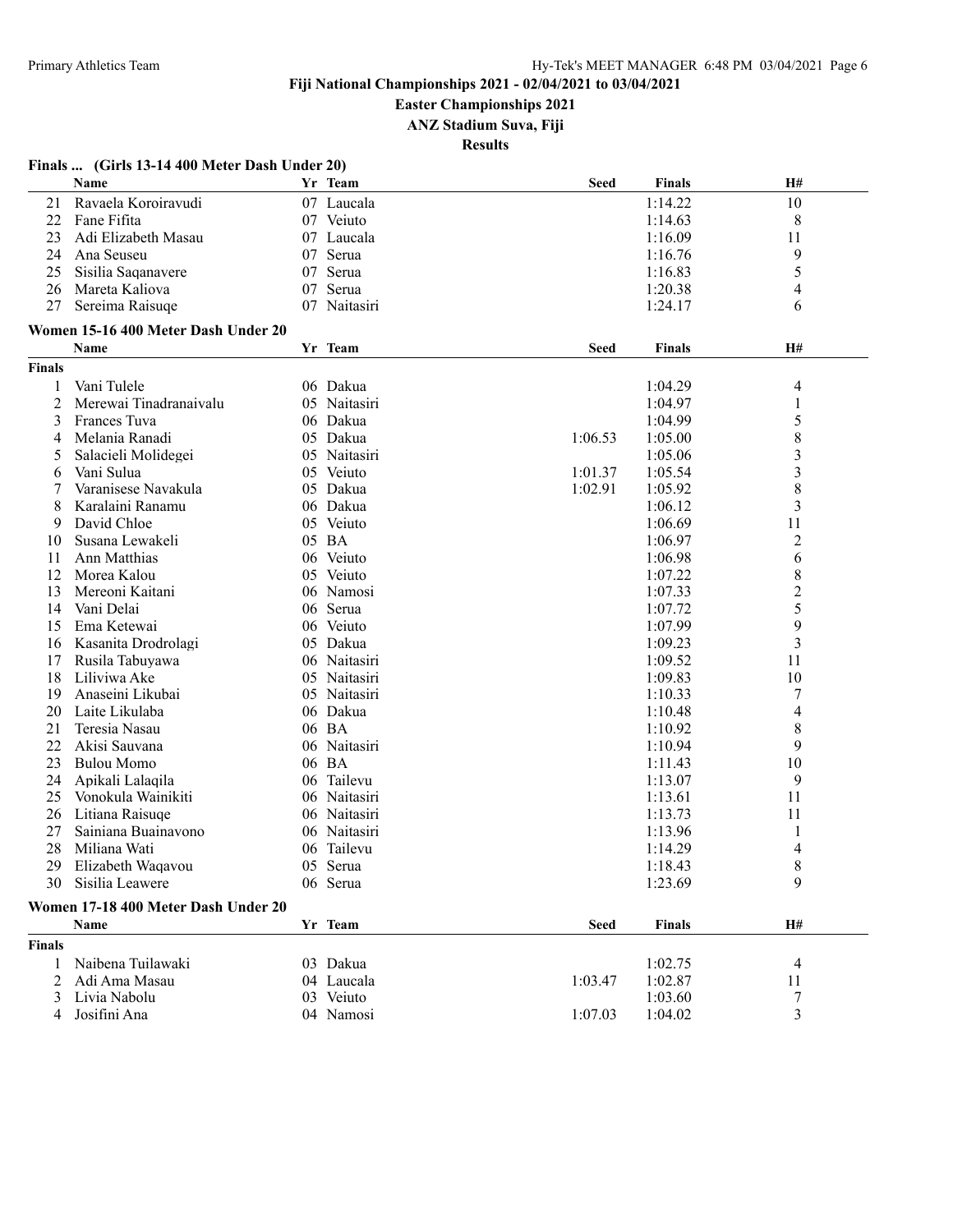**Fiji National Championships 2021 - 02/04/2021 to 03/04/2021**

**Easter Championships 2021**

**ANZ Stadium Suva, Fiji**

**Results**

### Finals ... (Girls 13-14 400 Meter Dash Under 20)

| | Name | Yr | Team | Seed | Finals | H# |
|---|---|---|---|---|---|---|
| 21 | Ravaela Koroiravudi | 07 | Laucala | | 1:14.22 | 10 |
| 22 | Fane Fifita | 07 | Veiuto | | 1:14.63 | 8 |
| 23 | Adi Elizabeth Masau | 07 | Laucala | | 1:16.09 | 11 |
| 24 | Ana Seuseu | 07 | Serua | | 1:16.76 | 9 |
| 25 | Sisilia Saqanavere | 07 | Serua | | 1:16.83 | 5 |
| 26 | Mareta Kaliova | 07 | Serua | | 1:20.38 | 4 |
| 27 | Sereima Raisuqe | 07 | Naitasiri | | 1:24.17 | 6 |

### Women 15-16 400 Meter Dash Under 20

| | Name | Yr | Team | Seed | Finals | H# |
|---|---|---|---|---|---|---|
| **Finals** | | | | | | |
| 1 | Vani Tulele | 06 | Dakua | | 1:04.29 | 4 |
| 2 | Merewai Tinadranaivalu | 05 | Naitasiri | | 1:04.97 | 1 |
| 3 | Frances Tuva | 06 | Dakua | | 1:04.99 | 5 |
| 4 | Melania Ranadi | 05 | Dakua | 1:06.53 | 1:05.00 | 8 |
| 5 | Salacieli Molidegei | 05 | Naitasiri | | 1:05.06 | 3 |
| 6 | Vani Sulua | 05 | Veiuto | 1:01.37 | 1:05.54 | 3 |
| 7 | Varanisese Navakula | 05 | Dakua | 1:02.91 | 1:05.92 | 8 |
| 8 | Karalaini Ranamu | 06 | Dakua | | 1:06.12 | 3 |
| 9 | David Chloe | 05 | Veiuto | | 1:06.69 | 11 |
| 10 | Susana Lewakeli | 05 | BA | | 1:06.97 | 2 |
| 11 | Ann Matthias | 06 | Veiuto | | 1:06.98 | 6 |
| 12 | Morea Kalou | 05 | Veiuto | | 1:07.22 | 8 |
| 13 | Mereoni Kaitani | 06 | Namosi | | 1:07.33 | 2 |
| 14 | Vani Delai | 06 | Serua | | 1:07.72 | 5 |
| 15 | Ema Ketewai | 06 | Veiuto | | 1:07.99 | 9 |
| 16 | Kasanita Drodrolagi | 05 | Dakua | | 1:09.23 | 3 |
| 17 | Rusila Tabuyawa | 06 | Naitasiri | | 1:09.52 | 11 |
| 18 | Liliviwa Ake | 05 | Naitasiri | | 1:09.83 | 10 |
| 19 | Anaseini Likubai | 05 | Naitasiri | | 1:10.33 | 7 |
| 20 | Laite Likulaba | 06 | Dakua | | 1:10.48 | 4 |
| 21 | Teresia Nasau | 06 | BA | | 1:10.92 | 8 |
| 22 | Akisi Sauvana | 06 | Naitasiri | | 1:10.94 | 9 |
| 23 | Bulou Momo | 06 | BA | | 1:11.43 | 10 |
| 24 | Apikali Lalaqila | 06 | Tailevu | | 1:13.07 | 9 |
| 25 | Vonokula Wainikiti | 06 | Naitasiri | | 1:13.61 | 11 |
| 26 | Litiana Raisuqe | 06 | Naitasiri | | 1:13.73 | 11 |
| 27 | Sainiana Buainavono | 06 | Naitasiri | | 1:13.96 | 1 |
| 28 | Miliana Wati | 06 | Tailevu | | 1:14.29 | 4 |
| 29 | Elizabeth Waqavou | 05 | Serua | | 1:18.43 | 8 |
| 30 | Sisilia Leawere | 06 | Serua | | 1:23.69 | 9 |

### Women 17-18 400 Meter Dash Under 20

| | Name | Yr | Team | Seed | Finals | H# |
|---|---|---|---|---|---|---|
| **Finals** | | | | | | |
| 1 | Naibena Tuilawaki | 03 | Dakua | | 1:02.75 | 4 |
| 2 | Adi Ama Masau | 04 | Laucala | 1:03.47 | 1:02.87 | 11 |
| 3 | Livia Nabolu | 03 | Veiuto | | 1:03.60 | 7 |
| 4 | Josifini Ana | 04 | Namosi | 1:07.03 | 1:04.02 | 3 |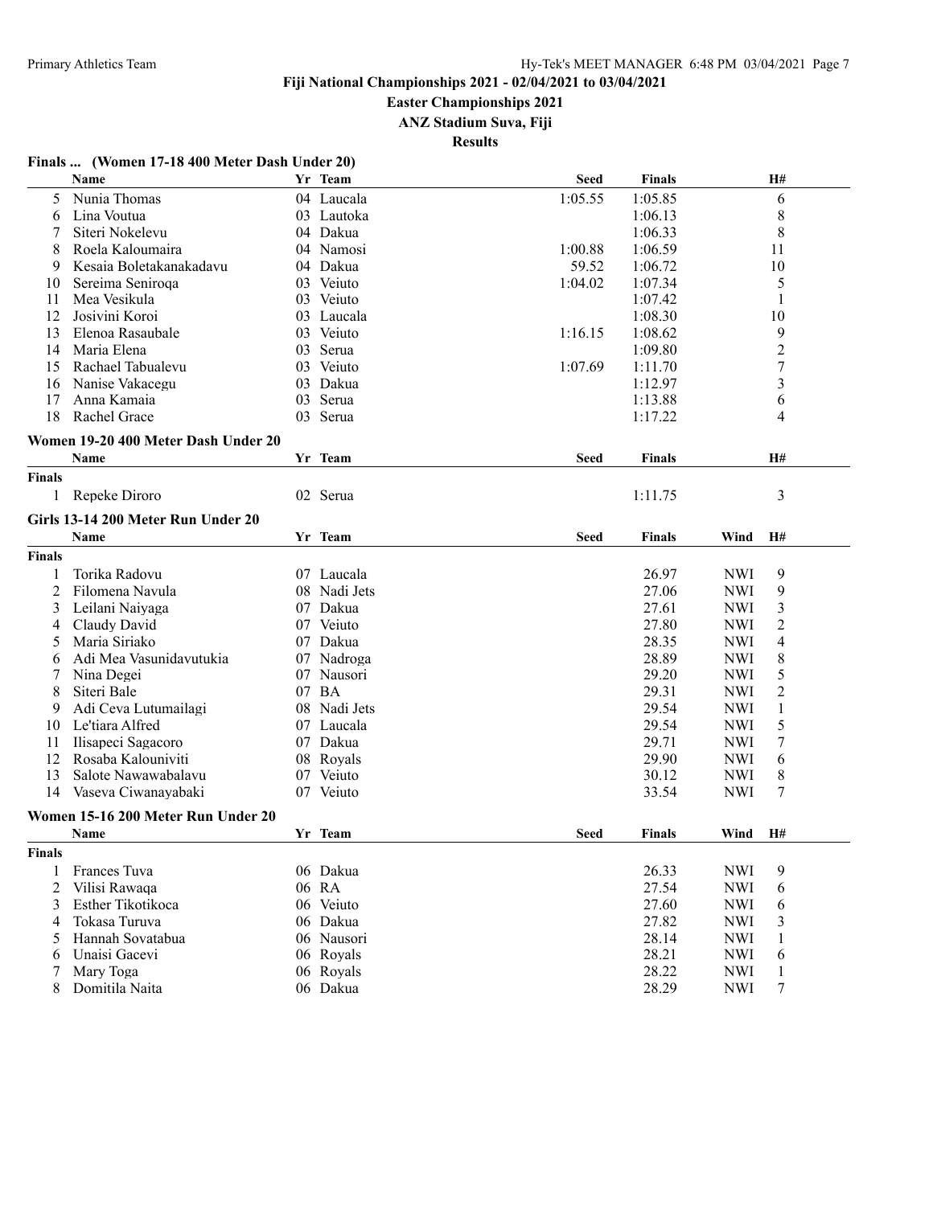**Fiji National Championships 2021 - 02/04/2021 to 03/04/2021**

**Easter Championships 2021**

**ANZ Stadium Suva, Fiji**

**Results**

### Finals ... (Women 17-18 400 Meter Dash Under 20)

| | Name | Yr | Team | Seed | Finals | H# |
|---|---|---|---|---|---|---|
| 5 | Nunia Thomas | 04 | Laucala | 1:05.55 | 1:05.85 | 6 |
| 6 | Lina Voutua | 03 | Lautoka | | 1:06.13 | 8 |
| 7 | Siteri Nokelevu | 04 | Dakua | | 1:06.33 | 8 |
| 8 | Roela Kaloumaira | 04 | Namosi | 1:00.88 | 1:06.59 | 11 |
| 9 | Kesaia Boletakanakadavu | 04 | Dakua | 59.52 | 1:06.72 | 10 |
| 10 | Sereima Seniroqa | 03 | Veiuto | 1:04.02 | 1:07.34 | 5 |
| 11 | Mea Vesikula | 03 | Veiuto | | 1:07.42 | 1 |
| 12 | Josivini Koroi | 03 | Laucala | | 1:08.30 | 10 |
| 13 | Elenoa Rasaubale | 03 | Veiuto | 1:16.15 | 1:08.62 | 9 |
| 14 | Maria Elena | 03 | Serua | | 1:09.80 | 2 |
| 15 | Rachael Tabualevu | 03 | Veiuto | 1:07.69 | 1:11.70 | 7 |
| 16 | Nanise Vakacegu | 03 | Dakua | | 1:12.97 | 3 |
| 17 | Anna Kamaia | 03 | Serua | | 1:13.88 | 6 |
| 18 | Rachel Grace | 03 | Serua | | 1:17.22 | 4 |

### Women 19-20 400 Meter Dash Under 20

| | Name | Yr | Team | Seed | Finals | H# |
|---|---|---|---|---|---|---|
| **Finals** | | | | | | |
| 1 | Repeke Diroro | 02 | Serua | | 1:11.75 | 3 |

### Girls 13-14 200 Meter Run Under 20

| | Name | Yr | Team | Seed | Finals | Wind | H# |
|---|---|---|---|---|---|---|---|
| **Finals** | | | | | | | |
| 1 | Torika Radovu | 07 | Laucala | | 26.97 | NWI | 9 |
| 2 | Filomena Navula | 08 | Nadi Jets | | 27.06 | NWI | 9 |
| 3 | Leilani Naiyaga | 07 | Dakua | | 27.61 | NWI | 3 |
| 4 | Claudy David | 07 | Veiuto | | 27.80 | NWI | 2 |
| 5 | Maria Siriako | 07 | Dakua | | 28.35 | NWI | 4 |
| 6 | Adi Mea Vasunidavutukia | 07 | Nadroga | | 28.89 | NWI | 8 |
| 7 | Nina Degei | 07 | Nausori | | 29.20 | NWI | 5 |
| 8 | Siteri Bale | 07 | BA | | 29.31 | NWI | 2 |
| 9 | Adi Ceva Lutumailagi | 08 | Nadi Jets | | 29.54 | NWI | 1 |
| 10 | Le'tiara Alfred | 07 | Laucala | | 29.54 | NWI | 5 |
| 11 | Ilisapeci Sagacoro | 07 | Dakua | | 29.71 | NWI | 7 |
| 12 | Rosaba Kalouniviti | 08 | Royals | | 29.90 | NWI | 6 |
| 13 | Salote Nawawabalavu | 07 | Veiuto | | 30.12 | NWI | 8 |
| 14 | Vaseva Ciwanayabaki | 07 | Veiuto | | 33.54 | NWI | 7 |

### Women 15-16 200 Meter Run Under 20

| | Name | Yr | Team | Seed | Finals | Wind | H# |
|---|---|---|---|---|---|---|---|
| **Finals** | | | | | | | |
| 1 | Frances Tuva | 06 | Dakua | | 26.33 | NWI | 9 |
| 2 | Vilisi Rawaqa | 06 | RA | | 27.54 | NWI | 6 |
| 3 | Esther Tikotikoca | 06 | Veiuto | | 27.60 | NWI | 6 |
| 4 | Tokasa Turuva | 06 | Dakua | | 27.82 | NWI | 3 |
| 5 | Hannah Sovatabua | 06 | Nausori | | 28.14 | NWI | 1 |
| 6 | Unaisi Gacevi | 06 | Royals | | 28.21 | NWI | 6 |
| 7 | Mary Toga | 06 | Royals | | 28.22 | NWI | 1 |
| 8 | Domitila Naita | 06 | Dakua | | 28.29 | NWI | 7 |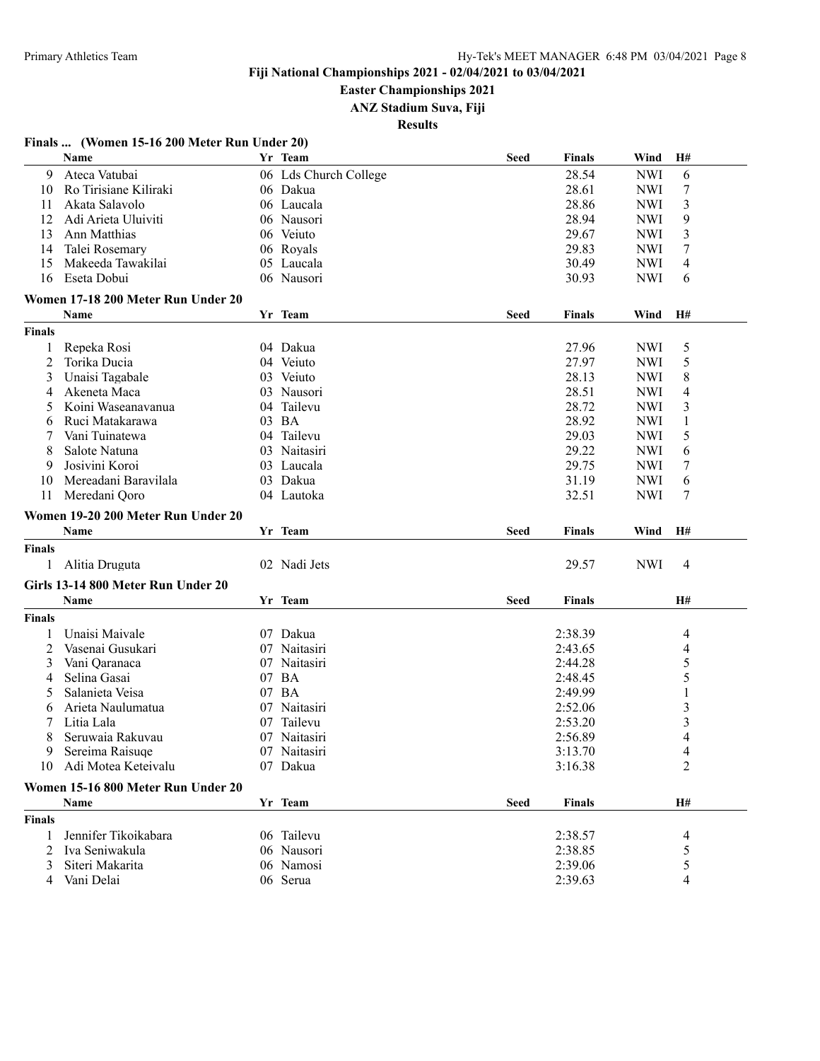**Fiji National Championships 2021 - 02/04/2021 to 03/04/2021**

**Easter Championships 2021**

**ANZ Stadium Suva, Fiji**

**Results**

### Finals ... (Women 15-16 200 Meter Run Under 20)

| | Name | Yr | Team | Seed | Finals | Wind | H# |
|---|---|---|---|---|---|---|---|
| 9 | Ateca Vatubai | 06 | Lds Church College | | 28.54 | NWI | 6 |
| 10 | Ro Tirisiane Kiliraki | 06 | Dakua | | 28.61 | NWI | 7 |
| 11 | Akata Salavolo | 06 | Laucala | | 28.86 | NWI | 3 |
| 12 | Adi Arieta Uluiviti | 06 | Nausori | | 28.94 | NWI | 9 |
| 13 | Ann Matthias | 06 | Veiuto | | 29.67 | NWI | 3 |
| 14 | Talei Rosemary | 06 | Royals | | 29.83 | NWI | 7 |
| 15 | Makeeda Tawakilai | 05 | Laucala | | 30.49 | NWI | 4 |
| 16 | Eseta Dobui | 06 | Nausori | | 30.93 | NWI | 6 |

### Women 17-18 200 Meter Run Under 20

| | Name | Yr | Team | Seed | Finals | Wind | H# |
|---|---|---|---|---|---|---|---|
| **Finals** | | | | | | | |
| 1 | Repeka Rosi | 04 | Dakua | | 27.96 | NWI | 5 |
| 2 | Torika Ducia | 04 | Veiuto | | 27.97 | NWI | 5 |
| 3 | Unaisi Tagabale | 03 | Veiuto | | 28.13 | NWI | 8 |
| 4 | Akeneta Maca | 03 | Nausori | | 28.51 | NWI | 4 |
| 5 | Koini Waseanavanua | 04 | Tailevu | | 28.72 | NWI | 3 |
| 6 | Ruci Matakarawa | 03 | BA | | 28.92 | NWI | 1 |
| 7 | Vani Tuinatewa | 04 | Tailevu | | 29.03 | NWI | 5 |
| 8 | Salote Natuna | 03 | Naitasiri | | 29.22 | NWI | 6 |
| 9 | Josivini Koroi | 03 | Laucala | | 29.75 | NWI | 7 |
| 10 | Mereadani Baravilala | 03 | Dakua | | 31.19 | NWI | 6 |
| 11 | Meredani Qoro | 04 | Lautoka | | 32.51 | NWI | 7 |

### Women 19-20 200 Meter Run Under 20

| | Name | Yr | Team | Seed | Finals | Wind | H# |
|---|---|---|---|---|---|---|---|
| **Finals** | | | | | | | |
| 1 | Alitia Druguta | 02 | Nadi Jets | | 29.57 | NWI | 4 |

### Girls 13-14 800 Meter Run Under 20

| | Name | Yr | Team | Seed | Finals | H# |
|---|---|---|---|---|---|---|
| **Finals** | | | | | | |
| 1 | Unaisi Maivale | 07 | Dakua | | 2:38.39 | 4 |
| 2 | Vasenai Gusukari | 07 | Naitasiri | | 2:43.65 | 4 |
| 3 | Vani Qaranaca | 07 | Naitasiri | | 2:44.28 | 5 |
| 4 | Selina Gasai | 07 | BA | | 2:48.45 | 5 |
| 5 | Salanieta Veisa | 07 | BA | | 2:49.99 | 1 |
| 6 | Arieta Naulumatua | 07 | Naitasiri | | 2:52.06 | 3 |
| 7 | Litia Lala | 07 | Tailevu | | 2:53.20 | 3 |
| 8 | Seruwaia Rakuvau | 07 | Naitasiri | | 2:56.89 | 4 |
| 9 | Sereima Raisuqe | 07 | Naitasiri | | 3:13.70 | 4 |
| 10 | Adi Motea Keteivalu | 07 | Dakua | | 3:16.38 | 2 |

### Women 15-16 800 Meter Run Under 20

| | Name | Yr | Team | Seed | Finals | H# |
|---|---|---|---|---|---|---|
| **Finals** | | | | | | |
| 1 | Jennifer Tikoikabara | 06 | Tailevu | | 2:38.57 | 4 |
| 2 | Iva Seniwakula | 06 | Nausori | | 2:38.85 | 5 |
| 3 | Siteri Makarita | 06 | Namosi | | 2:39.06 | 5 |
| 4 | Vani Delai | 06 | Serua | | 2:39.63 | 4 |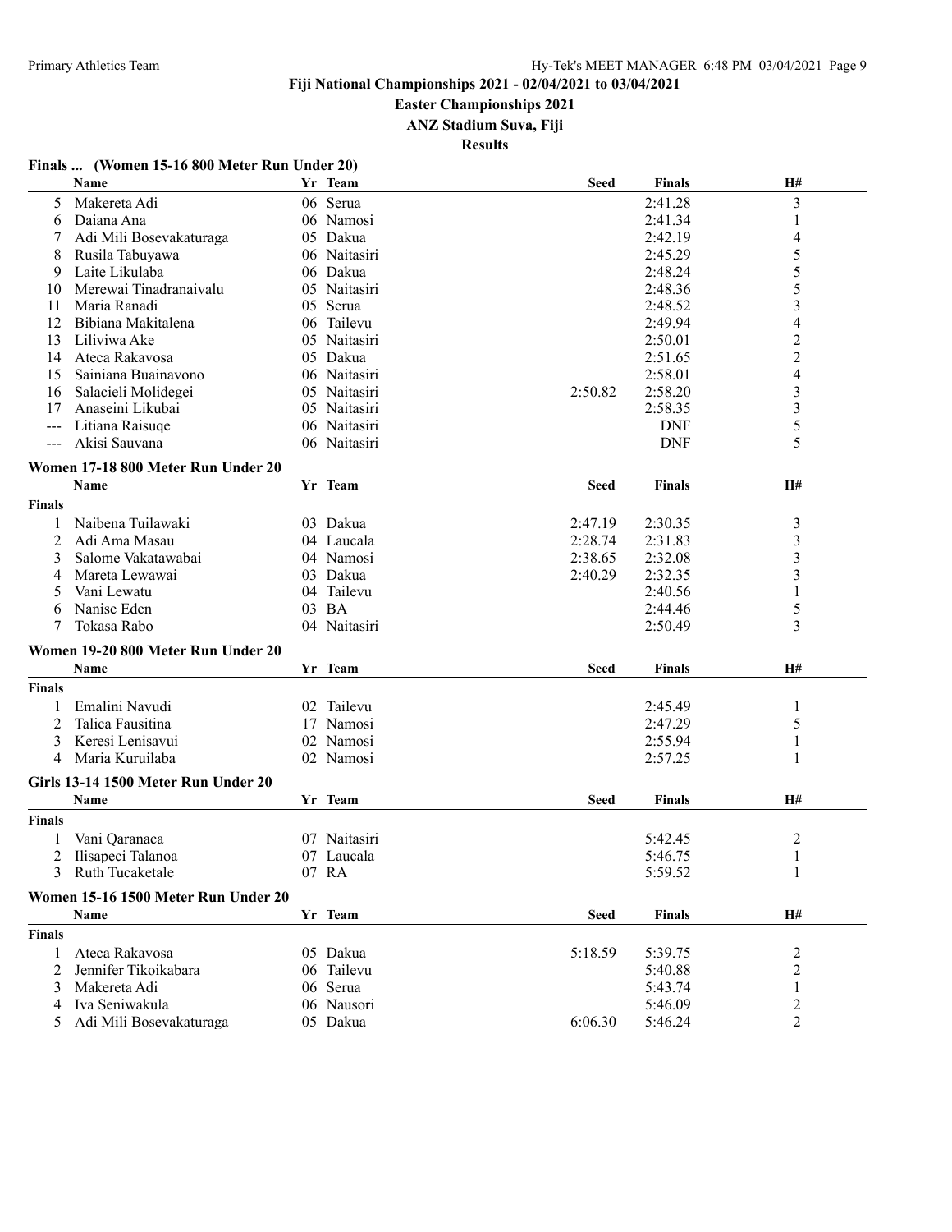**Fiji National Championships 2021 - 02/04/2021 to 03/04/2021**

**Easter Championships 2021**

**ANZ Stadium Suva, Fiji**

**Results**

### Finals ... (Women 15-16 800 Meter Run Under 20)

| | Name | Yr | Team | Seed | Finals | H# |
|---|---|---|---|---|---|---|
| 5 | Makereta Adi | 06 | Serua | | 2:41.28 | 3 |
| 6 | Daiana Ana | 06 | Namosi | | 2:41.34 | 1 |
| 7 | Adi Mili Bosevakaturaga | 05 | Dakua | | 2:42.19 | 4 |
| 8 | Rusila Tabuyawa | 06 | Naitasiri | | 2:45.29 | 5 |
| 9 | Laite Likulaba | 06 | Dakua | | 2:48.24 | 5 |
| 10 | Merewai Tinadranaivalu | 05 | Naitasiri | | 2:48.36 | 5 |
| 11 | Maria Ranadi | 05 | Serua | | 2:48.52 | 3 |
| 12 | Bibiana Makitalena | 06 | Tailevu | | 2:49.94 | 4 |
| 13 | Liliviwa Ake | 05 | Naitasiri | | 2:50.01 | 2 |
| 14 | Ateca Rakavosa | 05 | Dakua | | 2:51.65 | 2 |
| 15 | Sainiana Buainavono | 06 | Naitasiri | | 2:58.01 | 4 |
| 16 | Salacieli Molidegei | 05 | Naitasiri | 2:50.82 | 2:58.20 | 3 |
| 17 | Anaseini Likubai | 05 | Naitasiri | | 2:58.35 | 3 |
| --- | Litiana Raisuqe | 06 | Naitasiri | | DNF | 5 |
| --- | Akisi Sauvana | 06 | Naitasiri | | DNF | 5 |

### Women 17-18 800 Meter Run Under 20

| | Name | Yr | Team | Seed | Finals | H# |
|---|---|---|---|---|---|---|
| **Finals** | | | | | | |
| 1 | Naibena Tuilawaki | 03 | Dakua | 2:47.19 | 2:30.35 | 3 |
| 2 | Adi Ama Masau | 04 | Laucala | 2:28.74 | 2:31.83 | 3 |
| 3 | Salome Vakatawabai | 04 | Namosi | 2:38.65 | 2:32.08 | 3 |
| 4 | Mareta Lewawai | 03 | Dakua | 2:40.29 | 2:32.35 | 3 |
| 5 | Vani Lewatu | 04 | Tailevu | | 2:40.56 | 1 |
| 6 | Nanise Eden | 03 | BA | | 2:44.46 | 5 |
| 7 | Tokasa Rabo | 04 | Naitasiri | | 2:50.49 | 3 |

### Women 19-20 800 Meter Run Under 20

| | Name | Yr | Team | Seed | Finals | H# |
|---|---|---|---|---|---|---|
| **Finals** | | | | | | |
| 1 | Emalini Navudi | 02 | Tailevu | | 2:45.49 | 1 |
| 2 | Talica Fausitina | 17 | Namosi | | 2:47.29 | 5 |
| 3 | Keresi Lenisavui | 02 | Namosi | | 2:55.94 | 1 |
| 4 | Maria Kuruilaba | 02 | Namosi | | 2:57.25 | 1 |

### Girls 13-14 1500 Meter Run Under 20

| | Name | Yr | Team | Seed | Finals | H# |
|---|---|---|---|---|---|---|
| **Finals** | | | | | | |
| 1 | Vani Qaranaca | 07 | Naitasiri | | 5:42.45 | 2 |
| 2 | Ilisapeci Talanoa | 07 | Laucala | | 5:46.75 | 1 |
| 3 | Ruth Tucaketale | 07 | RA | | 5:59.52 | 1 |

### Women 15-16 1500 Meter Run Under 20

| | Name | Yr | Team | Seed | Finals | H# |
|---|---|---|---|---|---|---|
| **Finals** | | | | | | |
| 1 | Ateca Rakavosa | 05 | Dakua | 5:18.59 | 5:39.75 | 2 |
| 2 | Jennifer Tikoikabara | 06 | Tailevu | | 5:40.88 | 2 |
| 3 | Makereta Adi | 06 | Serua | | 5:43.74 | 1 |
| 4 | Iva Seniwakula | 06 | Nausori | | 5:46.09 | 2 |
| 5 | Adi Mili Bosevakaturaga | 05 | Dakua | 6:06.30 | 5:46.24 | 2 |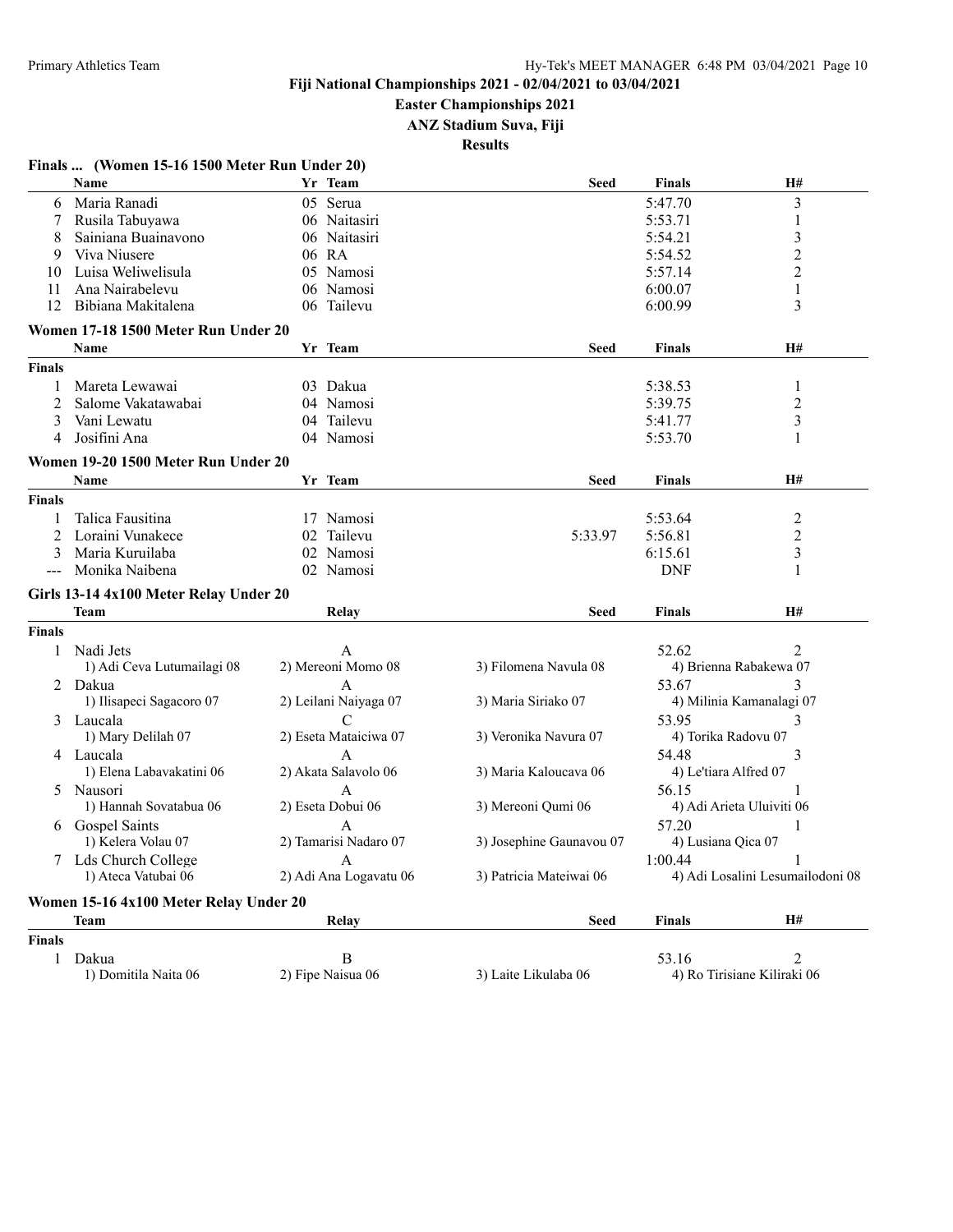# Fiji National Championships 2021 - 02/04/2021 to 03/04/2021

**Easter Championships 2021**

**ANZ Stadium Suva, Fiji**

**Results**

### Finals ... (Women 15-16 1500 Meter Run Under 20)

| | Name | Yr | Team | Seed | Finals | H# |
|---|---|---|---|---|---|---|
| 6 | Maria Ranadi | 05 | Serua | | 5:47.70 | 3 |
| 7 | Rusila Tabuyawa | 06 | Naitasiri | | 5:53.71 | 1 |
| 8 | Sainiana Buainavono | 06 | Naitasiri | | 5:54.21 | 3 |
| 9 | Viva Niusere | 06 | RA | | 5:54.52 | 2 |
| 10 | Luisa Weliwelisula | 05 | Namosi | | 5:57.14 | 2 |
| 11 | Ana Nairabelevu | 06 | Namosi | | 6:00.07 | 1 |
| 12 | Bibiana Makitalena | 06 | Tailevu | | 6:00.99 | 3 |

### Women 17-18 1500 Meter Run Under 20

| | Name | Yr | Team | Seed | Finals | H# |
|---|---|---|---|---|---|---|
| **Finals** | | | | | | |
| 1 | Mareta Lewawai | 03 | Dakua | | 5:38.53 | 1 |
| 2 | Salome Vakatawabai | 04 | Namosi | | 5:39.75 | 2 |
| 3 | Vani Lewatu | 04 | Tailevu | | 5:41.77 | 3 |
| 4 | Josifini Ana | 04 | Namosi | | 5:53.70 | 1 |

### Women 19-20 1500 Meter Run Under 20

| | Name | Yr | Team | Seed | Finals | H# |
|---|---|---|---|---|---|---|
| **Finals** | | | | | | |
| 1 | Talica Fausitina | 17 | Namosi | | 5:53.64 | 2 |
| 2 | Loraini Vunakece | 02 | Tailevu | 5:33.97 | 5:56.81 | 2 |
| 3 | Maria Kuruilaba | 02 | Namosi | | 6:15.61 | 3 |
| --- | Monika Naibena | 02 | Namosi | | DNF | 1 |

### Girls 13-14 4x100 Meter Relay Under 20

| | Team | Relay | | Seed | Finals | H# |
|---|---|---|---|---|---|---|
| **Finals** | | | | | | |
| 1 | Nadi Jets | A | | | 52.62 | 2 |
| | 1) Adi Ceva Lutumailagi 08 | 2) Mereoni Momo 08 | 3) Filomena Navula 08 | | 4) Brienna Rabakewa 07 | |
| 2 | Dakua | A | | | 53.67 | 3 |
| | 1) Ilisapeci Sagacoro 07 | 2) Leilani Naiyaga 07 | 3) Maria Siriako 07 | | 4) Milinia Kamanalagi 07 | |
| 3 | Laucala | C | | | 53.95 | 3 |
| | 1) Mary Delilah 07 | 2) Eseta Mataiciwa 07 | 3) Veronika Navura 07 | | 4) Torika Radovu 07 | |
| 4 | Laucala | A | | | 54.48 | 3 |
| | 1) Elena Labavakatini 06 | 2) Akata Salavolo 06 | 3) Maria Kaloucava 06 | | 4) Le'tiara Alfred 07 | |
| 5 | Nausori | A | | | 56.15 | 1 |
| | 1) Hannah Sovatabua 06 | 2) Eseta Dobui 06 | 3) Mereoni Qumi 06 | | 4) Adi Arieta Uluiviti 06 | |
| 6 | Gospel Saints | A | | | 57.20 | 1 |
| | 1) Kelera Volau 07 | 2) Tamarisi Nadaro 07 | 3) Josephine Gaunavou 07 | | 4) Lusiana Qica 07 | |
| 7 | Lds Church College | A | | | 1:00.44 | 1 |
| | 1) Ateca Vatubai 06 | 2) Adi Ana Logavatu 06 | 3) Patricia Mateiwai 06 | | 4) Adi Losalini Lesumailodoni 08 | |

### Women 15-16 4x100 Meter Relay Under 20

| | Team | Relay | | Seed | Finals | H# |
|---|---|---|---|---|---|---|
| **Finals** | | | | | | |
| 1 | Dakua | B | | | 53.16 | 2 |
| | 1) Domitila Naita 06 | 2) Fipe Naisua 06 | 3) Laite Likulaba 06 | | 4) Ro Tirisiane Kiliraki 06 | |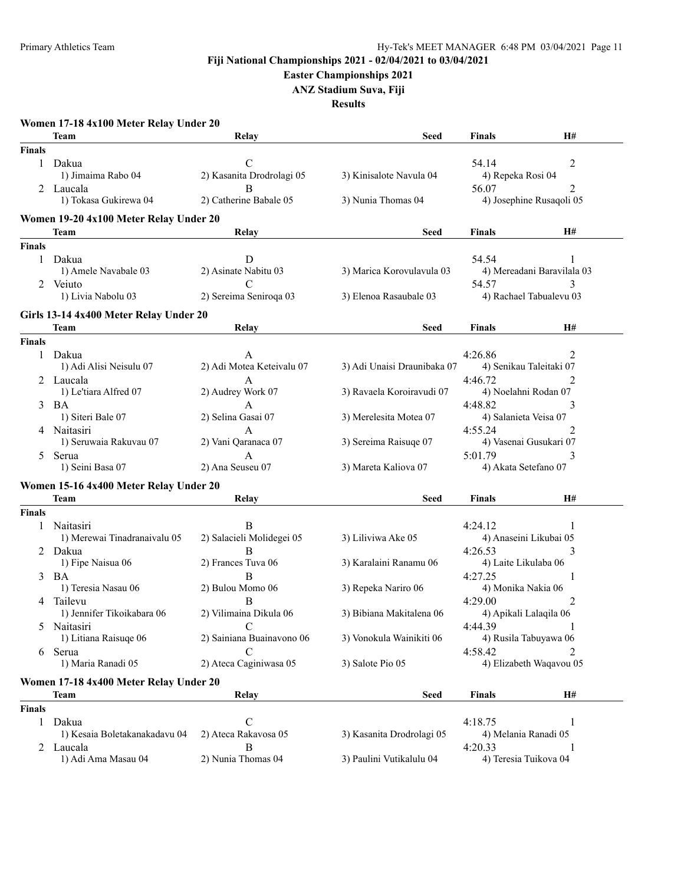Fiji National Championships 2021 - 02/04/2021 to 03/04/2021

Easter Championships 2021

ANZ Stadium Suva, Fiji

Results

### Women 17-18 4x100 Meter Relay Under 20

| | Team | Relay | Seed | Finals | H# |
|---|---|---|---|---|---|
| **Finals** | | | | | |
| 1 | Dakua | C | | 54.14 | 2 |
| | 1) Jimaima Rabo 04 | 2) Kasanita Drodrolagi 05 | 3) Kinisalote Navula 04 | 4) Repeka Rosi 04 | |
| 2 | Laucala | B | | 56.07 | 2 |
| | 1) Tokasa Gukirewa 04 | 2) Catherine Babale 05 | 3) Nunia Thomas 04 | 4) Josephine Rusaqoli 05 | |

### Women 19-20 4x100 Meter Relay Under 20

| | Team | Relay | Seed | Finals | H# |
|---|---|---|---|---|---|
| **Finals** | | | | | |
| 1 | Dakua | D | | 54.54 | 1 |
| | 1) Amele Navabale 03 | 2) Asinate Nabitu 03 | 3) Marica Korovulavula 03 | 4) Mereadani Baravilala 03 | |
| 2 | Veiuto | C | | 54.57 | 3 |
| | 1) Livia Nabolu 03 | 2) Sereima Seniroqa 03 | 3) Elenoa Rasaubale 03 | 4) Rachael Tabualevu 03 | |

### Girls 13-14 4x400 Meter Relay Under 20

| | Team | Relay | Seed | Finals | H# |
|---|---|---|---|---|---|
| **Finals** | | | | | |
| 1 | Dakua | A | | 4:26.86 | 2 |
| | 1) Adi Alisi Neisulu 07 | 2) Adi Motea Keteivalu 07 | 3) Adi Unaisi Draunibaka 07 | 4) Senikau Taleitaki 07 | |
| 2 | Laucala | A | | 4:46.72 | 2 |
| | 1) Le'tiara Alfred 07 | 2) Audrey Work 07 | 3) Ravaela Koroiravudi 07 | 4) Noelahni Rodan 07 | |
| 3 | BA | A | | 4:48.82 | 3 |
| | 1) Siteri Bale 07 | 2) Selina Gasai 07 | 3) Merelesita Motea 07 | 4) Salanieta Veisa 07 | |
| 4 | Naitasiri | A | | 4:55.24 | 2 |
| | 1) Seruwaia Rakuvau 07 | 2) Vani Qaranaca 07 | 3) Sereima Raisuqe 07 | 4) Vasenai Gusukari 07 | |
| 5 | Serua | A | | 5:01.79 | 3 |
| | 1) Seini Basa 07 | 2) Ana Seuseu 07 | 3) Mareta Kaliova 07 | 4) Akata Setefano 07 | |

### Women 15-16 4x400 Meter Relay Under 20

| | Team | Relay | Seed | Finals | H# |
|---|---|---|---|---|---|
| **Finals** | | | | | |
| 1 | Naitasiri | B | | 4:24.12 | 1 |
| | 1) Merewai Tinadranaivalu 05 | 2) Salacieli Molidegei 05 | 3) Liliviwa Ake 05 | 4) Anaseini Likubai 05 | |
| 2 | Dakua | B | | 4:26.53 | 3 |
| | 1) Fipe Naisua 06 | 2) Frances Tuva 06 | 3) Karalaini Ranamu 06 | 4) Laite Likulaba 06 | |
| 3 | BA | B | | 4:27.25 | 1 |
| | 1) Teresia Nasau 06 | 2) Bulou Momo 06 | 3) Repeka Nariro 06 | 4) Monika Nakia 06 | |
| 4 | Tailevu | B | | 4:29.00 | 2 |
| | 1) Jennifer Tikoikabara 06 | 2) Vilimaina Dikula 06 | 3) Bibiana Makitalena 06 | 4) Apikali Lalaqila 06 | |
| 5 | Naitasiri | C | | 4:44.39 | 1 |
| | 1) Litiana Raisuqe 06 | 2) Sainiana Buainavono 06 | 3) Vonokula Wainikiti 06 | 4) Rusila Tabuyawa 06 | |
| 6 | Serua | C | | 4:58.42 | 2 |
| | 1) Maria Ranadi 05 | 2) Ateca Caginiwasa 05 | 3) Salote Pio 05 | 4) Elizabeth Waqavou 05 | |

### Women 17-18 4x400 Meter Relay Under 20

| | Team | Relay | Seed | Finals | H# |
|---|---|---|---|---|---|
| **Finals** | | | | | |
| 1 | Dakua | C | | 4:18.75 | 1 |
| | 1) Kesaia Boletakanakadavu 04 | 2) Ateca Rakavosa 05 | 3) Kasanita Drodrolagi 05 | 4) Melania Ranadi 05 | |
| 2 | Laucala | B | | 4:20.33 | 1 |
| | 1) Adi Ama Masau 04 | 2) Nunia Thomas 04 | 3) Paulini Vutikalulu 04 | 4) Teresia Tuikova 04 | |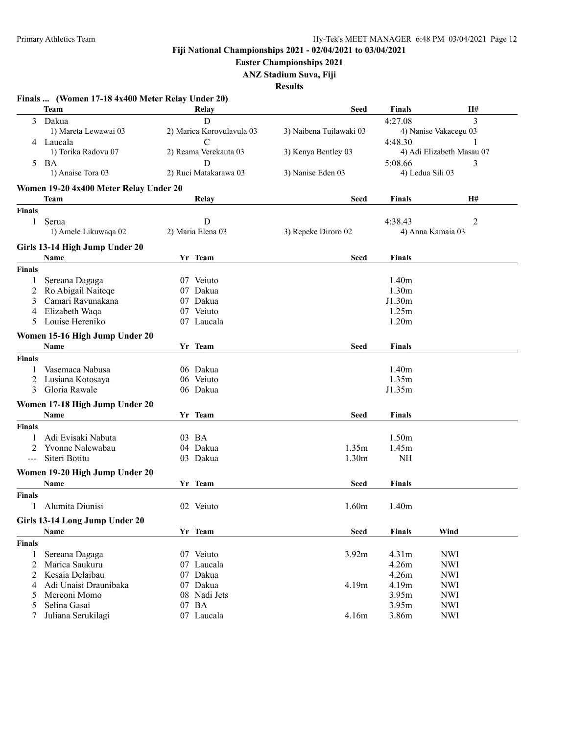Fiji National Championships 2021 - 02/04/2021 to 03/04/2021

Easter Championships 2021

ANZ Stadium Suva, Fiji

Results

### Finals ... (Women 17-18 4x400 Meter Relay Under 20)

| | Team | Relay | Seed | Finals | H# |
|---|---|---|---|---|---|
| 3 | Dakua | D | | 4:27.08 | 3 |
| | 1) Mareta Lewawai 03 | 2) Marica Korovulavula 03 | 3) Naibena Tuilawaki 03 | 4) Nanise Vakacegu 03 | |
| 4 | Laucala | C | | 4:48.30 | 1 |
| | 1) Torika Radovu 07 | 2) Reama Verekauta 03 | 3) Kenya Bentley 03 | 4) Adi Elizabeth Masau 07 | |
| 5 | BA | D | | 5:08.66 | 3 |
| | 1) Anaise Tora 03 | 2) Ruci Matakarawa 03 | 3) Nanise Eden 03 | 4) Ledua Sili 03 | |

### Women 19-20 4x400 Meter Relay Under 20

| | Team | Relay | Seed | Finals | H# |
|---|---|---|---|---|---|
| **Finals** | | | | | |
| 1 | Serua | D | | 4:38.43 | 2 |
| | 1) Amele Likuwaqa 02 | 2) Maria Elena 03 | 3) Repeke Diroro 02 | 4) Anna Kamaia 03 | |

### Girls 13-14 High Jump Under 20

| | Name | Yr | Team | Seed | Finals |
|---|---|---|---|---|---|
| **Finals** | | | | | |
| 1 | Sereana Dagaga | 07 | Veiuto | | 1.40m |
| 2 | Ro Abigail Naiteqe | 07 | Dakua | | 1.30m |
| 3 | Camari Ravunakana | 07 | Dakua | | J1.30m |
| 4 | Elizabeth Waqa | 07 | Veiuto | | 1.25m |
| 5 | Louise Hereniko | 07 | Laucala | | 1.20m |

### Women 15-16 High Jump Under 20

| | Name | Yr | Team | Seed | Finals |
|---|---|---|---|---|---|
| **Finals** | | | | | |
| 1 | Vasemaca Nabusa | 06 | Dakua | | 1.40m |
| 2 | Lusiana Kotosaya | 06 | Veiuto | | 1.35m |
| 3 | Gloria Rawale | 06 | Dakua | | J1.35m |

### Women 17-18 High Jump Under 20

| | Name | Yr | Team | Seed | Finals |
|---|---|---|---|---|---|
| **Finals** | | | | | |
| 1 | Adi Evisaki Nabuta | 03 | BA | | 1.50m |
| 2 | Yvonne Nalewabau | 04 | Dakua | 1.35m | 1.45m |
| --- | Siteri Botitu | 03 | Dakua | 1.30m | NH |

### Women 19-20 High Jump Under 20

| | Name | Yr | Team | Seed | Finals |
|---|---|---|---|---|---|
| **Finals** | | | | | |
| 1 | Alumita Diunisi | 02 | Veiuto | 1.60m | 1.40m |

### Girls 13-14 Long Jump Under 20

| | Name | Yr | Team | Seed | Finals | Wind |
|---|---|---|---|---|---|---|
| **Finals** | | | | | | |
| 1 | Sereana Dagaga | 07 | Veiuto | 3.92m | 4.31m | NWI |
| 2 | Marica Saukuru | 07 | Laucala | | 4.26m | NWI |
| 2 | Kesaia Delaibau | 07 | Dakua | | 4.26m | NWI |
| 4 | Adi Unaisi Draunibaka | 07 | Dakua | 4.19m | 4.19m | NWI |
| 5 | Mereoni Momo | 08 | Nadi Jets | | 3.95m | NWI |
| 5 | Selina Gasai | 07 | BA | | 3.95m | NWI |
| 7 | Juliana Serukilagi | 07 | Laucala | 4.16m | 3.86m | NWI |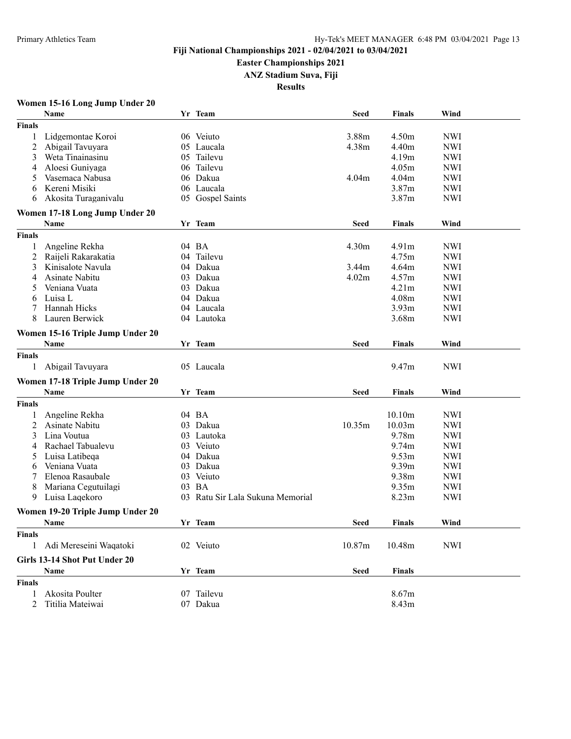Fiji National Championships 2021 - 02/04/2021 to 03/04/2021

Easter Championships 2021

ANZ Stadium Suva, Fiji

Results

### Women 15-16 Long Jump Under 20

| | Name | Yr | Team | Seed | Finals | Wind |
|---|---|---|---|---|---|---|
| **Finals** | | | | | | |
| 1 | Lidgemontae Koroi | 06 | Veiuto | 3.88m | 4.50m | NWI |
| 2 | Abigail Tavuyara | 05 | Laucala | 4.38m | 4.40m | NWI |
| 3 | Weta Tinainasinu | 05 | Tailevu | | 4.19m | NWI |
| 4 | Aloesi Guniyaga | 06 | Tailevu | | 4.05m | NWI |
| 5 | Vasemaca Nabusa | 06 | Dakua | 4.04m | 4.04m | NWI |
| 6 | Kereni Misiki | 06 | Laucala | | 3.87m | NWI |
| 6 | Akosita Turaganivalu | 05 | Gospel Saints | | 3.87m | NWI |

### Women 17-18 Long Jump Under 20

| | Name | Yr | Team | Seed | Finals | Wind |
|---|---|---|---|---|---|---|
| **Finals** | | | | | | |
| 1 | Angeline Rekha | 04 | BA | 4.30m | 4.91m | NWI |
| 2 | Raijeli Rakarakatia | 04 | Tailevu | | 4.75m | NWI |
| 3 | Kinisalote Navula | 04 | Dakua | 3.44m | 4.64m | NWI |
| 4 | Asinate Nabitu | 03 | Dakua | 4.02m | 4.57m | NWI |
| 5 | Veniana Vuata | 03 | Dakua | | 4.21m | NWI |
| 6 | Luisa L | 04 | Dakua | | 4.08m | NWI |
| 7 | Hannah Hicks | 04 | Laucala | | 3.93m | NWI |
| 8 | Lauren Berwick | 04 | Lautoka | | 3.68m | NWI |

### Women 15-16 Triple Jump Under 20

| | Name | Yr | Team | Seed | Finals | Wind |
|---|---|---|---|---|---|---|
| **Finals** | | | | | | |
| 1 | Abigail Tavuyara | 05 | Laucala | | 9.47m | NWI |

### Women 17-18 Triple Jump Under 20

| | Name | Yr | Team | Seed | Finals | Wind |
|---|---|---|---|---|---|---|
| **Finals** | | | | | | |
| 1 | Angeline Rekha | 04 | BA | | 10.10m | NWI |
| 2 | Asinate Nabitu | 03 | Dakua | 10.35m | 10.03m | NWI |
| 3 | Lina Voutua | 03 | Lautoka | | 9.78m | NWI |
| 4 | Rachael Tabualevu | 03 | Veiuto | | 9.74m | NWI |
| 5 | Luisa Latibeqa | 04 | Dakua | | 9.53m | NWI |
| 6 | Veniana Vuata | 03 | Dakua | | 9.39m | NWI |
| 7 | Elenoa Rasaubale | 03 | Veiuto | | 9.38m | NWI |
| 8 | Mariana Cegutuilagi | 03 | BA | | 9.35m | NWI |
| 9 | Luisa Laqekoro | 03 | Ratu Sir Lala Sukuna Memorial | | 8.23m | NWI |

### Women 19-20 Triple Jump Under 20

| | Name | Yr | Team | Seed | Finals | Wind |
|---|---|---|---|---|---|---|
| **Finals** | | | | | | |
| 1 | Adi Mereseini Waqatoki | 02 | Veiuto | 10.87m | 10.48m | NWI |

### Girls 13-14 Shot Put Under 20

| | Name | Yr | Team | Seed | Finals |
|---|---|---|---|---|---|
| **Finals** | | | | | |
| 1 | Akosita Poulter | 07 | Tailevu | | 8.67m |
| 2 | Titilia Mateiwai | 07 | Dakua | | 8.43m |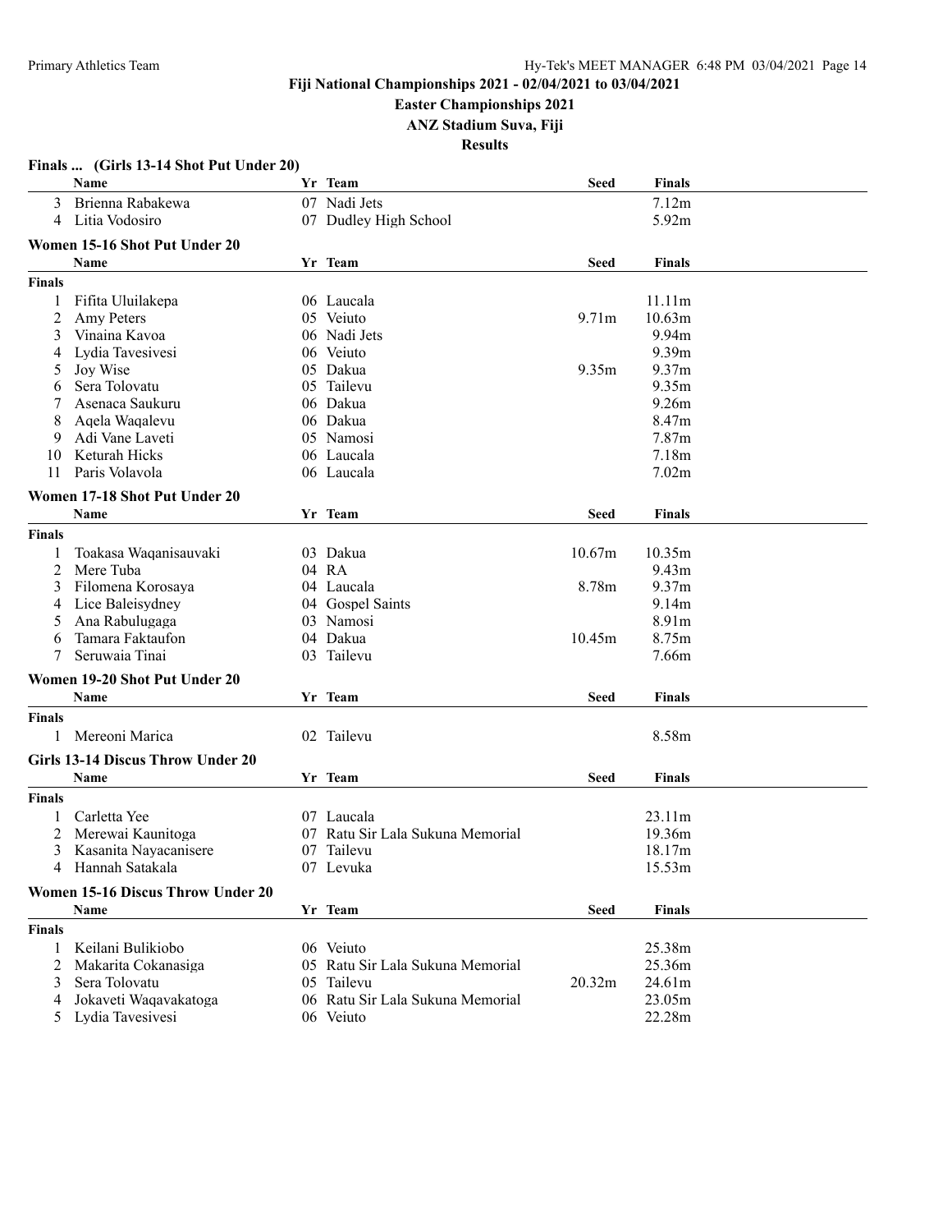Fiji National Championships 2021 - 02/04/2021 to 03/04/2021

Easter Championships 2021

ANZ Stadium Suva, Fiji

Results

### Finals ... (Girls 13-14 Shot Put Under 20)

| | Name | Yr | Team | Seed | Finals |
|---|---|---|---|---|---|
| 3 | Brienna Rabakewa | 07 | Nadi Jets | | 7.12m |
| 4 | Litia Vodosiro | 07 | Dudley High School | | 5.92m |

### Women 15-16 Shot Put Under 20

| | Name | Yr | Team | Seed | Finals |
|---|---|---|---|---|---|
| **Finals** | | | | | |
| 1 | Fifita Uluilakepa | 06 | Laucala | | 11.11m |
| 2 | Amy Peters | 05 | Veiuto | 9.71m | 10.63m |
| 3 | Vinaina Kavoa | 06 | Nadi Jets | | 9.94m |
| 4 | Lydia Tavesivesi | 06 | Veiuto | | 9.39m |
| 5 | Joy Wise | 05 | Dakua | 9.35m | 9.37m |
| 6 | Sera Tolovatu | 05 | Tailevu | | 9.35m |
| 7 | Asenaca Saukuru | 06 | Dakua | | 9.26m |
| 8 | Aqela Waqalevu | 06 | Dakua | | 8.47m |
| 9 | Adi Vane Laveti | 05 | Namosi | | 7.87m |
| 10 | Keturah Hicks | 06 | Laucala | | 7.18m |
| 11 | Paris Volavola | 06 | Laucala | | 7.02m |

### Women 17-18 Shot Put Under 20

| | Name | Yr | Team | Seed | Finals |
|---|---|---|---|---|---|
| **Finals** | | | | | |
| 1 | Toakasa Waqanisauvaki | 03 | Dakua | 10.67m | 10.35m |
| 2 | Mere Tuba | 04 | RA | | 9.43m |
| 3 | Filomena Korosaya | 04 | Laucala | 8.78m | 9.37m |
| 4 | Lice Baleisydney | 04 | Gospel Saints | | 9.14m |
| 5 | Ana Rabulugaga | 03 | Namosi | | 8.91m |
| 6 | Tamara Faktaufon | 04 | Dakua | 10.45m | 8.75m |
| 7 | Seruwaia Tinai | 03 | Tailevu | | 7.66m |

### Women 19-20 Shot Put Under 20

| | Name | Yr | Team | Seed | Finals |
|---|---|---|---|---|---|
| **Finals** | | | | | |
| 1 | Mereoni Marica | 02 | Tailevu | | 8.58m |

### Girls 13-14 Discus Throw Under 20

| | Name | Yr | Team | Seed | Finals |
|---|---|---|---|---|---|
| **Finals** | | | | | |
| 1 | Carletta Yee | 07 | Laucala | | 23.11m |
| 2 | Merewai Kaunitoga | 07 | Ratu Sir Lala Sukuna Memorial | | 19.36m |
| 3 | Kasanita Nayacanisere | 07 | Tailevu | | 18.17m |
| 4 | Hannah Satakala | 07 | Levuka | | 15.53m |

### Women 15-16 Discus Throw Under 20

| | Name | Yr | Team | Seed | Finals |
|---|---|---|---|---|---|
| **Finals** | | | | | |
| 1 | Keilani Bulikiobo | 06 | Veiuto | | 25.38m |
| 2 | Makarita Cokanasiga | 05 | Ratu Sir Lala Sukuna Memorial | | 25.36m |
| 3 | Sera Tolovatu | 05 | Tailevu | 20.32m | 24.61m |
| 4 | Jokaveti Waqavakatoga | 06 | Ratu Sir Lala Sukuna Memorial | | 23.05m |
| 5 | Lydia Tavesivesi | 06 | Veiuto | | 22.28m |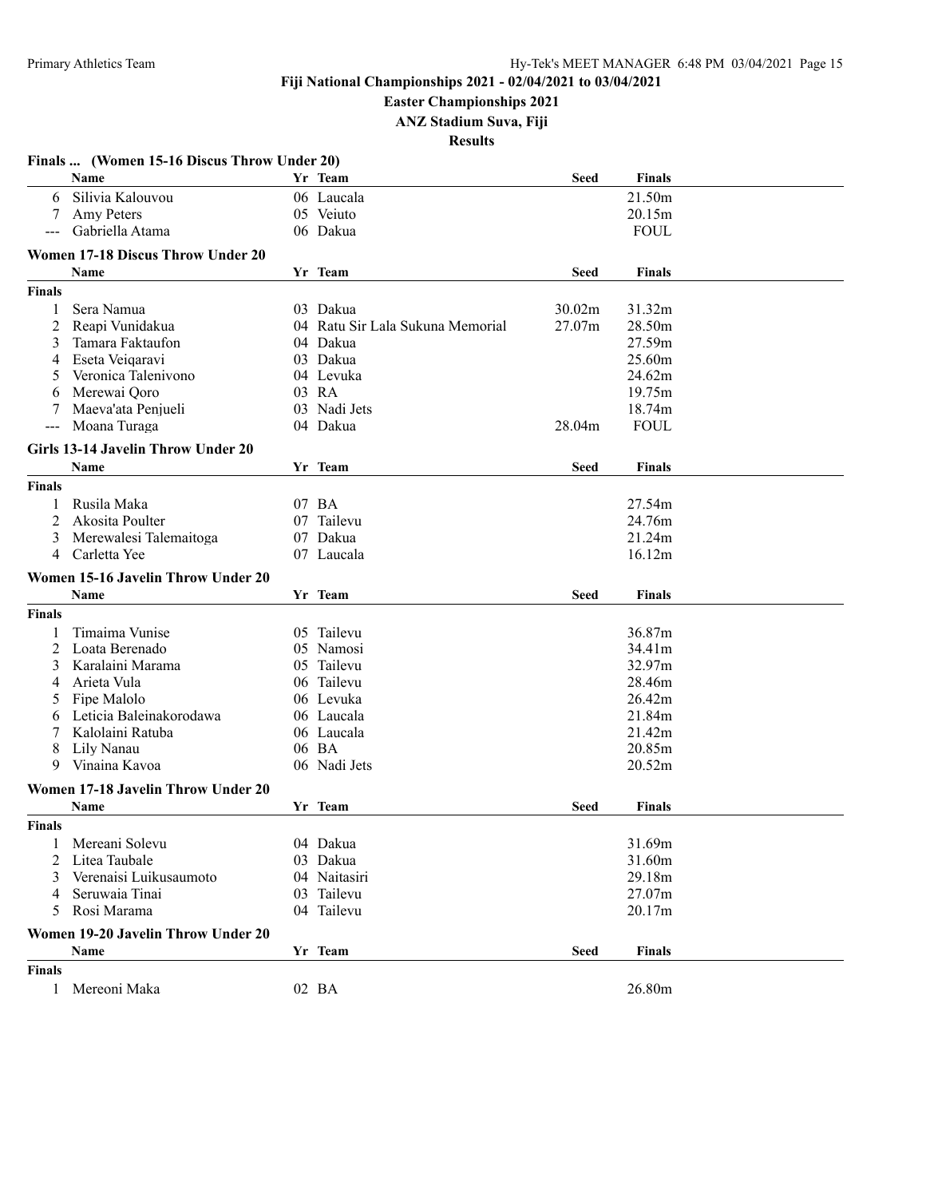## Fiji National Championships 2021 - 02/04/2021 to 03/04/2021

### Easter Championships 2021

### ANZ Stadium Suva, Fiji

### Results

#### Finals ... (Women 15-16 Discus Throw Under 20)

| | Name | Yr | Team | Seed | Finals |
|---|---|---|---|---|---|
| 6 | Silivia Kalouvou | 06 | Laucala | | 21.50m |
| 7 | Amy Peters | 05 | Veiuto | | 20.15m |
| --- | Gabriella Atama | 06 | Dakua | | FOUL |

#### Women 17-18 Discus Throw Under 20

| | Name | Yr | Team | Seed | Finals |
|---|---|---|---|---|---|
| **Finals** | | | | | |
| 1 | Sera Namua | 03 | Dakua | 30.02m | 31.32m |
| 2 | Reapi Vunidakua | 04 | Ratu Sir Lala Sukuna Memorial | 27.07m | 28.50m |
| 3 | Tamara Faktaufon | 04 | Dakua | | 27.59m |
| 4 | Eseta Veiqaravi | 03 | Dakua | | 25.60m |
| 5 | Veronica Talenivono | 04 | Levuka | | 24.62m |
| 6 | Merewai Qoro | 03 | RA | | 19.75m |
| 7 | Maeva'ata Penjueli | 03 | Nadi Jets | | 18.74m |
| --- | Moana Turaga | 04 | Dakua | 28.04m | FOUL |

#### Girls 13-14 Javelin Throw Under 20

| | Name | Yr | Team | Seed | Finals |
|---|---|---|---|---|---|
| **Finals** | | | | | |
| 1 | Rusila Maka | 07 | BA | | 27.54m |
| 2 | Akosita Poulter | 07 | Tailevu | | 24.76m |
| 3 | Merewalesi Talemaitoga | 07 | Dakua | | 21.24m |
| 4 | Carletta Yee | 07 | Laucala | | 16.12m |

#### Women 15-16 Javelin Throw Under 20

| | Name | Yr | Team | Seed | Finals |
|---|---|---|---|---|---|
| **Finals** | | | | | |
| 1 | Timaima Vunise | 05 | Tailevu | | 36.87m |
| 2 | Loata Berenado | 05 | Namosi | | 34.41m |
| 3 | Karalaini Marama | 05 | Tailevu | | 32.97m |
| 4 | Arieta Vula | 06 | Tailevu | | 28.46m |
| 5 | Fipe Malolo | 06 | Levuka | | 26.42m |
| 6 | Leticia Baleinakorodawa | 06 | Laucala | | 21.84m |
| 7 | Kalolaini Ratuba | 06 | Laucala | | 21.42m |
| 8 | Lily Nanau | 06 | BA | | 20.85m |
| 9 | Vinaina Kavoa | 06 | Nadi Jets | | 20.52m |

#### Women 17-18 Javelin Throw Under 20

| | Name | Yr | Team | Seed | Finals |
|---|---|---|---|---|---|
| **Finals** | | | | | |
| 1 | Mereani Solevu | 04 | Dakua | | 31.69m |
| 2 | Litea Taubale | 03 | Dakua | | 31.60m |
| 3 | Verenaisi Luikusaumoto | 04 | Naitasiri | | 29.18m |
| 4 | Seruwaia Tinai | 03 | Tailevu | | 27.07m |
| 5 | Rosi Marama | 04 | Tailevu | | 20.17m |

#### Women 19-20 Javelin Throw Under 20

| | Name | Yr | Team | Seed | Finals |
|---|---|---|---|---|---|
| **Finals** | | | | | |
| 1 | Mereoni Maka | 02 | BA | | 26.80m |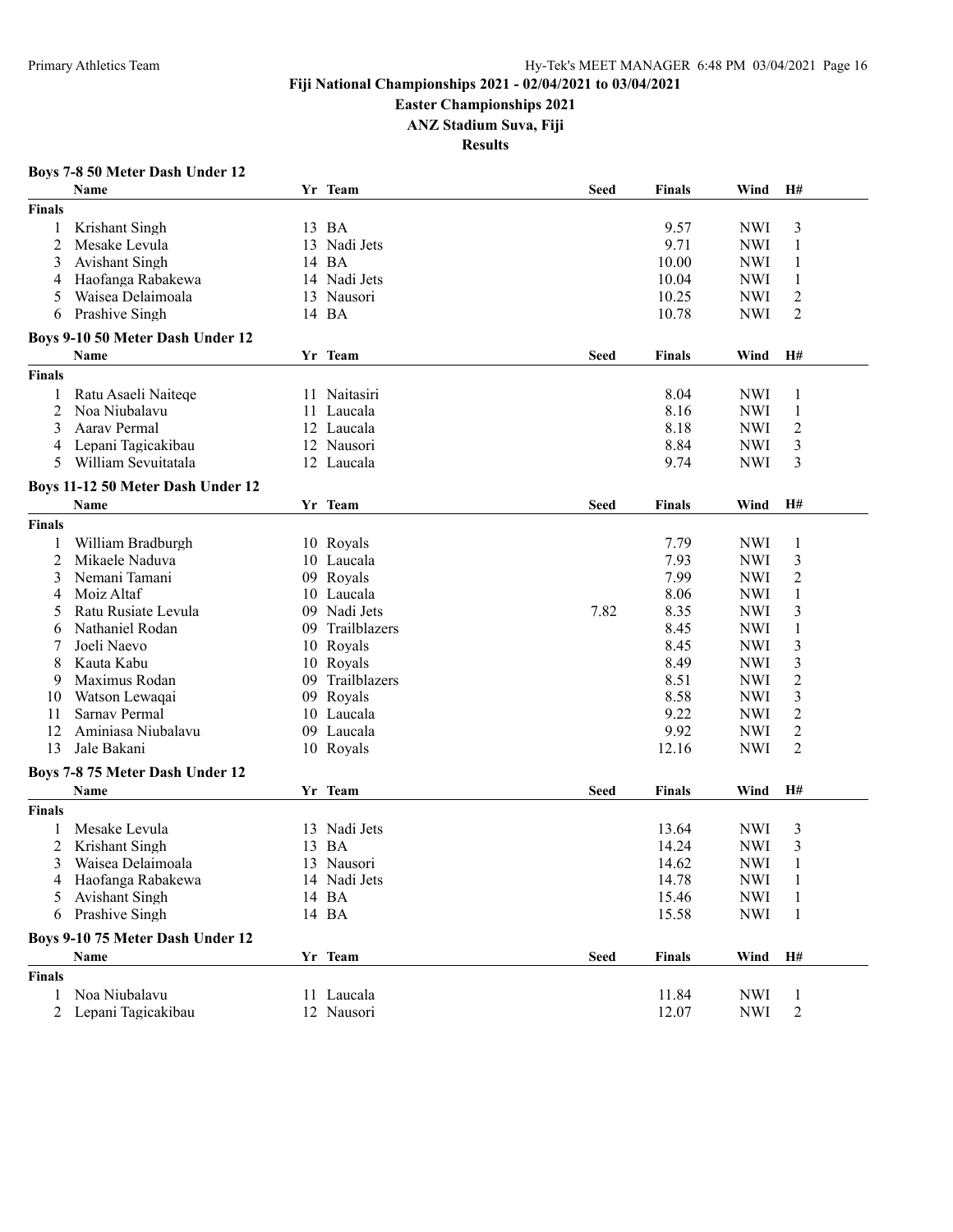**Fiji National Championships 2021 - 02/04/2021 to 03/04/2021**
**Easter Championships 2021**
**ANZ Stadium Suva, Fiji**
**Results**

### Boys 7-8 50 Meter Dash Under 12

| | Name | Yr | Team | Seed | Finals | Wind | H# |
|---|---|---|---|---|---|---|---|
| **Finals** | | | | | | | |
| 1 | Krishant Singh | 13 | BA | | 9.57 | NWI | 3 |
| 2 | Mesake Levula | 13 | Nadi Jets | | 9.71 | NWI | 1 |
| 3 | Avishant Singh | 14 | BA | | 10.00 | NWI | 1 |
| 4 | Haofanga Rabakewa | 14 | Nadi Jets | | 10.04 | NWI | 1 |
| 5 | Waisea Delaimoala | 13 | Nausori | | 10.25 | NWI | 2 |
| 6 | Prashive Singh | 14 | BA | | 10.78 | NWI | 2 |

### Boys 9-10 50 Meter Dash Under 12

| | Name | Yr | Team | Seed | Finals | Wind | H# |
|---|---|---|---|---|---|---|---|
| **Finals** | | | | | | | |
| 1 | Ratu Asaeli Naiteqe | 11 | Naitasiri | | 8.04 | NWI | 1 |
| 2 | Noa Niubalavu | 11 | Laucala | | 8.16 | NWI | 1 |
| 3 | Aarav Permal | 12 | Laucala | | 8.18 | NWI | 2 |
| 4 | Lepani Tagicakibau | 12 | Nausori | | 8.84 | NWI | 3 |
| 5 | William Sevuitatala | 12 | Laucala | | 9.74 | NWI | 3 |

### Boys 11-12 50 Meter Dash Under 12

| | Name | Yr | Team | Seed | Finals | Wind | H# |
|---|---|---|---|---|---|---|---|
| **Finals** | | | | | | | |
| 1 | William Bradburgh | 10 | Royals | | 7.79 | NWI | 1 |
| 2 | Mikaele Naduva | 10 | Laucala | | 7.93 | NWI | 3 |
| 3 | Nemani Tamani | 09 | Royals | | 7.99 | NWI | 2 |
| 4 | Moiz Altaf | 10 | Laucala | | 8.06 | NWI | 1 |
| 5 | Ratu Rusiate Levula | 09 | Nadi Jets | 7.82 | 8.35 | NWI | 3 |
| 6 | Nathaniel Rodan | 09 | Trailblazers | | 8.45 | NWI | 1 |
| 7 | Joeli Naevo | 10 | Royals | | 8.45 | NWI | 3 |
| 8 | Kauta Kabu | 10 | Royals | | 8.49 | NWI | 3 |
| 9 | Maximus Rodan | 09 | Trailblazers | | 8.51 | NWI | 2 |
| 10 | Watson Lewaqai | 09 | Royals | | 8.58 | NWI | 3 |
| 11 | Sarnav Permal | 10 | Laucala | | 9.22 | NWI | 2 |
| 12 | Aminiasa Niubalavu | 09 | Laucala | | 9.92 | NWI | 2 |
| 13 | Jale Bakani | 10 | Royals | | 12.16 | NWI | 2 |

### Boys 7-8 75 Meter Dash Under 12

| | Name | Yr | Team | Seed | Finals | Wind | H# |
|---|---|---|---|---|---|---|---|
| **Finals** | | | | | | | |
| 1 | Mesake Levula | 13 | Nadi Jets | | 13.64 | NWI | 3 |
| 2 | Krishant Singh | 13 | BA | | 14.24 | NWI | 3 |
| 3 | Waisea Delaimoala | 13 | Nausori | | 14.62 | NWI | 1 |
| 4 | Haofanga Rabakewa | 14 | Nadi Jets | | 14.78 | NWI | 1 |
| 5 | Avishant Singh | 14 | BA | | 15.46 | NWI | 1 |
| 6 | Prashive Singh | 14 | BA | | 15.58 | NWI | 1 |

### Boys 9-10 75 Meter Dash Under 12

| | Name | Yr | Team | Seed | Finals | Wind | H# |
|---|---|---|---|---|---|---|---|
| **Finals** | | | | | | | |
| 1 | Noa Niubalavu | 11 | Laucala | | 11.84 | NWI | 1 |
| 2 | Lepani Tagicakibau | 12 | Nausori | | 12.07 | NWI | 2 |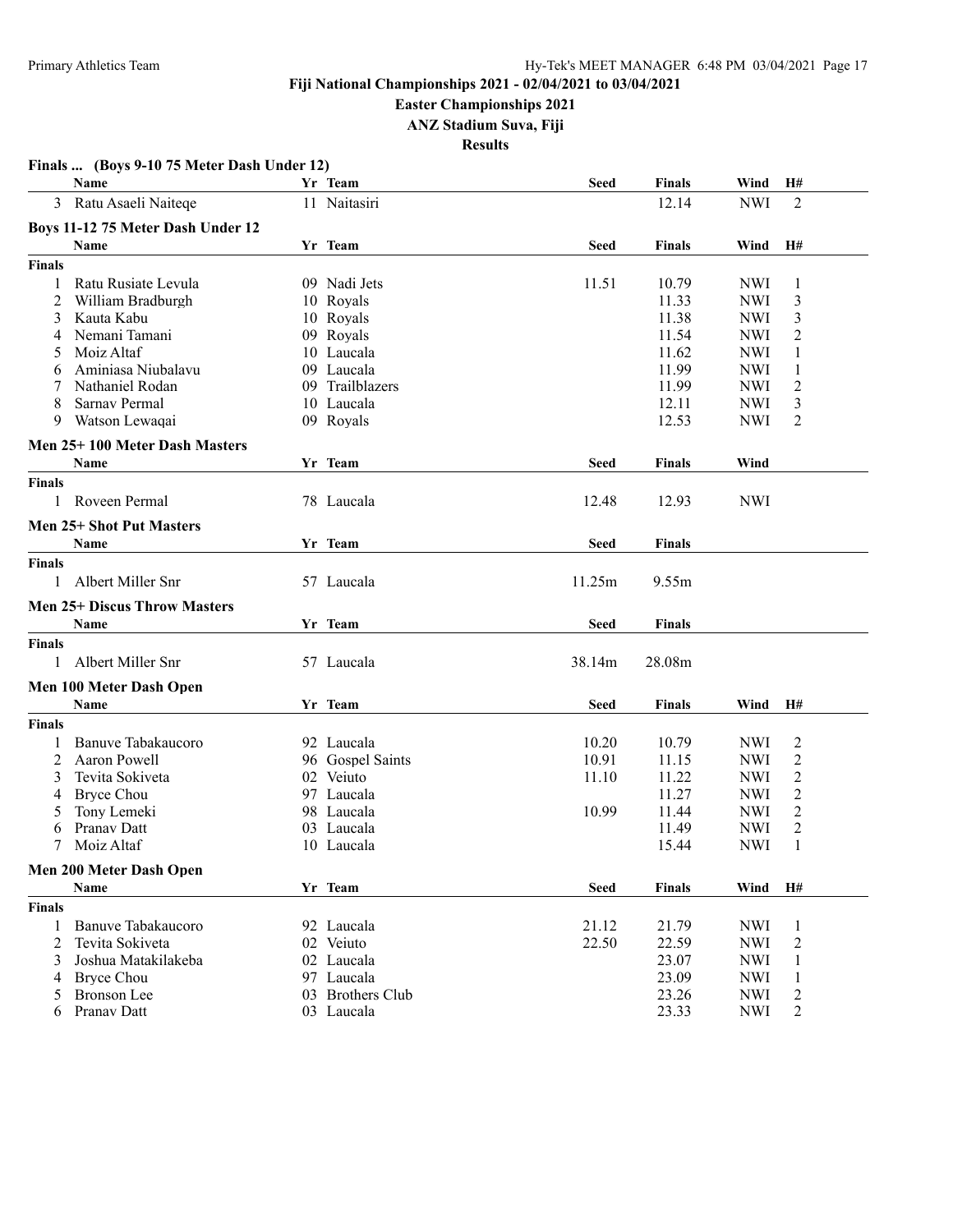Fiji National Championships 2021 - 02/04/2021 to 03/04/2021

Easter Championships 2021

ANZ Stadium Suva, Fiji

Results

### Finals ... (Boys 9-10 75 Meter Dash Under 12)

| | Name | Yr | Team | Seed | Finals | Wind | H# |
|---|---|---|---|---|---|---|---|
| 3 | Ratu Asaeli Naiteqe | 11 | Naitasiri | | 12.14 | NWI | 2 |

### Boys 11-12 75 Meter Dash Under 12

| | Name | Yr | Team | Seed | Finals | Wind | H# |
|---|---|---|---|---|---|---|---|
| **Finals** | | | | | | | |
| 1 | Ratu Rusiate Levula | 09 | Nadi Jets | 11.51 | 10.79 | NWI | 1 |
| 2 | William Bradburgh | 10 | Royals | | 11.33 | NWI | 3 |
| 3 | Kauta Kabu | 10 | Royals | | 11.38 | NWI | 3 |
| 4 | Nemani Tamani | 09 | Royals | | 11.54 | NWI | 2 |
| 5 | Moiz Altaf | 10 | Laucala | | 11.62 | NWI | 1 |
| 6 | Aminiasa Niubalavu | 09 | Laucala | | 11.99 | NWI | 1 |
| 7 | Nathaniel Rodan | 09 | Trailblazers | | 11.99 | NWI | 2 |
| 8 | Sarnav Permal | 10 | Laucala | | 12.11 | NWI | 3 |
| 9 | Watson Lewaqai | 09 | Royals | | 12.53 | NWI | 2 |

### Men 25+ 100 Meter Dash Masters

| | Name | Yr | Team | Seed | Finals | Wind |
|---|---|---|---|---|---|---|
| **Finals** | | | | | | |
| 1 | Roveen Permal | 78 | Laucala | 12.48 | 12.93 | NWI |

### Men 25+ Shot Put Masters

| | Name | Yr | Team | Seed | Finals |
|---|---|---|---|---|---|
| **Finals** | | | | | |
| 1 | Albert Miller Snr | 57 | Laucala | 11.25m | 9.55m |

### Men 25+ Discus Throw Masters

| | Name | Yr | Team | Seed | Finals |
|---|---|---|---|---|---|
| **Finals** | | | | | |
| 1 | Albert Miller Snr | 57 | Laucala | 38.14m | 28.08m |

### Men 100 Meter Dash Open

| | Name | Yr | Team | Seed | Finals | Wind | H# |
|---|---|---|---|---|---|---|---|
| **Finals** | | | | | | | |
| 1 | Banuve Tabakaucoro | 92 | Laucala | 10.20 | 10.79 | NWI | 2 |
| 2 | Aaron Powell | 96 | Gospel Saints | 10.91 | 11.15 | NWI | 2 |
| 3 | Tevita Sokiveta | 02 | Veiuto | 11.10 | 11.22 | NWI | 2 |
| 4 | Bryce Chou | 97 | Laucala | | 11.27 | NWI | 2 |
| 5 | Tony Lemeki | 98 | Laucala | 10.99 | 11.44 | NWI | 2 |
| 6 | Pranav Datt | 03 | Laucala | | 11.49 | NWI | 2 |
| 7 | Moiz Altaf | 10 | Laucala | | 15.44 | NWI | 1 |

### Men 200 Meter Dash Open

| | Name | Yr | Team | Seed | Finals | Wind | H# |
|---|---|---|---|---|---|---|---|
| **Finals** | | | | | | | |
| 1 | Banuve Tabakaucoro | 92 | Laucala | 21.12 | 21.79 | NWI | 1 |
| 2 | Tevita Sokiveta | 02 | Veiuto | 22.50 | 22.59 | NWI | 2 |
| 3 | Joshua Matakilakeba | 02 | Laucala | | 23.07 | NWI | 1 |
| 4 | Bryce Chou | 97 | Laucala | | 23.09 | NWI | 1 |
| 5 | Bronson Lee | 03 | Brothers Club | | 23.26 | NWI | 2 |
| 6 | Pranav Datt | 03 | Laucala | | 23.33 | NWI | 2 |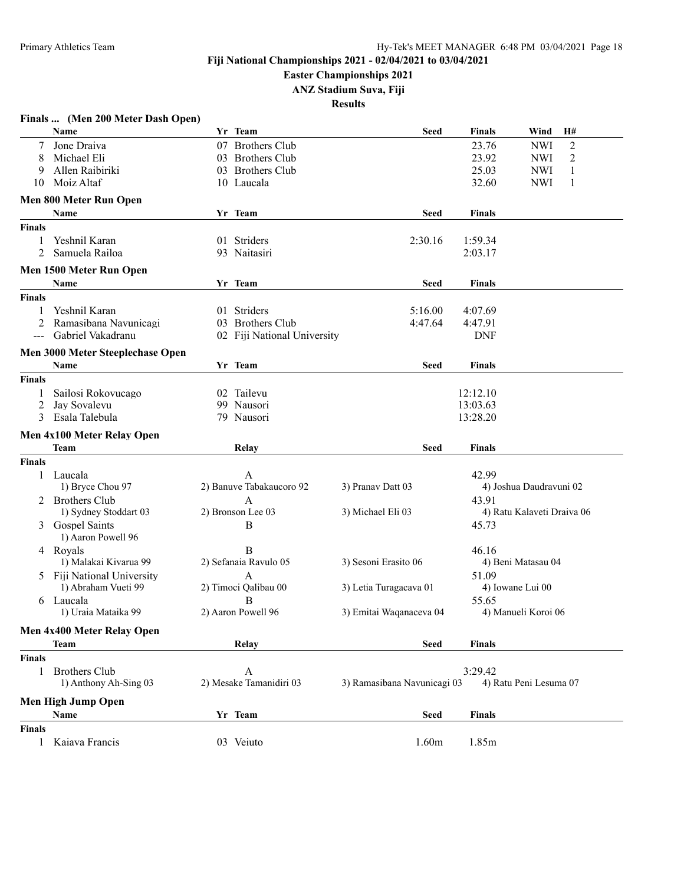## Fiji National Championships 2021 - 02/04/2021 to 03/04/2021

### Easter Championships 2021

### ANZ Stadium Suva, Fiji

### Results

#### Finals ... (Men 200 Meter Dash Open)

| | Name | Yr | Team | Seed | Finals | Wind | H# |
|---|---|---|---|---|---|---|---|
| 7 | Jone Draiva | 07 | Brothers Club | | 23.76 | NWI | 2 |
| 8 | Michael Eli | 03 | Brothers Club | | 23.92 | NWI | 2 |
| 9 | Allen Raibiriki | 03 | Brothers Club | | 25.03 | NWI | 1 |
| 10 | Moiz Altaf | 10 | Laucala | | 32.60 | NWI | 1 |

#### Men 800 Meter Run Open

| | Name | Yr | Team | Seed | Finals |
|---|---|---|---|---|---|
| **Finals** | | | | | |
| 1 | Yeshnil Karan | 01 | Striders | 2:30.16 | 1:59.34 |
| 2 | Samuela Railoa | 93 | Naitasiri | | 2:03.17 |

#### Men 1500 Meter Run Open

| | Name | Yr | Team | Seed | Finals |
|---|---|---|---|---|---|
| **Finals** | | | | | |
| 1 | Yeshnil Karan | 01 | Striders | 5:16.00 | 4:07.69 |
| 2 | Ramasibana Navunicagi | 03 | Brothers Club | 4:47.64 | 4:47.91 |
| --- | Gabriel Vakadranu | 02 | Fiji National University | | DNF |

#### Men 3000 Meter Steeplechase Open

| | Name | Yr | Team | Seed | Finals |
|---|---|---|---|---|---|
| **Finals** | | | | | |
| 1 | Sailosi Rokovucago | 02 | Tailevu | | 12:12.10 |
| 2 | Jay Sovalevu | 99 | Nausori | | 13:03.63 |
| 3 | Esala Talebula | 79 | Nausori | | 13:28.20 |

#### Men 4x100 Meter Relay Open

| | Team | Relay | Seed | Finals |
|---|---|---|---|---|
| **Finals** | | | | |
| 1 | Laucala | A | | 42.99 |
| | 1) Bryce Chou 97 | 2) Banuve Tabakaucoro 92 | 3) Pranav Datt 03 | 4) Joshua Daudravuni 02 |
| 2 | Brothers Club | A | | 43.91 |
| | 1) Sydney Stoddart 03 | 2) Bronson Lee 03 | 3) Michael Eli 03 | 4) Ratu Kalaveti Draiva 06 |
| 3 | Gospel Saints | B | | 45.73 |
| | 1) Aaron Powell 96 | | | |
| 4 | Royals | B | | 46.16 |
| | 1) Malakai Kivarua 99 | 2) Sefanaia Ravulo 05 | 3) Sesoni Erasito 06 | 4) Beni Matasau 04 |
| 5 | Fiji National University | A | | 51.09 |
| | 1) Abraham Vueti 99 | 2) Timoci Qalibau 00 | 3) Letia Turagacava 01 | 4) Iowane Lui 00 |
| 6 | Laucala | B | | 55.65 |
| | 1) Uraia Mataika 99 | 2) Aaron Powell 96 | 3) Emitai Waqanaceva 04 | 4) Manueli Koroi 06 |

#### Men 4x400 Meter Relay Open

| | Team | Relay | Seed | Finals |
|---|---|---|---|---|
| **Finals** | | | | |
| 1 | Brothers Club | A | | 3:29.42 |
| | 1) Anthony Ah-Sing 03 | 2) Mesake Tamanidiri 03 | 3) Ramasibana Navunicagi 03 | 4) Ratu Peni Lesuma 07 |

#### Men High Jump Open

| | Name | Yr | Team | Seed | Finals |
|---|---|---|---|---|---|
| **Finals** | | | | | |
| 1 | Kaiava Francis | 03 | Veiuto | 1.60m | 1.85m |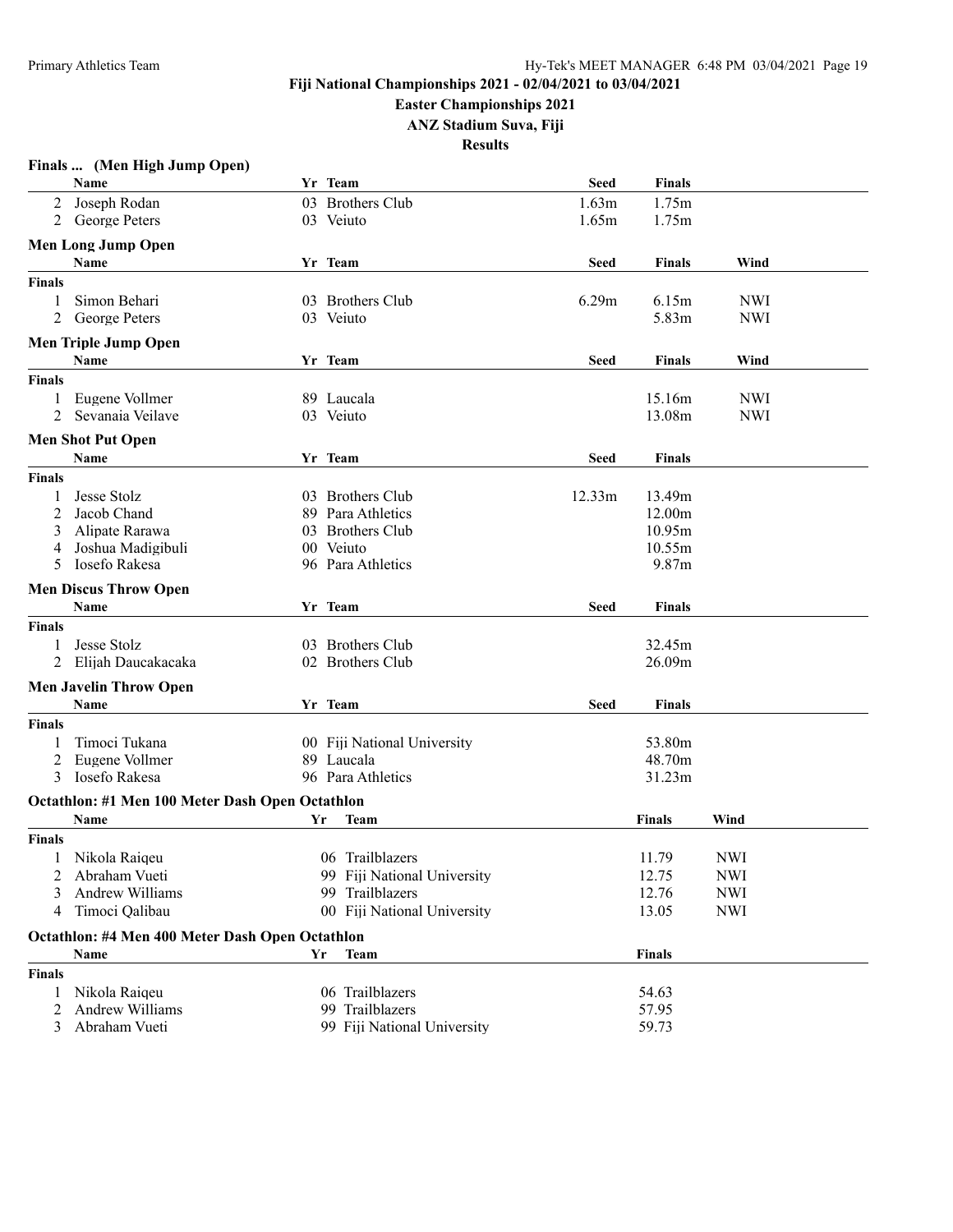## Fiji National Championships 2021 - 02/04/2021 to 03/04/2021

**Easter Championships 2021**

**ANZ Stadium Suva, Fiji**

**Results**

### Finals ... (Men High Jump Open)

| | Name | Yr | Team | Seed | Finals |
|---|---|---|---|---|---|
| 2 | Joseph Rodan | 03 | Brothers Club | 1.63m | 1.75m |
| 2 | George Peters | 03 | Veiuto | 1.65m | 1.75m |

### Men Long Jump Open

| | Name | Yr | Team | Seed | Finals | Wind |
|---|---|---|---|---|---|---|
| **Finals** | | | | | | |
| 1 | Simon Behari | 03 | Brothers Club | 6.29m | 6.15m | NWI |
| 2 | George Peters | 03 | Veiuto | | 5.83m | NWI |

### Men Triple Jump Open

| | Name | Yr | Team | Seed | Finals | Wind |
|---|---|---|---|---|---|---|
| **Finals** | | | | | | |
| 1 | Eugene Vollmer | 89 | Laucala | | 15.16m | NWI |
| 2 | Sevanaia Veilave | 03 | Veiuto | | 13.08m | NWI |

### Men Shot Put Open

| | Name | Yr | Team | Seed | Finals |
|---|---|---|---|---|---|
| **Finals** | | | | | |
| 1 | Jesse Stolz | 03 | Brothers Club | 12.33m | 13.49m |
| 2 | Jacob Chand | 89 | Para Athletics | | 12.00m |
| 3 | Alipate Rarawa | 03 | Brothers Club | | 10.95m |
| 4 | Joshua Madigibuli | 00 | Veiuto | | 10.55m |
| 5 | Iosefo Rakesa | 96 | Para Athletics | | 9.87m |

### Men Discus Throw Open

| | Name | Yr | Team | Seed | Finals |
|---|---|---|---|---|---|
| **Finals** | | | | | |
| 1 | Jesse Stolz | 03 | Brothers Club | | 32.45m |
| 2 | Elijah Daucakacaka | 02 | Brothers Club | | 26.09m |

### Men Javelin Throw Open

| | Name | Yr | Team | Seed | Finals |
|---|---|---|---|---|---|
| **Finals** | | | | | |
| 1 | Timoci Tukana | 00 | Fiji National University | | 53.80m |
| 2 | Eugene Vollmer | 89 | Laucala | | 48.70m |
| 3 | Iosefo Rakesa | 96 | Para Athletics | | 31.23m |

### Octathlon: #1 Men 100 Meter Dash Open Octathlon

| | Name | Yr | Team | Finals | Wind |
|---|---|---|---|---|---|
| **Finals** | | | | | |
| 1 | Nikola Raiqeu | 06 | Trailblazers | 11.79 | NWI |
| 2 | Abraham Vueti | 99 | Fiji National University | 12.75 | NWI |
| 3 | Andrew Williams | 99 | Trailblazers | 12.76 | NWI |
| 4 | Timoci Qalibau | 00 | Fiji National University | 13.05 | NWI |

### Octathlon: #4 Men 400 Meter Dash Open Octathlon

| | Name | Yr | Team | Finals |
|---|---|---|---|---|
| **Finals** | | | | |
| 1 | Nikola Raiqeu | 06 | Trailblazers | 54.63 |
| 2 | Andrew Williams | 99 | Trailblazers | 57.95 |
| 3 | Abraham Vueti | 99 | Fiji National University | 59.73 |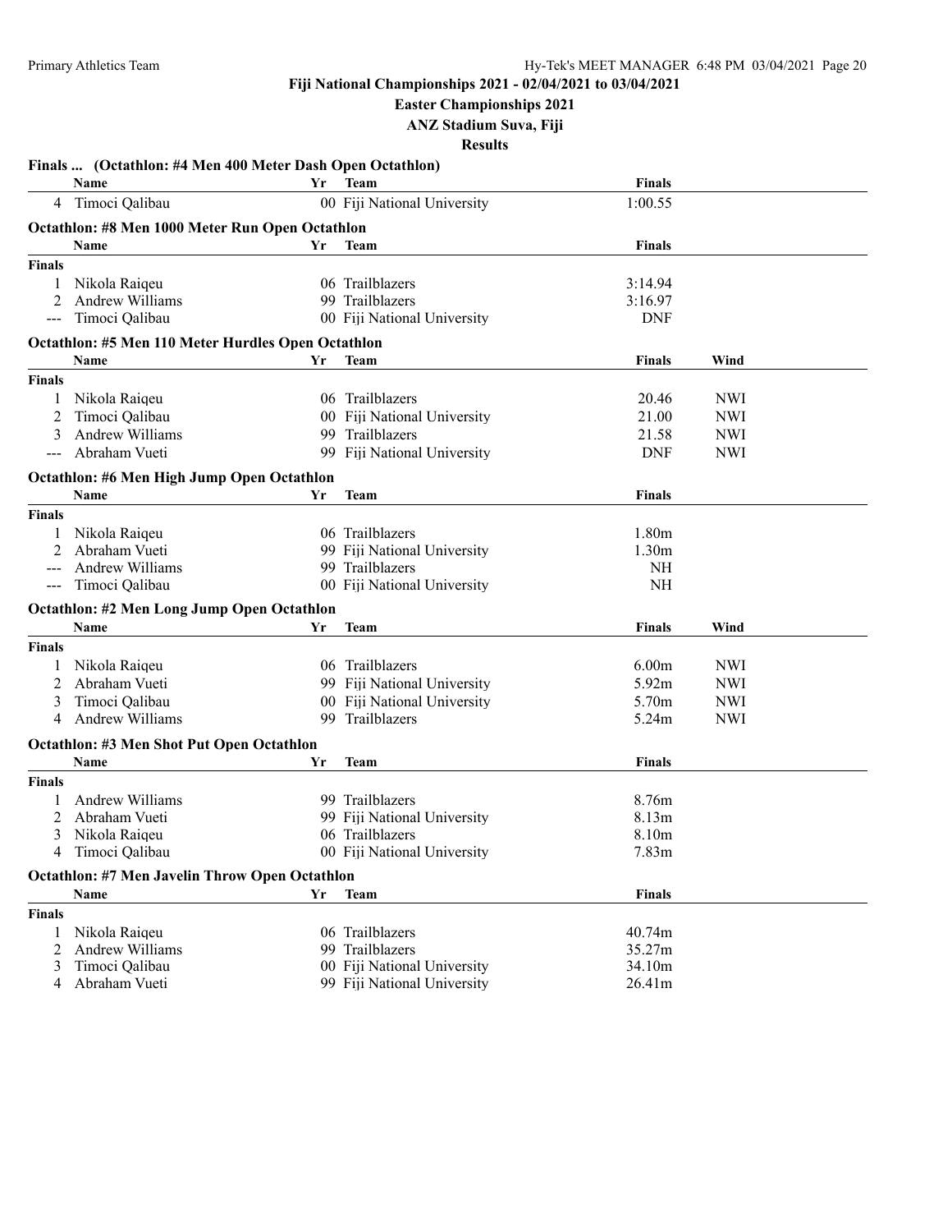**Fiji National Championships 2021 - 02/04/2021 to 03/04/2021**

**Easter Championships 2021**

**ANZ Stadium Suva, Fiji**

**Results**

### Finals ... (Octathlon: #4 Men 400 Meter Dash Open Octathlon)

| | Name | Yr | Team | Finals |
|---|---|---|---|---|
| 4 | Timoci Qalibau | 00 | Fiji National University | 1:00.55 |

### Octathlon: #8 Men 1000 Meter Run Open Octathlon

| | Name | Yr | Team | Finals |
|---|---|---|---|---|
| **Finals** | | | | |
| 1 | Nikola Raiqeu | 06 | Trailblazers | 3:14.94 |
| 2 | Andrew Williams | 99 | Trailblazers | 3:16.97 |
| --- | Timoci Qalibau | 00 | Fiji National University | DNF |

### Octathlon: #5 Men 110 Meter Hurdles Open Octathlon

| | Name | Yr | Team | Finals | Wind |
|---|---|---|---|---|---|
| **Finals** | | | | | |
| 1 | Nikola Raiqeu | 06 | Trailblazers | 20.46 | NWI |
| 2 | Timoci Qalibau | 00 | Fiji National University | 21.00 | NWI |
| 3 | Andrew Williams | 99 | Trailblazers | 21.58 | NWI |
| --- | Abraham Vueti | 99 | Fiji National University | DNF | NWI |

### Octathlon: #6 Men High Jump Open Octathlon

| | Name | Yr | Team | Finals |
|---|---|---|---|---|
| **Finals** | | | | |
| 1 | Nikola Raiqeu | 06 | Trailblazers | 1.80m |
| 2 | Abraham Vueti | 99 | Fiji National University | 1.30m |
| --- | Andrew Williams | 99 | Trailblazers | NH |
| --- | Timoci Qalibau | 00 | Fiji National University | NH |

### Octathlon: #2 Men Long Jump Open Octathlon

| | Name | Yr | Team | Finals | Wind |
|---|---|---|---|---|---|
| **Finals** | | | | | |
| 1 | Nikola Raiqeu | 06 | Trailblazers | 6.00m | NWI |
| 2 | Abraham Vueti | 99 | Fiji National University | 5.92m | NWI |
| 3 | Timoci Qalibau | 00 | Fiji National University | 5.70m | NWI |
| 4 | Andrew Williams | 99 | Trailblazers | 5.24m | NWI |

### Octathlon: #3 Men Shot Put Open Octathlon

| | Name | Yr | Team | Finals |
|---|---|---|---|---|
| **Finals** | | | | |
| 1 | Andrew Williams | 99 | Trailblazers | 8.76m |
| 2 | Abraham Vueti | 99 | Fiji National University | 8.13m |
| 3 | Nikola Raiqeu | 06 | Trailblazers | 8.10m |
| 4 | Timoci Qalibau | 00 | Fiji National University | 7.83m |

### Octathlon: #7 Men Javelin Throw Open Octathlon

| | Name | Yr | Team | Finals |
|---|---|---|---|---|
| **Finals** | | | | |
| 1 | Nikola Raiqeu | 06 | Trailblazers | 40.74m |
| 2 | Andrew Williams | 99 | Trailblazers | 35.27m |
| 3 | Timoci Qalibau | 00 | Fiji National University | 34.10m |
| 4 | Abraham Vueti | 99 | Fiji National University | 26.41m |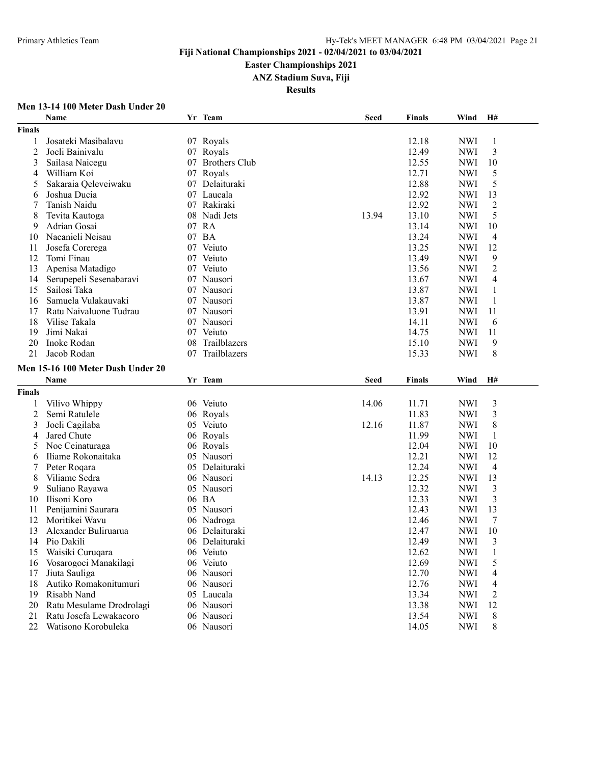Fiji National Championships 2021 - 02/04/2021 to 03/04/2021

Easter Championships 2021

ANZ Stadium Suva, Fiji

**Results**

### Men 13-14 100 Meter Dash Under 20

| | Name | Yr | Team | Seed | Finals | Wind | H# |
|---|---|---|---|---|---|---|---|
| **Finals** | | | | | | | |
| 1 | Josateki Masibalavu | 07 | Royals | | 12.18 | NWI | 1 |
| 2 | Joeli Bainivalu | 07 | Royals | | 12.49 | NWI | 3 |
| 3 | Sailasa Naicegu | 07 | Brothers Club | | 12.55 | NWI | 10 |
| 4 | William Koi | 07 | Royals | | 12.71 | NWI | 5 |
| 5 | Sakaraia Qeleveiwaku | 07 | Delaituraki | | 12.88 | NWI | 5 |
| 6 | Joshua Ducia | 07 | Laucala | | 12.92 | NWI | 13 |
| 7 | Tanish Naidu | 07 | Rakiraki | | 12.92 | NWI | 2 |
| 8 | Tevita Kautoga | 08 | Nadi Jets | 13.94 | 13.10 | NWI | 5 |
| 9 | Adrian Gosai | 07 | RA | | 13.14 | NWI | 10 |
| 10 | Nacanieli Neisau | 07 | BA | | 13.24 | NWI | 4 |
| 11 | Josefa Corerega | 07 | Veiuto | | 13.25 | NWI | 12 |
| 12 | Tomi Finau | 07 | Veiuto | | 13.49 | NWI | 9 |
| 13 | Apenisa Matadigo | 07 | Veiuto | | 13.56 | NWI | 2 |
| 14 | Serupepeli Sesenabaravi | 07 | Nausori | | 13.67 | NWI | 4 |
| 15 | Sailosi Taka | 07 | Nausori | | 13.87 | NWI | 1 |
| 16 | Samuela Vulakauvaki | 07 | Nausori | | 13.87 | NWI | 1 |
| 17 | Ratu Naivaluone Tudrau | 07 | Nausori | | 13.91 | NWI | 11 |
| 18 | Vilise Takala | 07 | Nausori | | 14.11 | NWI | 6 |
| 19 | Jimi Nakai | 07 | Veiuto | | 14.75 | NWI | 11 |
| 20 | Inoke Rodan | 08 | Trailblazers | | 15.10 | NWI | 9 |
| 21 | Jacob Rodan | 07 | Trailblazers | | 15.33 | NWI | 8 |

### Men 15-16 100 Meter Dash Under 20

| | Name | Yr | Team | Seed | Finals | Wind | H# |
|---|---|---|---|---|---|---|---|
| **Finals** | | | | | | | |
| 1 | Vilivo Whippy | 06 | Veiuto | 14.06 | 11.71 | NWI | 3 |
| 2 | Semi Ratulele | 06 | Royals | | 11.83 | NWI | 3 |
| 3 | Joeli Cagilaba | 05 | Veiuto | 12.16 | 11.87 | NWI | 8 |
| 4 | Jared Chute | 06 | Royals | | 11.99 | NWI | 1 |
| 5 | Noe Ceinaturaga | 06 | Royals | | 12.04 | NWI | 10 |
| 6 | Iliame Rokonaitaka | 05 | Nausori | | 12.21 | NWI | 12 |
| 7 | Peter Roqara | 05 | Delaituraki | | 12.24 | NWI | 4 |
| 8 | Viliame Sedra | 06 | Nausori | 14.13 | 12.25 | NWI | 13 |
| 9 | Suliano Rayawa | 05 | Nausori | | 12.32 | NWI | 3 |
| 10 | Ilisoni Koro | 06 | BA | | 12.33 | NWI | 3 |
| 11 | Penijamini Saurara | 05 | Nausori | | 12.43 | NWI | 13 |
| 12 | Moritikei Wavu | 06 | Nadroga | | 12.46 | NWI | 7 |
| 13 | Alexander Buliruarua | 06 | Delaituraki | | 12.47 | NWI | 10 |
| 14 | Pio Dakili | 06 | Delaituraki | | 12.49 | NWI | 3 |
| 15 | Waisiki Curuqara | 06 | Veiuto | | 12.62 | NWI | 1 |
| 16 | Vosarogoci Manakilagi | 06 | Veiuto | | 12.69 | NWI | 5 |
| 17 | Jiuta Sauliga | 06 | Nausori | | 12.70 | NWI | 4 |
| 18 | Autiko Romakonitumuri | 06 | Nausori | | 12.76 | NWI | 4 |
| 19 | Risabh Nand | 05 | Laucala | | 13.34 | NWI | 2 |
| 20 | Ratu Mesulame Drodrolagi | 06 | Nausori | | 13.38 | NWI | 12 |
| 21 | Ratu Josefa Lewakacoro | 06 | Nausori | | 13.54 | NWI | 8 |
| 22 | Watisono Korobuleka | 06 | Nausori | | 14.05 | NWI | 8 |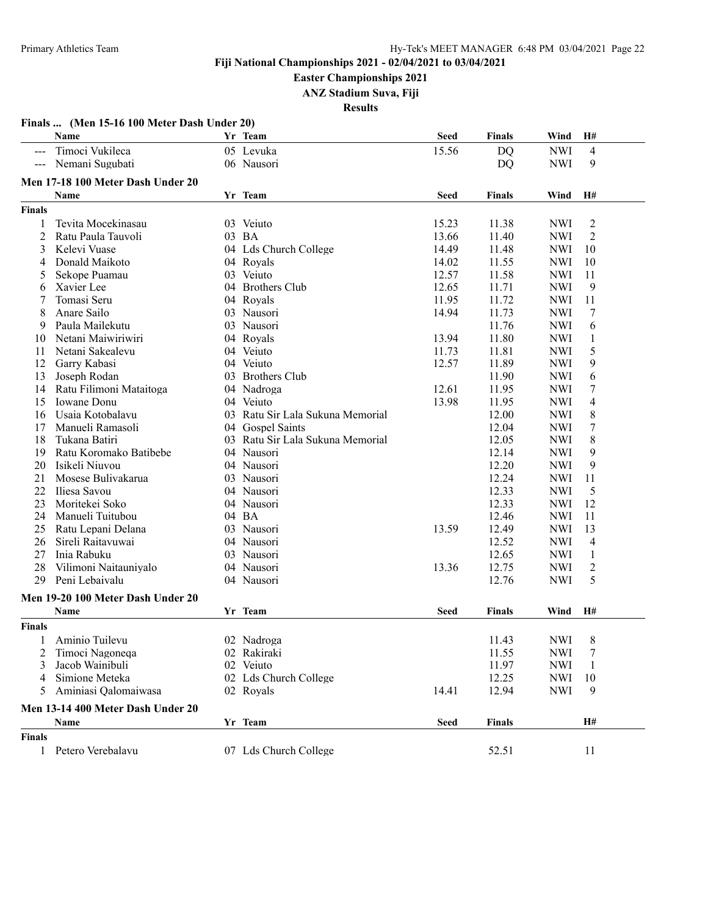Fiji National Championships 2021 - 02/04/2021 to 03/04/2021

Easter Championships 2021

ANZ Stadium Suva, Fiji

Results

### Finals ... (Men 15-16 100 Meter Dash Under 20)

| | Name | Yr | Team | Seed | Finals | Wind | H# |
|---|---|---|---|---|---|---|---|
| --- | Timoci Vukileca | 05 | Levuka | 15.56 | DQ | NWI | 4 |
| --- | Nemani Sugubati | 06 | Nausori | | DQ | NWI | 9 |

### Men 17-18 100 Meter Dash Under 20

| | Name | Yr | Team | Seed | Finals | Wind | H# |
|---|---|---|---|---|---|---|---|
| **Finals** | | | | | | | |
| 1 | Tevita Mocekinasau | 03 | Veiuto | 15.23 | 11.38 | NWI | 2 |
| 2 | Ratu Paula Tauvoli | 03 | BA | 13.66 | 11.40 | NWI | 2 |
| 3 | Kelevi Vuase | 04 | Lds Church College | 14.49 | 11.48 | NWI | 10 |
| 4 | Donald Maikoto | 04 | Royals | 14.02 | 11.55 | NWI | 10 |
| 5 | Sekope Puamau | 03 | Veiuto | 12.57 | 11.58 | NWI | 11 |
| 6 | Xavier Lee | 04 | Brothers Club | 12.65 | 11.71 | NWI | 9 |
| 7 | Tomasi Seru | 04 | Royals | 11.95 | 11.72 | NWI | 11 |
| 8 | Anare Sailo | 03 | Nausori | 14.94 | 11.73 | NWI | 7 |
| 9 | Paula Mailekutu | 03 | Nausori | | 11.76 | NWI | 6 |
| 10 | Netani Maiwiriwiri | 04 | Royals | 13.94 | 11.80 | NWI | 1 |
| 11 | Netani Sakealevu | 04 | Veiuto | 11.73 | 11.81 | NWI | 5 |
| 12 | Garry Kabasi | 04 | Veiuto | 12.57 | 11.89 | NWI | 9 |
| 13 | Joseph Rodan | 03 | Brothers Club | | 11.90 | NWI | 6 |
| 14 | Ratu Filimoni Mataitoga | 04 | Nadroga | 12.61 | 11.95 | NWI | 7 |
| 15 | Iowane Donu | 04 | Veiuto | 13.98 | 11.95 | NWI | 4 |
| 16 | Usaia Kotobalavu | 03 | Ratu Sir Lala Sukuna Memorial | | 12.00 | NWI | 8 |
| 17 | Manueli Ramasoli | 04 | Gospel Saints | | 12.04 | NWI | 7 |
| 18 | Tukana Batiri | 03 | Ratu Sir Lala Sukuna Memorial | | 12.05 | NWI | 8 |
| 19 | Ratu Koromako Batibebe | 04 | Nausori | | 12.14 | NWI | 9 |
| 20 | Isikeli Niuvou | 04 | Nausori | | 12.20 | NWI | 9 |
| 21 | Mosese Bulivakarua | 03 | Nausori | | 12.24 | NWI | 11 |
| 22 | Iliesa Savou | 04 | Nausori | | 12.33 | NWI | 5 |
| 23 | Moritekei Soko | 04 | Nausori | | 12.33 | NWI | 12 |
| 24 | Manueli Tuitubou | 04 | BA | | 12.46 | NWI | 11 |
| 25 | Ratu Lepani Delana | 03 | Nausori | 13.59 | 12.49 | NWI | 13 |
| 26 | Sireli Raitavuwai | 04 | Nausori | | 12.52 | NWI | 4 |
| 27 | Inia Rabuku | 03 | Nausori | | 12.65 | NWI | 1 |
| 28 | Vilimoni Naitauniyalo | 04 | Nausori | 13.36 | 12.75 | NWI | 2 |
| 29 | Peni Lebaivalu | 04 | Nausori | | 12.76 | NWI | 5 |

### Men 19-20 100 Meter Dash Under 20

| | Name | Yr | Team | Seed | Finals | Wind | H# |
|---|---|---|---|---|---|---|---|
| **Finals** | | | | | | | |
| 1 | Aminio Tuilevu | 02 | Nadroga | | 11.43 | NWI | 8 |
| 2 | Timoci Nagoneqa | 02 | Rakiraki | | 11.55 | NWI | 7 |
| 3 | Jacob Wainibuli | 02 | Veiuto | | 11.97 | NWI | 1 |
| 4 | Simione Meteka | 02 | Lds Church College | | 12.25 | NWI | 10 |
| 5 | Aminiasi Qalomaiwasa | 02 | Royals | 14.41 | 12.94 | NWI | 9 |

### Men 13-14 400 Meter Dash Under 20

| | Name | Yr | Team | Seed | Finals | H# |
|---|---|---|---|---|---|---|
| **Finals** | | | | | | |
| 1 | Petero Verebalavu | 07 | Lds Church College | | 52.51 | 11 |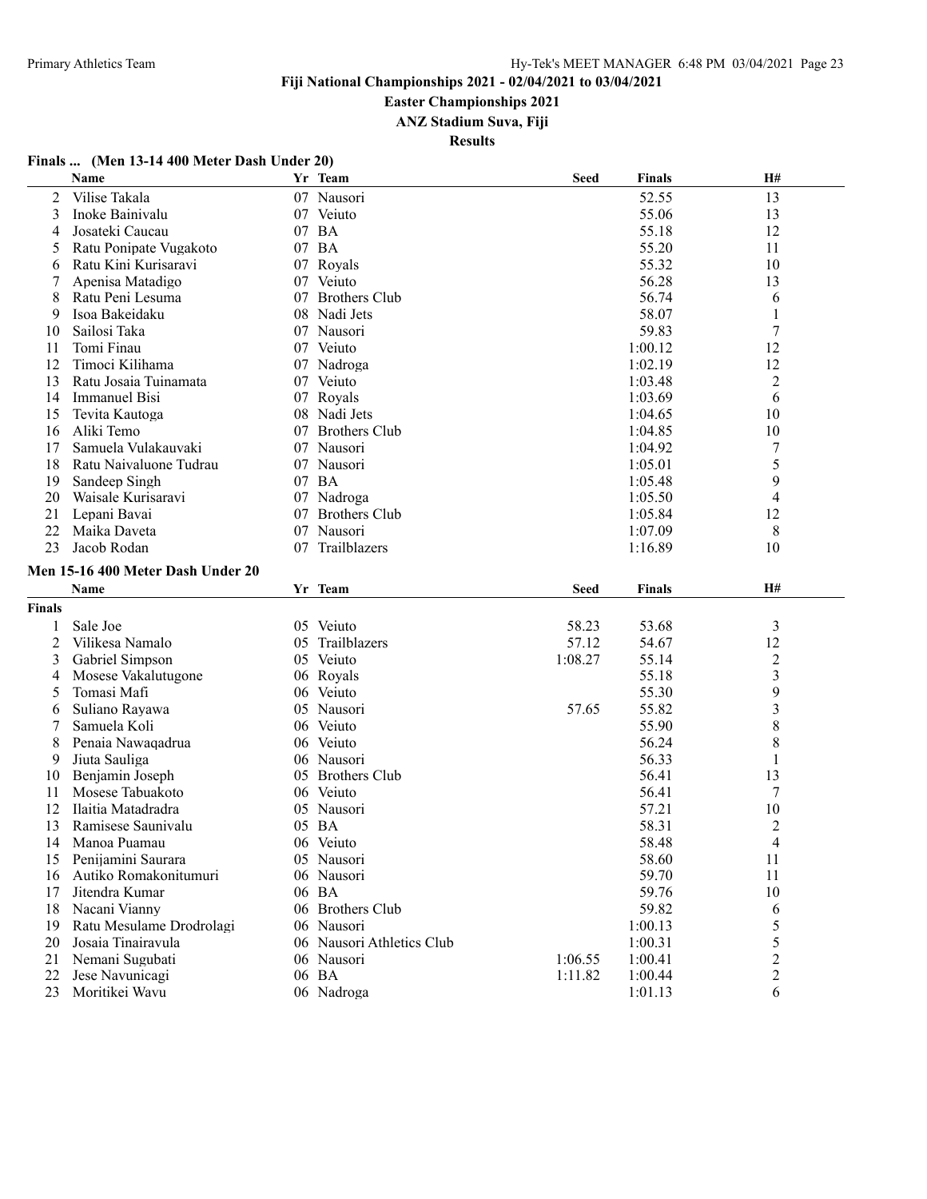# Fiji National Championships 2021 - 02/04/2021 to 03/04/2021

## Easter Championships 2021

## ANZ Stadium Suva, Fiji

## Results

### Finals ... (Men 13-14 400 Meter Dash Under 20)

| | Name | Yr | Team | Seed | Finals | H# |
|---|---|---|---|---|---|---|
| 2 | Vilise Takala | 07 | Nausori | | 52.55 | 13 |
| 3 | Inoke Bainivalu | 07 | Veiuto | | 55.06 | 13 |
| 4 | Josateki Caucau | 07 | BA | | 55.18 | 12 |
| 5 | Ratu Ponipate Vugakoto | 07 | BA | | 55.20 | 11 |
| 6 | Ratu Kini Kurisaravi | 07 | Royals | | 55.32 | 10 |
| 7 | Apenisa Matadigo | 07 | Veiuto | | 56.28 | 13 |
| 8 | Ratu Peni Lesuma | 07 | Brothers Club | | 56.74 | 6 |
| 9 | Isoa Bakeidaku | 08 | Nadi Jets | | 58.07 | 1 |
| 10 | Sailosi Taka | 07 | Nausori | | 59.83 | 7 |
| 11 | Tomi Finau | 07 | Veiuto | | 1:00.12 | 12 |
| 12 | Timoci Kilihama | 07 | Nadroga | | 1:02.19 | 12 |
| 13 | Ratu Josaia Tuinamata | 07 | Veiuto | | 1:03.48 | 2 |
| 14 | Immanuel Bisi | 07 | Royals | | 1:03.69 | 6 |
| 15 | Tevita Kautoga | 08 | Nadi Jets | | 1:04.65 | 10 |
| 16 | Aliki Temo | 07 | Brothers Club | | 1:04.85 | 10 |
| 17 | Samuela Vulakauvaki | 07 | Nausori | | 1:04.92 | 7 |
| 18 | Ratu Naivaluone Tudrau | 07 | Nausori | | 1:05.01 | 5 |
| 19 | Sandeep Singh | 07 | BA | | 1:05.48 | 9 |
| 20 | Waisale Kurisaravi | 07 | Nadroga | | 1:05.50 | 4 |
| 21 | Lepani Bavai | 07 | Brothers Club | | 1:05.84 | 12 |
| 22 | Maika Daveta | 07 | Nausori | | 1:07.09 | 8 |
| 23 | Jacob Rodan | 07 | Trailblazers | | 1:16.89 | 10 |

### Men 15-16 400 Meter Dash Under 20

| | Name | Yr | Team | Seed | Finals | H# |
|---|---|---|---|---|---|---|
| **Finals** | | | | | | |
| 1 | Sale Joe | 05 | Veiuto | 58.23 | 53.68 | 3 |
| 2 | Vilikesa Namalo | 05 | Trailblazers | 57.12 | 54.67 | 12 |
| 3 | Gabriel Simpson | 05 | Veiuto | 1:08.27 | 55.14 | 2 |
| 4 | Mosese Vakalutugone | 06 | Royals | | 55.18 | 3 |
| 5 | Tomasi Mafi | 06 | Veiuto | | 55.30 | 9 |
| 6 | Suliano Rayawa | 05 | Nausori | 57.65 | 55.82 | 3 |
| 7 | Samuela Koli | 06 | Veiuto | | 55.90 | 8 |
| 8 | Penaia Nawaqadrua | 06 | Veiuto | | 56.24 | 8 |
| 9 | Jiuta Sauliga | 06 | Nausori | | 56.33 | 1 |
| 10 | Benjamin Joseph | 05 | Brothers Club | | 56.41 | 13 |
| 11 | Mosese Tabuakoto | 06 | Veiuto | | 56.41 | 7 |
| 12 | Ilaitia Matadradra | 05 | Nausori | | 57.21 | 10 |
| 13 | Ramisese Saunivalu | 05 | BA | | 58.31 | 2 |
| 14 | Manoa Puamau | 06 | Veiuto | | 58.48 | 4 |
| 15 | Penijamini Saurara | 05 | Nausori | | 58.60 | 11 |
| 16 | Autiko Romakonitumuri | 06 | Nausori | | 59.70 | 11 |
| 17 | Jitendra Kumar | 06 | BA | | 59.76 | 10 |
| 18 | Nacani Vianny | 06 | Brothers Club | | 59.82 | 6 |
| 19 | Ratu Mesulame Drodrolagi | 06 | Nausori | | 1:00.13 | 5 |
| 20 | Josaia Tinairavula | 06 | Nausori Athletics Club | | 1:00.31 | 5 |
| 21 | Nemani Sugubati | 06 | Nausori | 1:06.55 | 1:00.41 | 2 |
| 22 | Jese Navunicagi | 06 | BA | 1:11.82 | 1:00.44 | 2 |
| 23 | Moritikei Wavu | 06 | Nadroga | | 1:01.13 | 6 |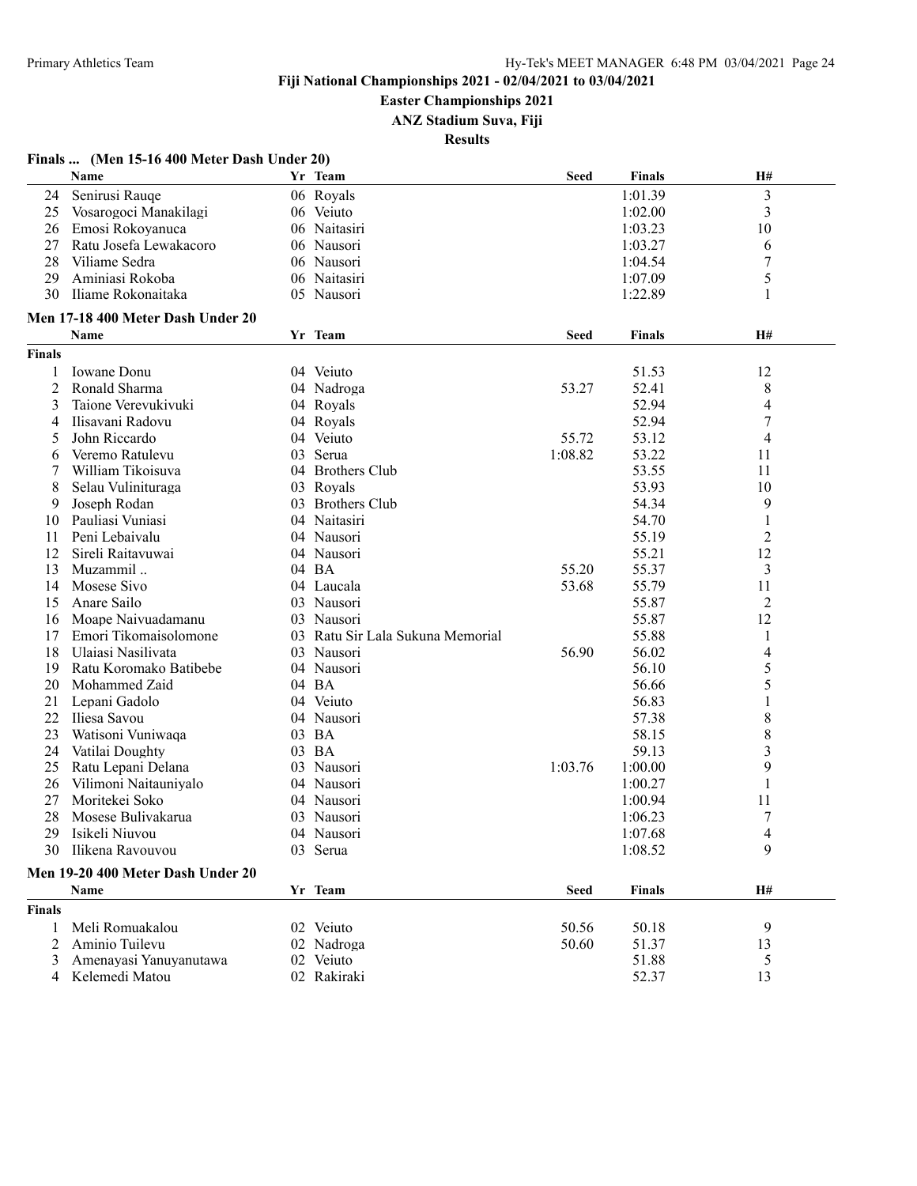# Fiji National Championships 2021 - 02/04/2021 to 03/04/2021

## Easter Championships 2021

## ANZ Stadium Suva, Fiji

## Results

### Finals ... (Men 15-16 400 Meter Dash Under 20)

| | Name | Yr | Team | Seed | Finals | H# |
|---|---|---|---|---|---|---|
| 24 | Senirusi Rauqe | 06 | Royals | | 1:01.39 | 3 |
| 25 | Vosarogoci Manakilagi | 06 | Veiuto | | 1:02.00 | 3 |
| 26 | Emosi Rokoyanuca | 06 | Naitasiri | | 1:03.23 | 10 |
| 27 | Ratu Josefa Lewakacoro | 06 | Nausori | | 1:03.27 | 6 |
| 28 | Viliame Sedra | 06 | Nausori | | 1:04.54 | 7 |
| 29 | Aminiasi Rokoba | 06 | Naitasiri | | 1:07.09 | 5 |
| 30 | Iliame Rokonaitaka | 05 | Nausori | | 1:22.89 | 1 |

### Men 17-18 400 Meter Dash Under 20

| | Name | Yr | Team | Seed | Finals | H# |
|---|---|---|---|---|---|---|
| **Finals** | | | | | | |
| 1 | Iowane Donu | 04 | Veiuto | | 51.53 | 12 |
| 2 | Ronald Sharma | 04 | Nadroga | 53.27 | 52.41 | 8 |
| 3 | Taione Verevukivuki | 04 | Royals | | 52.94 | 4 |
| 4 | Ilisavani Radovu | 04 | Royals | | 52.94 | 7 |
| 5 | John Riccardo | 04 | Veiuto | 55.72 | 53.12 | 4 |
| 6 | Veremo Ratulevu | 03 | Serua | 1:08.82 | 53.22 | 11 |
| 7 | William Tikoisuva | 04 | Brothers Club | | 53.55 | 11 |
| 8 | Selau Vulinituraga | 03 | Royals | | 53.93 | 10 |
| 9 | Joseph Rodan | 03 | Brothers Club | | 54.34 | 9 |
| 10 | Pauliasi Vuniasi | 04 | Naitasiri | | 54.70 | 1 |
| 11 | Peni Lebaivalu | 04 | Nausori | | 55.19 | 2 |
| 12 | Sireli Raitavuwai | 04 | Nausori | | 55.21 | 12 |
| 13 | Muzammil .. | 04 | BA | 55.20 | 55.37 | 3 |
| 14 | Mosese Sivo | 04 | Laucala | 53.68 | 55.79 | 11 |
| 15 | Anare Sailo | 03 | Nausori | | 55.87 | 2 |
| 16 | Moape Naivuadamanu | 03 | Nausori | | 55.87 | 12 |
| 17 | Emori Tikomaisolomone | 03 | Ratu Sir Lala Sukuna Memorial | | 55.88 | 1 |
| 18 | Ulaiasi Nasilivata | 03 | Nausori | 56.90 | 56.02 | 4 |
| 19 | Ratu Koromako Batibebe | 04 | Nausori | | 56.10 | 5 |
| 20 | Mohammed Zaid | 04 | BA | | 56.66 | 5 |
| 21 | Lepani Gadolo | 04 | Veiuto | | 56.83 | 1 |
| 22 | Iliesa Savou | 04 | Nausori | | 57.38 | 8 |
| 23 | Watisoni Vuniwaqa | 03 | BA | | 58.15 | 8 |
| 24 | Vatilai Doughty | 03 | BA | | 59.13 | 3 |
| 25 | Ratu Lepani Delana | 03 | Nausori | 1:03.76 | 1:00.00 | 9 |
| 26 | Vilimoni Naitauniyalo | 04 | Nausori | | 1:00.27 | 1 |
| 27 | Moritekei Soko | 04 | Nausori | | 1:00.94 | 11 |
| 28 | Mosese Bulivakarua | 03 | Nausori | | 1:06.23 | 7 |
| 29 | Isikeli Niuvou | 04 | Nausori | | 1:07.68 | 4 |
| 30 | Ilikena Ravouvou | 03 | Serua | | 1:08.52 | 9 |

### Men 19-20 400 Meter Dash Under 20

| | Name | Yr | Team | Seed | Finals | H# |
|---|---|---|---|---|---|---|
| **Finals** | | | | | | |
| 1 | Meli Romuakalou | 02 | Veiuto | 50.56 | 50.18 | 9 |
| 2 | Aminio Tuilevu | 02 | Nadroga | 50.60 | 51.37 | 13 |
| 3 | Amenayasi Yanuyanutawa | 02 | Veiuto | | 51.88 | 5 |
| 4 | Kelemedi Matou | 02 | Rakiraki | | 52.37 | 13 |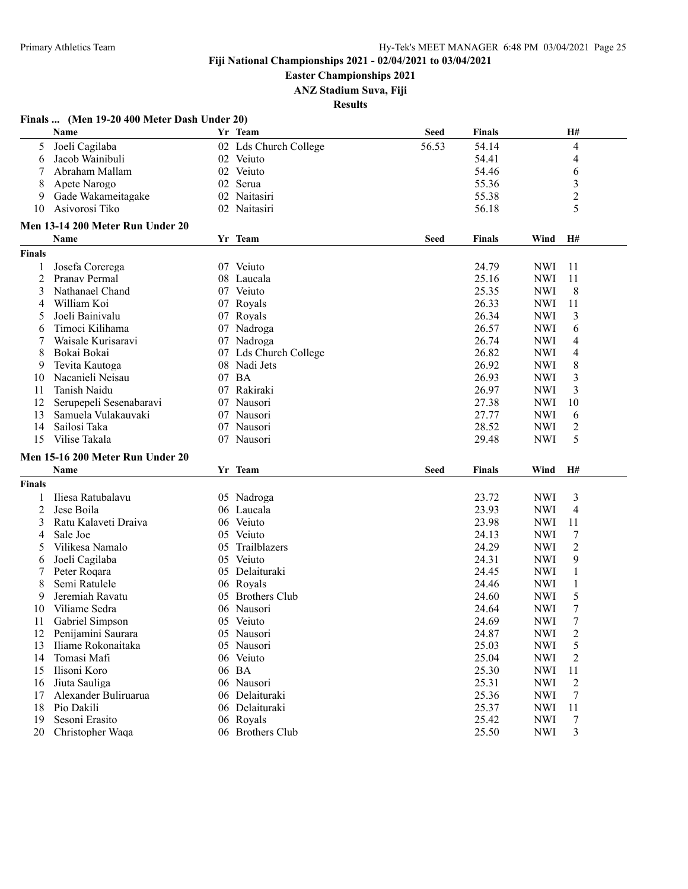Fiji National Championships 2021 - 02/04/2021 to 03/04/2021

Easter Championships 2021

ANZ Stadium Suva, Fiji

Results

### Finals ... (Men 19-20 400 Meter Dash Under 20)

| | Name | Yr | Team | Seed | Finals | H# |
|---|---|---|---|---|---|---|
| 5 | Joeli Cagilaba | 02 | Lds Church College | 56.53 | 54.14 | 4 |
| 6 | Jacob Wainibuli | 02 | Veiuto | | 54.41 | 4 |
| 7 | Abraham Mallam | 02 | Veiuto | | 54.46 | 6 |
| 8 | Apete Narogo | 02 | Serua | | 55.36 | 3 |
| 9 | Gade Wakameitagake | 02 | Naitasiri | | 55.38 | 2 |
| 10 | Asivorosi Tiko | 02 | Naitasiri | | 56.18 | 5 |

### Men 13-14 200 Meter Run Under 20

| | Name | Yr | Team | Seed | Finals | Wind | H# |
|---|---|---|---|---|---|---|---|
| **Finals** | | | | | | | |
| 1 | Josefa Corerega | 07 | Veiuto | | 24.79 | NWI | 11 |
| 2 | Pranav Permal | 08 | Laucala | | 25.16 | NWI | 11 |
| 3 | Nathanael Chand | 07 | Veiuto | | 25.35 | NWI | 8 |
| 4 | William Koi | 07 | Royals | | 26.33 | NWI | 11 |
| 5 | Joeli Bainivalu | 07 | Royals | | 26.34 | NWI | 3 |
| 6 | Timoci Kilihama | 07 | Nadroga | | 26.57 | NWI | 6 |
| 7 | Waisale Kurisaravi | 07 | Nadroga | | 26.74 | NWI | 4 |
| 8 | Bokai Bokai | 07 | Lds Church College | | 26.82 | NWI | 4 |
| 9 | Tevita Kautoga | 08 | Nadi Jets | | 26.92 | NWI | 8 |
| 10 | Nacanieli Neisau | 07 | BA | | 26.93 | NWI | 3 |
| 11 | Tanish Naidu | 07 | Rakiraki | | 26.97 | NWI | 3 |
| 12 | Serupepeli Sesenabaravi | 07 | Nausori | | 27.38 | NWI | 10 |
| 13 | Samuela Vulakauvaki | 07 | Nausori | | 27.77 | NWI | 6 |
| 14 | Sailosi Taka | 07 | Nausori | | 28.52 | NWI | 2 |
| 15 | Vilise Takala | 07 | Nausori | | 29.48 | NWI | 5 |

### Men 15-16 200 Meter Run Under 20

| | Name | Yr | Team | Seed | Finals | Wind | H# |
|---|---|---|---|---|---|---|---|
| **Finals** | | | | | | | |
| 1 | Iliesa Ratubalavu | 05 | Nadroga | | 23.72 | NWI | 3 |
| 2 | Jese Boila | 06 | Laucala | | 23.93 | NWI | 4 |
| 3 | Ratu Kalaveti Draiva | 06 | Veiuto | | 23.98 | NWI | 11 |
| 4 | Sale Joe | 05 | Veiuto | | 24.13 | NWI | 7 |
| 5 | Vilikesa Namalo | 05 | Trailblazers | | 24.29 | NWI | 2 |
| 6 | Joeli Cagilaba | 05 | Veiuto | | 24.31 | NWI | 9 |
| 7 | Peter Roqara | 05 | Delaituraki | | 24.45 | NWI | 1 |
| 8 | Semi Ratulele | 06 | Royals | | 24.46 | NWI | 1 |
| 9 | Jeremiah Ravatu | 05 | Brothers Club | | 24.60 | NWI | 5 |
| 10 | Viliame Sedra | 06 | Nausori | | 24.64 | NWI | 7 |
| 11 | Gabriel Simpson | 05 | Veiuto | | 24.69 | NWI | 7 |
| 12 | Penijamini Saurara | 05 | Nausori | | 24.87 | NWI | 2 |
| 13 | Iliame Rokonaitaka | 05 | Nausori | | 25.03 | NWI | 5 |
| 14 | Tomasi Mafi | 06 | Veiuto | | 25.04 | NWI | 2 |
| 15 | Ilisoni Koro | 06 | BA | | 25.30 | NWI | 11 |
| 16 | Jiuta Sauliga | 06 | Nausori | | 25.31 | NWI | 2 |
| 17 | Alexander Buliruarua | 06 | Delaituraki | | 25.36 | NWI | 7 |
| 18 | Pio Dakili | 06 | Delaituraki | | 25.37 | NWI | 11 |
| 19 | Sesoni Erasito | 06 | Royals | | 25.42 | NWI | 7 |
| 20 | Christopher Waqa | 06 | Brothers Club | | 25.50 | NWI | 3 |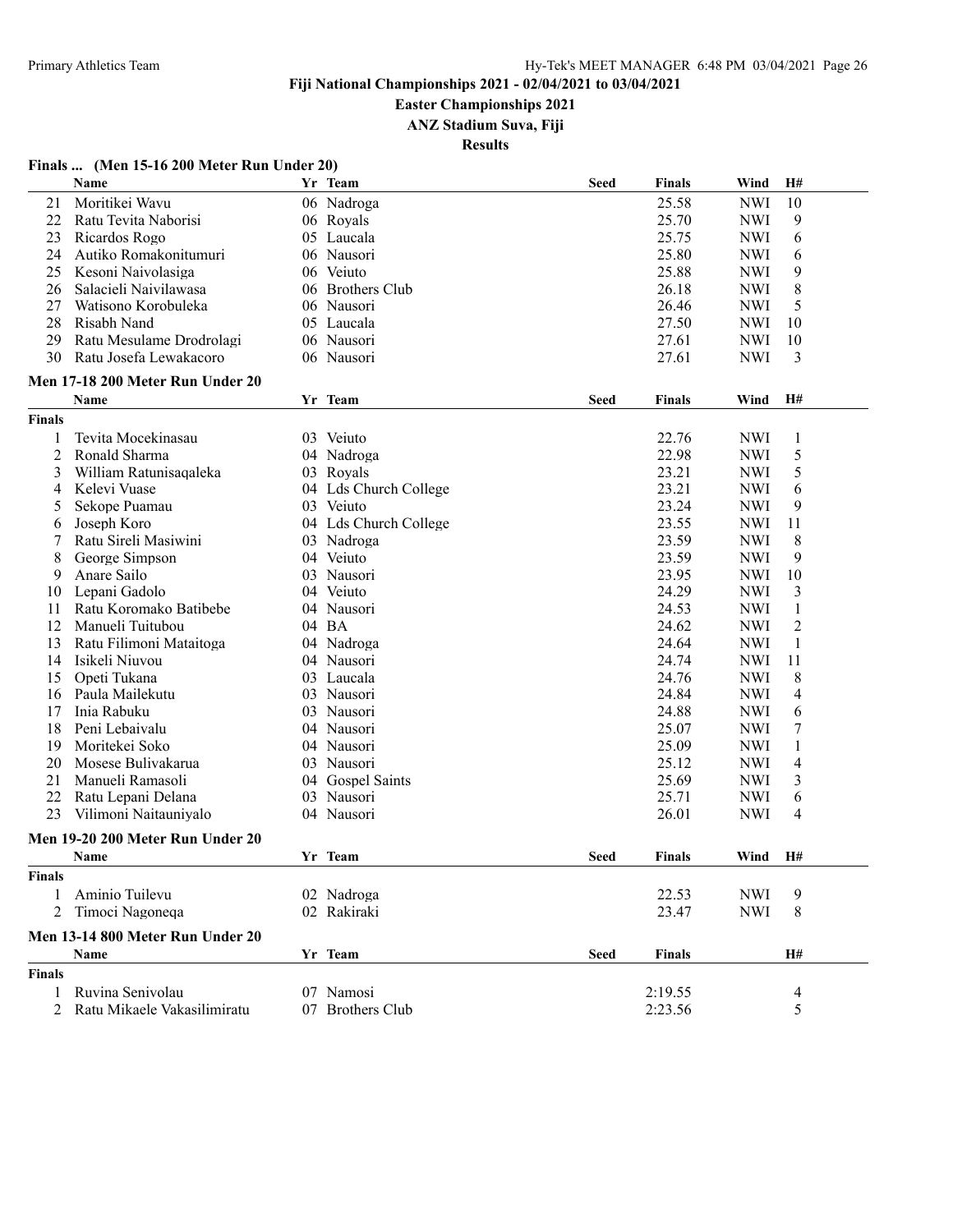**Fiji National Championships 2021 - 02/04/2021 to 03/04/2021**

**Easter Championships 2021**

**ANZ Stadium Suva, Fiji**

**Results**

### Finals ... (Men 15-16 200 Meter Run Under 20)

| | Name | Yr | Team | Seed | Finals | Wind | H# |
|---|---|---|---|---|---|---|---|
| 21 | Moritikei Wavu | 06 | Nadroga | | 25.58 | NWI | 10 |
| 22 | Ratu Tevita Naborisi | 06 | Royals | | 25.70 | NWI | 9 |
| 23 | Ricardos Rogo | 05 | Laucala | | 25.75 | NWI | 6 |
| 24 | Autiko Romakonitumuri | 06 | Nausori | | 25.80 | NWI | 6 |
| 25 | Kesoni Naivolasiga | 06 | Veiuto | | 25.88 | NWI | 9 |
| 26 | Salacieli Naivilawasa | 06 | Brothers Club | | 26.18 | NWI | 8 |
| 27 | Watisono Korobuleka | 06 | Nausori | | 26.46 | NWI | 5 |
| 28 | Risabh Nand | 05 | Laucala | | 27.50 | NWI | 10 |
| 29 | Ratu Mesulame Drodrolagi | 06 | Nausori | | 27.61 | NWI | 10 |
| 30 | Ratu Josefa Lewakacoro | 06 | Nausori | | 27.61 | NWI | 3 |

### Men 17-18 200 Meter Run Under 20

**Finals**

| | Name | Yr | Team | Seed | Finals | Wind | H# |
|---|---|---|---|---|---|---|---|
| 1 | Tevita Mocekinasau | 03 | Veiuto | | 22.76 | NWI | 1 |
| 2 | Ronald Sharma | 04 | Nadroga | | 22.98 | NWI | 5 |
| 3 | William Ratunisaqaleka | 03 | Royals | | 23.21 | NWI | 5 |
| 4 | Kelevi Vuase | 04 | Lds Church College | | 23.21 | NWI | 6 |
| 5 | Sekope Puamau | 03 | Veiuto | | 23.24 | NWI | 9 |
| 6 | Joseph Koro | 04 | Lds Church College | | 23.55 | NWI | 11 |
| 7 | Ratu Sireli Masiwini | 03 | Nadroga | | 23.59 | NWI | 8 |
| 8 | George Simpson | 04 | Veiuto | | 23.59 | NWI | 9 |
| 9 | Anare Sailo | 03 | Nausori | | 23.95 | NWI | 10 |
| 10 | Lepani Gadolo | 04 | Veiuto | | 24.29 | NWI | 3 |
| 11 | Ratu Koromako Batibebe | 04 | Nausori | | 24.53 | NWI | 1 |
| 12 | Manueli Tuitubou | 04 | BA | | 24.62 | NWI | 2 |
| 13 | Ratu Filimoni Mataitoga | 04 | Nadroga | | 24.64 | NWI | 1 |
| 14 | Isikeli Niuvou | 04 | Nausori | | 24.74 | NWI | 11 |
| 15 | Opeti Tukana | 03 | Laucala | | 24.76 | NWI | 8 |
| 16 | Paula Mailekutu | 03 | Nausori | | 24.84 | NWI | 4 |
| 17 | Inia Rabuku | 03 | Nausori | | 24.88 | NWI | 6 |
| 18 | Peni Lebaivalu | 04 | Nausori | | 25.07 | NWI | 7 |
| 19 | Moritekei Soko | 04 | Nausori | | 25.09 | NWI | 1 |
| 20 | Mosese Bulivakarua | 03 | Nausori | | 25.12 | NWI | 4 |
| 21 | Manueli Ramasoli | 04 | Gospel Saints | | 25.69 | NWI | 3 |
| 22 | Ratu Lepani Delana | 03 | Nausori | | 25.71 | NWI | 6 |
| 23 | Vilimoni Naitauniyalo | 04 | Nausori | | 26.01 | NWI | 4 |

### Men 19-20 200 Meter Run Under 20

**Finals**

| | Name | Yr | Team | Seed | Finals | Wind | H# |
|---|---|---|---|---|---|---|---|
| 1 | Aminio Tuilevu | 02 | Nadroga | | 22.53 | NWI | 9 |
| 2 | Timoci Nagoneqa | 02 | Rakiraki | | 23.47 | NWI | 8 |

### Men 13-14 800 Meter Run Under 20

**Finals**

| | Name | Yr | Team | Seed | Finals | H# |
|---|---|---|---|---|---|---|
| 1 | Ruvina Senivolau | 07 | Namosi | | 2:19.55 | 4 |
| 2 | Ratu Mikaele Vakasilimiratu | 07 | Brothers Club | | 2:23.56 | 5 |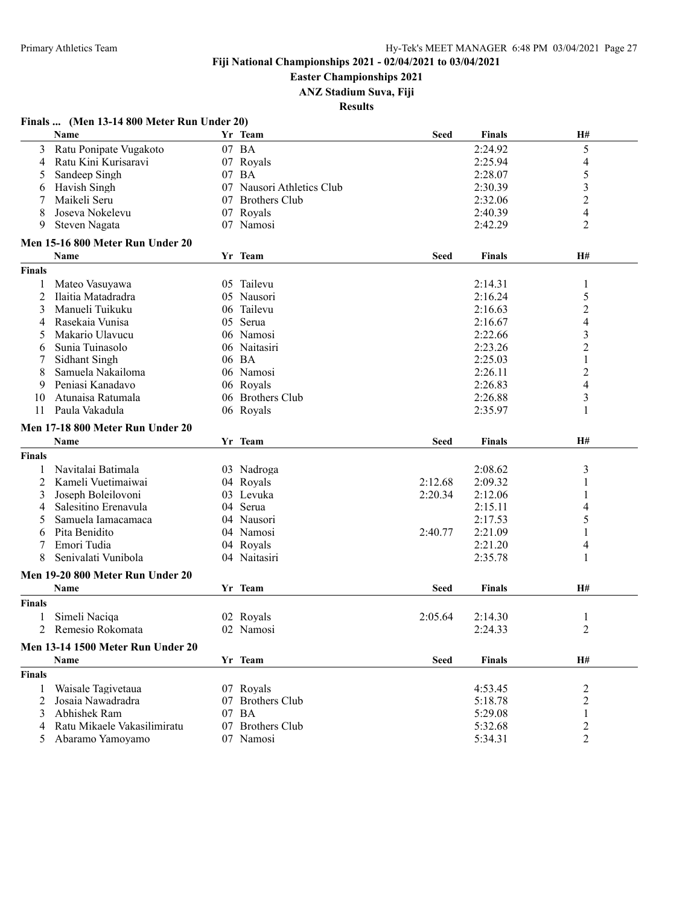**Fiji National Championships 2021 - 02/04/2021 to 03/04/2021**

**Easter Championships 2021**

**ANZ Stadium Suva, Fiji**

**Results**

### Finals ... (Men 13-14 800 Meter Run Under 20)

| | Name | Yr | Team | Seed | Finals | H# |
|---|---|---|---|---|---|---|
| 3 | Ratu Ponipate Vugakoto | 07 | BA | | 2:24.92 | 5 |
| 4 | Ratu Kini Kurisaravi | 07 | Royals | | 2:25.94 | 4 |
| 5 | Sandeep Singh | 07 | BA | | 2:28.07 | 5 |
| 6 | Havish Singh | 07 | Nausori Athletics Club | | 2:30.39 | 3 |
| 7 | Maikeli Seru | 07 | Brothers Club | | 2:32.06 | 2 |
| 8 | Joseva Nokelevu | 07 | Royals | | 2:40.39 | 4 |
| 9 | Steven Nagata | 07 | Namosi | | 2:42.29 | 2 |

### Men 15-16 800 Meter Run Under 20

| | Name | Yr | Team | Seed | Finals | H# |
|---|---|---|---|---|---|---|
| **Finals** | | | | | | |
| 1 | Mateo Vasuyawa | 05 | Tailevu | | 2:14.31 | 1 |
| 2 | Ilaitia Matadradra | 05 | Nausori | | 2:16.24 | 5 |
| 3 | Manueli Tuikuku | 06 | Tailevu | | 2:16.63 | 2 |
| 4 | Rasekaia Vunisa | 05 | Serua | | 2:16.67 | 4 |
| 5 | Makario Ulavucu | 06 | Namosi | | 2:22.66 | 3 |
| 6 | Sunia Tuinasolo | 06 | Naitasiri | | 2:23.26 | 2 |
| 7 | Sidhant Singh | 06 | BA | | 2:25.03 | 1 |
| 8 | Samuela Nakailoma | 06 | Namosi | | 2:26.11 | 2 |
| 9 | Peniasi Kanadavo | 06 | Royals | | 2:26.83 | 4 |
| 10 | Atunaisa Ratumala | 06 | Brothers Club | | 2:26.88 | 3 |
| 11 | Paula Vakadula | 06 | Royals | | 2:35.97 | 1 |

### Men 17-18 800 Meter Run Under 20

| | Name | Yr | Team | Seed | Finals | H# |
|---|---|---|---|---|---|---|
| **Finals** | | | | | | |
| 1 | Navitalai Batimala | 03 | Nadroga | | 2:08.62 | 3 |
| 2 | Kameli Vuetimaiwai | 04 | Royals | 2:12.68 | 2:09.32 | 1 |
| 3 | Joseph Boleilovoni | 03 | Levuka | 2:20.34 | 2:12.06 | 1 |
| 4 | Salesitino Erenavula | 04 | Serua | | 2:15.11 | 4 |
| 5 | Samuela Iamacamaca | 04 | Nausori | | 2:17.53 | 5 |
| 6 | Pita Benidito | 04 | Namosi | 2:40.77 | 2:21.09 | 1 |
| 7 | Emori Tudia | 04 | Royals | | 2:21.20 | 4 |
| 8 | Senivalati Vunibola | 04 | Naitasiri | | 2:35.78 | 1 |

### Men 19-20 800 Meter Run Under 20

| | Name | Yr | Team | Seed | Finals | H# |
|---|---|---|---|---|---|---|
| **Finals** | | | | | | |
| 1 | Simeli Naciqa | 02 | Royals | 2:05.64 | 2:14.30 | 1 |
| 2 | Remesio Rokomata | 02 | Namosi | | 2:24.33 | 2 |

### Men 13-14 1500 Meter Run Under 20

| | Name | Yr | Team | Seed | Finals | H# |
|---|---|---|---|---|---|---|
| **Finals** | | | | | | |
| 1 | Waisale Tagivetaua | 07 | Royals | | 4:53.45 | 2 |
| 2 | Josaia Nawadradra | 07 | Brothers Club | | 5:18.78 | 2 |
| 3 | Abhishek Ram | 07 | BA | | 5:29.08 | 1 |
| 4 | Ratu Mikaele Vakasilimiratu | 07 | Brothers Club | | 5:32.68 | 2 |
| 5 | Abaramo Yamoyamo | 07 | Namosi | | 5:34.31 | 2 |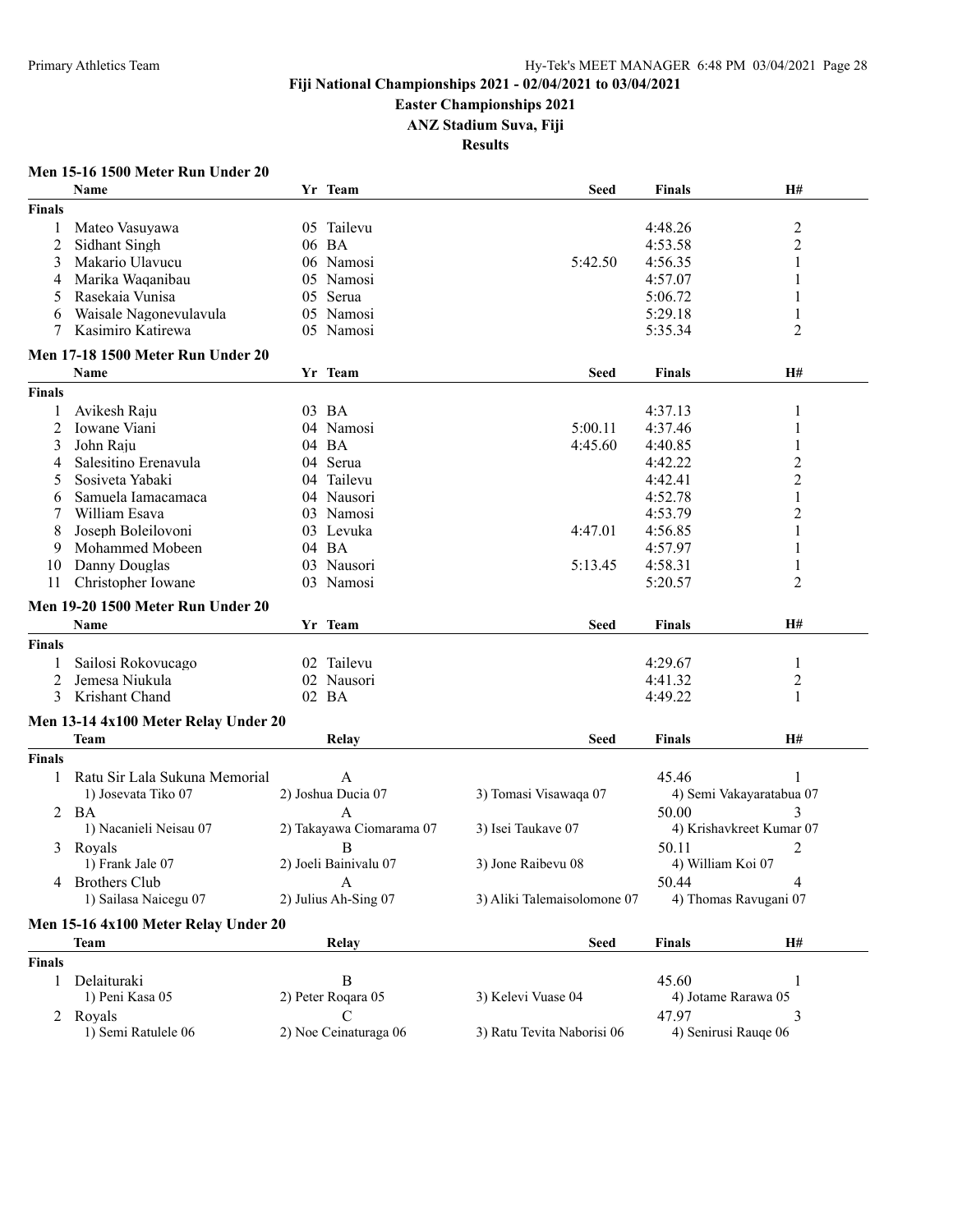**Fiji National Championships 2021 - 02/04/2021 to 03/04/2021**

**Easter Championships 2021**

**ANZ Stadium Suva, Fiji**

**Results**

### Men 15-16 1500 Meter Run Under 20

| | Name | Yr | Team | Seed | Finals | H# |
|---|---|---|---|---|---|---|
| **Finals** | | | | | | |
| 1 | Mateo Vasuyawa | 05 | Tailevu | | 4:48.26 | 2 |
| 2 | Sidhant Singh | 06 | BA | | 4:53.58 | 2 |
| 3 | Makario Ulavucu | 06 | Namosi | 5:42.50 | 4:56.35 | 1 |
| 4 | Marika Waqanibau | 05 | Namosi | | 4:57.07 | 1 |
| 5 | Rasekaia Vunisa | 05 | Serua | | 5:06.72 | 1 |
| 6 | Waisale Nagonevulavula | 05 | Namosi | | 5:29.18 | 1 |
| 7 | Kasimiro Katirewa | 05 | Namosi | | 5:35.34 | 2 |

### Men 17-18 1500 Meter Run Under 20

| | Name | Yr | Team | Seed | Finals | H# |
|---|---|---|---|---|---|---|
| **Finals** | | | | | | |
| 1 | Avikesh Raju | 03 | BA | | 4:37.13 | 1 |
| 2 | Iowane Viani | 04 | Namosi | 5:00.11 | 4:37.46 | 1 |
| 3 | John Raju | 04 | BA | 4:45.60 | 4:40.85 | 1 |
| 4 | Salesitino Erenavula | 04 | Serua | | 4:42.22 | 2 |
| 5 | Sosiveta Yabaki | 04 | Tailevu | | 4:42.41 | 2 |
| 6 | Samuela Iamacamaca | 04 | Nausori | | 4:52.78 | 1 |
| 7 | William Esava | 03 | Namosi | | 4:53.79 | 2 |
| 8 | Joseph Boleilovoni | 03 | Levuka | 4:47.01 | 4:56.85 | 1 |
| 9 | Mohammed Mobeen | 04 | BA | | 4:57.97 | 1 |
| 10 | Danny Douglas | 03 | Nausori | 5:13.45 | 4:58.31 | 1 |
| 11 | Christopher Iowane | 03 | Namosi | | 5:20.57 | 2 |

### Men 19-20 1500 Meter Run Under 20

| | Name | Yr | Team | Seed | Finals | H# |
|---|---|---|---|---|---|---|
| **Finals** | | | | | | |
| 1 | Sailosi Rokovucago | 02 | Tailevu | | 4:29.67 | 1 |
| 2 | Jemesa Niukula | 02 | Nausori | | 4:41.32 | 2 |
| 3 | Krishant Chand | 02 | BA | | 4:49.22 | 1 |

### Men 13-14 4x100 Meter Relay Under 20

| | Team | Relay | | Seed | Finals | H# |
|---|---|---|---|---|---|---|
| **Finals** | | | | | | |
| 1 | Ratu Sir Lala Sukuna Memorial | A | | | 45.46 | 1 |
| | 1) Josevata Tiko 07 | 2) Joshua Ducia 07 | 3) Tomasi Visawaqa 07 | | 4) Semi Vakayaratabua 07 | |
| 2 | BA | A | | | 50.00 | 3 |
| | 1) Nacanieli Neisau 07 | 2) Takayawa Ciomarama 07 | 3) Isei Taukave 07 | | 4) Krishavkreet Kumar 07 | |
| 3 | Royals | B | | | 50.11 | 2 |
| | 1) Frank Jale 07 | 2) Joeli Bainivalu 07 | 3) Jone Raibevu 08 | | 4) William Koi 07 | |
| 4 | Brothers Club | A | | | 50.44 | 4 |
| | 1) Sailasa Naicegu 07 | 2) Julius Ah-Sing 07 | 3) Aliki Talemaisolomone 07 | | 4) Thomas Ravugani 07 | |

### Men 15-16 4x100 Meter Relay Under 20

| | Team | Relay | | Seed | Finals | H# |
|---|---|---|---|---|---|---|
| **Finals** | | | | | | |
| 1 | Delaituraki | B | | | 45.60 | 1 |
| | 1) Peni Kasa 05 | 2) Peter Roqara 05 | 3) Kelevi Vuase 04 | | 4) Jotame Rarawa 05 | |
| 2 | Royals | C | | | 47.97 | 3 |
| | 1) Semi Ratulele 06 | 2) Noe Ceinaturaga 06 | 3) Ratu Tevita Naborisi 06 | | 4) Senirusi Rauqe 06 | |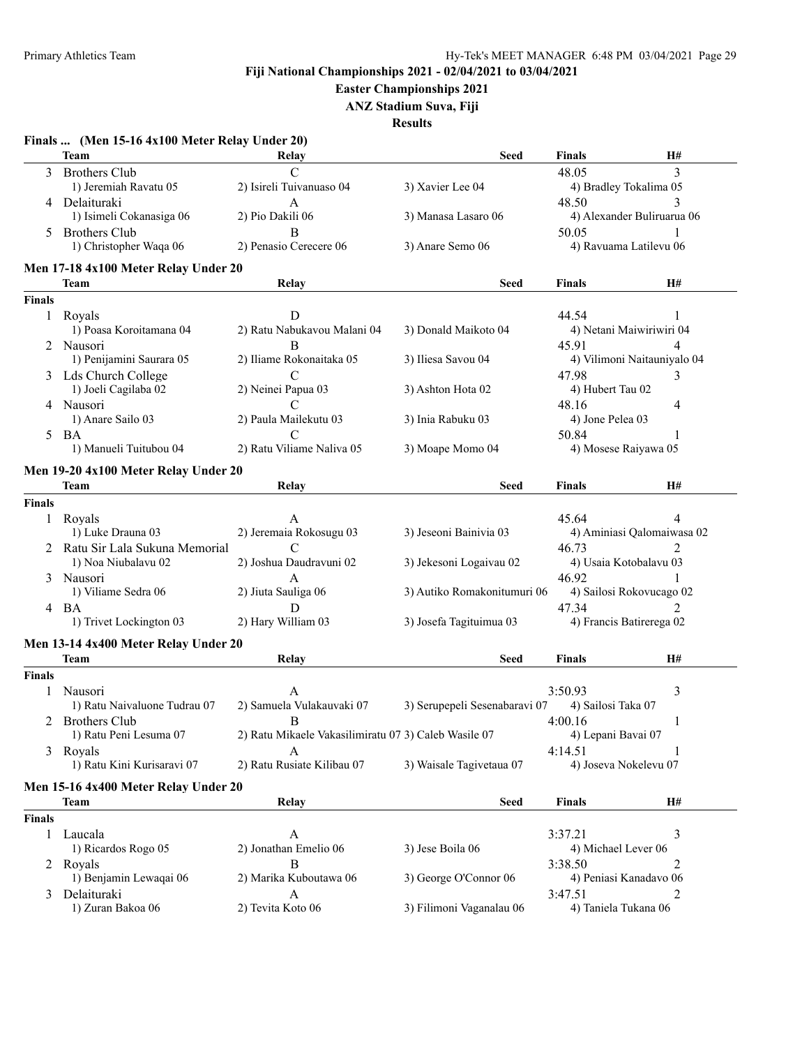Fiji National Championships 2021 - 02/04/2021 to 03/04/2021

Easter Championships 2021

ANZ Stadium Suva, Fiji

Results

### Finals ... (Men 15-16 4x100 Meter Relay Under 20)

| | Team | Relay | Seed | Finals | H# |
|---|---|---|---|---|---|
| 3 | Brothers Club | C | | 48.05 | 3 |
| | 1) Jeremiah Ravatu 05 | 2) Isireli Tuivanuaso 04 | 3) Xavier Lee 04 | 4) Bradley Tokalima 05 | |
| 4 | Delaituraki | A | | 48.50 | 3 |
| | 1) Isimeli Cokanasiga 06 | 2) Pio Dakili 06 | 3) Manasa Lasaro 06 | 4) Alexander Buliruarua 06 | |
| 5 | Brothers Club | B | | 50.05 | 1 |
| | 1) Christopher Waqa 06 | 2) Penasio Cerecere 06 | 3) Anare Semo 06 | 4) Ravuama Latilevu 06 | |

### Men 17-18 4x100 Meter Relay Under 20

| | Team | Relay | Seed | Finals | H# |
|---|---|---|---|---|---|
| **Finals** | | | | | |
| 1 | Royals | D | | 44.54 | 1 |
| | 1) Poasa Koroitamana 04 | 2) Ratu Nabukavou Malani 04 | 3) Donald Maikoto 04 | 4) Netani Maiwiriwiri 04 | |
| 2 | Nausori | B | | 45.91 | 4 |
| | 1) Penijamini Saurara 05 | 2) Iliame Rokonaitaka 05 | 3) Iliesa Savou 04 | 4) Vilimoni Naitauniyalo 04 | |
| 3 | Lds Church College | C | | 47.98 | 3 |
| | 1) Joeli Cagilaba 02 | 2) Neinei Papua 03 | 3) Ashton Hota 02 | 4) Hubert Tau 02 | |
| 4 | Nausori | C | | 48.16 | 4 |
| | 1) Anare Sailo 03 | 2) Paula Mailekutu 03 | 3) Inia Rabuku 03 | 4) Jone Pelea 03 | |
| 5 | BA | C | | 50.84 | 1 |
| | 1) Manueli Tuitubou 04 | 2) Ratu Viliame Naliva 05 | 3) Moape Momo 04 | 4) Mosese Raiyawa 05 | |

### Men 19-20 4x100 Meter Relay Under 20

| | Team | Relay | Seed | Finals | H# |
|---|---|---|---|---|---|
| **Finals** | | | | | |
| 1 | Royals | A | | 45.64 | 4 |
| | 1) Luke Drauna 03 | 2) Jeremaia Rokosugu 03 | 3) Jeseoni Bainivia 03 | 4) Aminiasi Qalomaiwasa 02 | |
| 2 | Ratu Sir Lala Sukuna Memorial | C | | 46.73 | 2 |
| | 1) Noa Niubalavu 02 | 2) Joshua Daudravuni 02 | 3) Jekesoni Logaivau 02 | 4) Usaia Kotobalavu 03 | |
| 3 | Nausori | A | | 46.92 | 1 |
| | 1) Viliame Sedra 06 | 2) Jiuta Sauliga 06 | 3) Autiko Romakonitumuri 06 | 4) Sailosi Rokovucago 02 | |
| 4 | BA | D | | 47.34 | 2 |
| | 1) Trivet Lockington 03 | 2) Hary William 03 | 3) Josefa Tagituimua 03 | 4) Francis Batirerega 02 | |

### Men 13-14 4x400 Meter Relay Under 20

| | Team | Relay | Seed | Finals | H# |
|---|---|---|---|---|---|
| **Finals** | | | | | |
| 1 | Nausori | A | | 3:50.93 | 3 |
| | 1) Ratu Naivaluone Tudrau 07 | 2) Samuela Vulakauvaki 07 | 3) Serupepeli Sesenabaravi 07 | 4) Sailosi Taka 07 | |
| 2 | Brothers Club | B | | 4:00.16 | 1 |
| | 1) Ratu Peni Lesuma 07 | 2) Ratu Mikaele Vakasilimiratu 07 | 3) Caleb Wasile 07 | 4) Lepani Bavai 07 | |
| 3 | Royals | A | | 4:14.51 | 1 |
| | 1) Ratu Kini Kurisaravi 07 | 2) Ratu Rusiate Kilibau 07 | 3) Waisale Tagivetaua 07 | 4) Joseva Nokelevu 07 | |

### Men 15-16 4x400 Meter Relay Under 20

| | Team | Relay | Seed | Finals | H# |
|---|---|---|---|---|---|
| **Finals** | | | | | |
| 1 | Laucala | A | | 3:37.21 | 3 |
| | 1) Ricardos Rogo 05 | 2) Jonathan Emelio 06 | 3) Jese Boila 06 | 4) Michael Lever 06 | |
| 2 | Royals | B | | 3:38.50 | 2 |
| | 1) Benjamin Lewaqai 06 | 2) Marika Kuboutawa 06 | 3) George O'Connor 06 | 4) Peniasi Kanadavo 06 | |
| 3 | Delaituraki | A | | 3:47.51 | 2 |
| | 1) Zuran Bakoa 06 | 2) Tevita Koto 06 | 3) Filimoni Vaganalau 06 | 4) Taniela Tukana 06 | |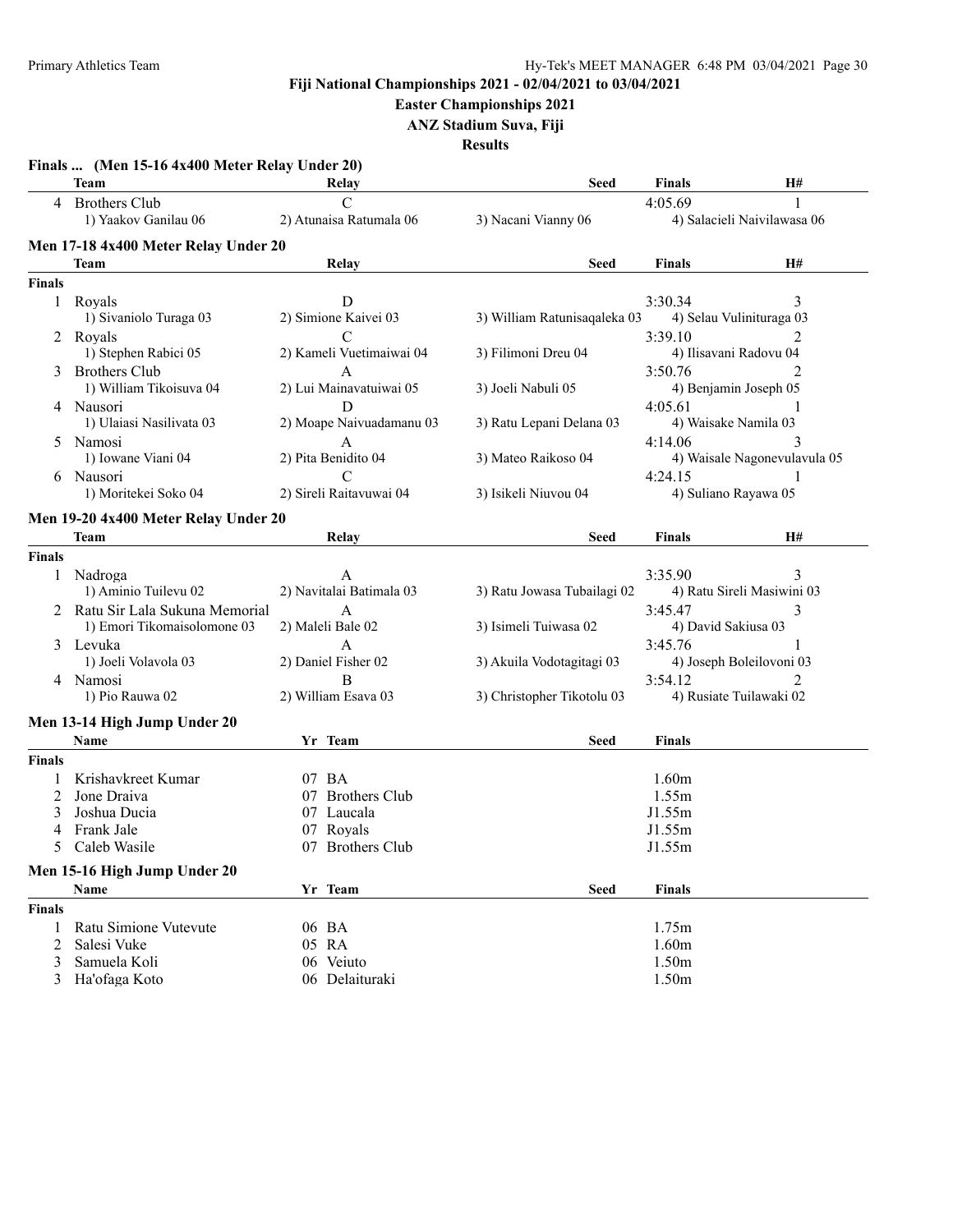**Fiji National Championships 2021 - 02/04/2021 to 03/04/2021**

**Easter Championships 2021**

**ANZ Stadium Suva, Fiji**

**Results**

### Finals ... (Men 15-16 4x400 Meter Relay Under 20)

| | Team | Relay | Seed | Finals | H# |
|---|---|---|---|---|---|
| 4 | Brothers Club | C | | 4:05.69 | 1 |
| | 1) Yaakov Ganilau 06 | 2) Atunaisa Ratumala 06 | 3) Nacani Vianny 06 | 4) Salacieli Naivilawasa 06 | |

### Men 17-18 4x400 Meter Relay Under 20

| | Team | Relay | Seed | Finals | H# |
|---|---|---|---|---|---|
| **Finals** | | | | | |
| 1 | Royals | D | | 3:30.34 | 3 |
| | 1) Sivaniolo Turaga 03 | 2) Simione Kaivei 03 | 3) William Ratunisaqaleka 03 | 4) Selau Vulinituraga 03 | |
| 2 | Royals | C | | 3:39.10 | 2 |
| | 1) Stephen Rabici 05 | 2) Kameli Vuetimaiwai 04 | 3) Filimoni Dreu 04 | 4) Ilisavani Radovu 04 | |
| 3 | Brothers Club | A | | 3:50.76 | 2 |
| | 1) William Tikoisuva 04 | 2) Lui Mainavatuiwai 05 | 3) Joeli Nabuli 05 | 4) Benjamin Joseph 05 | |
| 4 | Nausori | D | | 4:05.61 | 1 |
| | 1) Ulaiasi Nasilivata 03 | 2) Moape Naivuadamanu 03 | 3) Ratu Lepani Delana 03 | 4) Waisake Namila 03 | |
| 5 | Namosi | A | | 4:14.06 | 3 |
| | 1) Iowane Viani 04 | 2) Pita Benidito 04 | 3) Mateo Raikoso 04 | 4) Waisale Nagonevulavula 05 | |
| 6 | Nausori | C | | 4:24.15 | 1 |
| | 1) Moritekei Soko 04 | 2) Sireli Raitavuwai 04 | 3) Isikeli Niuvou 04 | 4) Suliano Rayawa 05 | |

### Men 19-20 4x400 Meter Relay Under 20

| | Team | Relay | Seed | Finals | H# |
|---|---|---|---|---|---|
| **Finals** | | | | | |
| 1 | Nadroga | A | | 3:35.90 | 3 |
| | 1) Aminio Tuilevu 02 | 2) Navitalai Batimala 03 | 3) Ratu Jowasa Tubailagi 02 | 4) Ratu Sireli Masiwini 03 | |
| 2 | Ratu Sir Lala Sukuna Memorial | A | | 3:45.47 | 3 |
| | 1) Emori Tikomaisolomone 03 | 2) Maleli Bale 02 | 3) Isimeli Tuiwasa 02 | 4) David Sakiusa 03 | |
| 3 | Levuka | A | | 3:45.76 | 1 |
| | 1) Joeli Volavola 03 | 2) Daniel Fisher 02 | 3) Akuila Vodotagitagi 03 | 4) Joseph Boleilovoni 03 | |
| 4 | Namosi | B | | 3:54.12 | 2 |
| | 1) Pio Rauwa 02 | 2) William Esava 03 | 3) Christopher Tikotolu 03 | 4) Rusiate Tuilawaki 02 | |

### Men 13-14 High Jump Under 20

| | Name | Yr | Team | Seed | Finals |
|---|---|---|---|---|---|
| **Finals** | | | | | |
| 1 | Krishavkreet Kumar | 07 | BA | | 1.60m |
| 2 | Jone Draiva | 07 | Brothers Club | | 1.55m |
| 3 | Joshua Ducia | 07 | Laucala | | J1.55m |
| 4 | Frank Jale | 07 | Royals | | J1.55m |
| 5 | Caleb Wasile | 07 | Brothers Club | | J1.55m |

### Men 15-16 High Jump Under 20

| | Name | Yr | Team | Seed | Finals |
|---|---|---|---|---|---|
| **Finals** | | | | | |
| 1 | Ratu Simione Vutevute | 06 | BA | | 1.75m |
| 2 | Salesi Vuke | 05 | RA | | 1.60m |
| 3 | Samuela Koli | 06 | Veiuto | | 1.50m |
| 3 | Ha'ofaga Koto | 06 | Delaituraki | | 1.50m |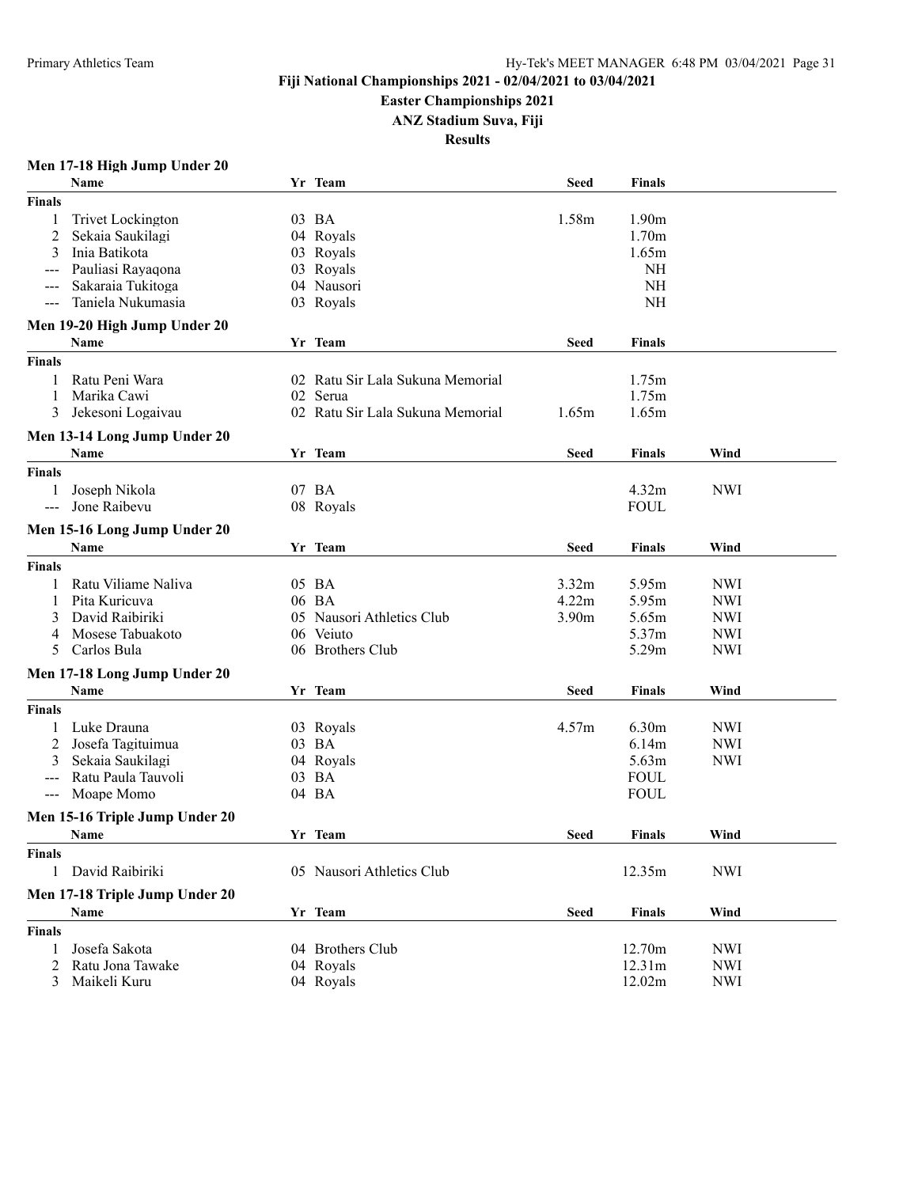# Fiji National Championships 2021 - 02/04/2021 to 03/04/2021

## Easter Championships 2021

## ANZ Stadium Suva, Fiji

## Results

### Men 17-18 High Jump Under 20

| | Name | Yr | Team | Seed | Finals |
|---|---|---|---|---|---|
| **Finals** | | | | | |
| 1 | Trivet Lockington | 03 | BA | 1.58m | 1.90m |
| 2 | Sekaia Saukilagi | 04 | Royals | | 1.70m |
| 3 | Inia Batikota | 03 | Royals | | 1.65m |
| --- | Pauliasi Rayaqona | 03 | Royals | | NH |
| --- | Sakaraia Tukitoga | 04 | Nausori | | NH |
| --- | Taniela Nukumasia | 03 | Royals | | NH |

### Men 19-20 High Jump Under 20

| | Name | Yr | Team | Seed | Finals |
|---|---|---|---|---|---|
| **Finals** | | | | | |
| 1 | Ratu Peni Wara | 02 | Ratu Sir Lala Sukuna Memorial | | 1.75m |
| 1 | Marika Cawi | 02 | Serua | | 1.75m |
| 3 | Jekesoni Logaivau | 02 | Ratu Sir Lala Sukuna Memorial | 1.65m | 1.65m |

### Men 13-14 Long Jump Under 20

| | Name | Yr | Team | Seed | Finals | Wind |
|---|---|---|---|---|---|---|
| **Finals** | | | | | | |
| 1 | Joseph Nikola | 07 | BA | | 4.32m | NWI |
| --- | Jone Raibevu | 08 | Royals | | FOUL | |

### Men 15-16 Long Jump Under 20

| | Name | Yr | Team | Seed | Finals | Wind |
|---|---|---|---|---|---|---|
| **Finals** | | | | | | |
| 1 | Ratu Viliame Naliva | 05 | BA | 3.32m | 5.95m | NWI |
| 1 | Pita Kuricuva | 06 | BA | 4.22m | 5.95m | NWI |
| 3 | David Raibiriki | 05 | Nausori Athletics Club | 3.90m | 5.65m | NWI |
| 4 | Mosese Tabuakoto | 06 | Veiuto | | 5.37m | NWI |
| 5 | Carlos Bula | 06 | Brothers Club | | 5.29m | NWI |

### Men 17-18 Long Jump Under 20

| | Name | Yr | Team | Seed | Finals | Wind |
|---|---|---|---|---|---|---|
| **Finals** | | | | | | |
| 1 | Luke Drauna | 03 | Royals | 4.57m | 6.30m | NWI |
| 2 | Josefa Tagituimua | 03 | BA | | 6.14m | NWI |
| 3 | Sekaia Saukilagi | 04 | Royals | | 5.63m | NWI |
| --- | Ratu Paula Tauvoli | 03 | BA | | FOUL | |
| --- | Moape Momo | 04 | BA | | FOUL | |

### Men 15-16 Triple Jump Under 20

| | Name | Yr | Team | Seed | Finals | Wind |
|---|---|---|---|---|---|---|
| **Finals** | | | | | | |
| 1 | David Raibiriki | 05 | Nausori Athletics Club | | 12.35m | NWI |

### Men 17-18 Triple Jump Under 20

| | Name | Yr | Team | Seed | Finals | Wind |
|---|---|---|---|---|---|---|
| **Finals** | | | | | | |
| 1 | Josefa Sakota | 04 | Brothers Club | | 12.70m | NWI |
| 2 | Ratu Jona Tawake | 04 | Royals | | 12.31m | NWI |
| 3 | Maikeli Kuru | 04 | Royals | | 12.02m | NWI |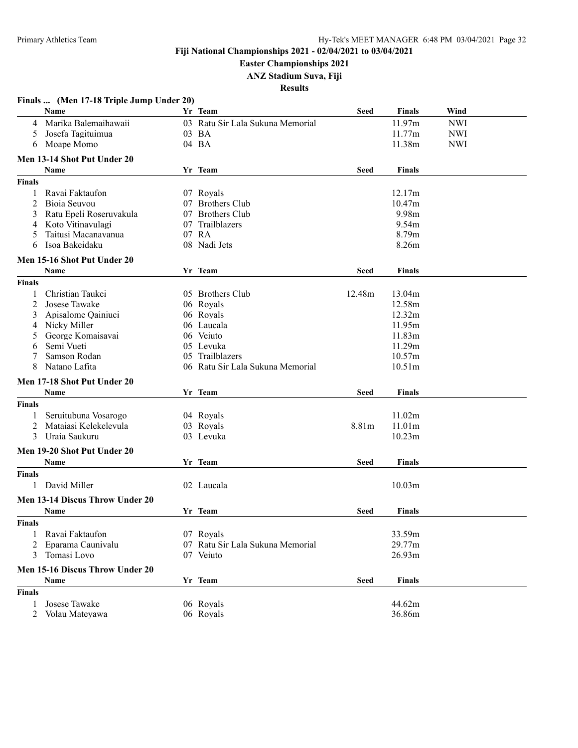## Fiji National Championships 2021 - 02/04/2021 to 03/04/2021

**Easter Championships 2021**

**ANZ Stadium Suva, Fiji**

**Results**

### Finals ... (Men 17-18 Triple Jump Under 20)

| | Name | Yr | Team | Seed | Finals | Wind |
|---|---|---|---|---|---|---|
| 4 | Marika Balemaihawaii | 03 | Ratu Sir Lala Sukuna Memorial | | 11.97m | NWI |
| 5 | Josefa Tagituimua | 03 | BA | | 11.77m | NWI |
| 6 | Moape Momo | 04 | BA | | 11.38m | NWI |

### Men 13-14 Shot Put Under 20

| | Name | Yr | Team | Seed | Finals |
|---|---|---|---|---|---|
| **Finals** | | | | | |
| 1 | Ravai Faktaufon | 07 | Royals | | 12.17m |
| 2 | Bioia Seuvou | 07 | Brothers Club | | 10.47m |
| 3 | Ratu Epeli Roseruvakula | 07 | Brothers Club | | 9.98m |
| 4 | Koto Vitinavulagi | 07 | Trailblazers | | 9.54m |
| 5 | Taitusi Macanavanua | 07 | RA | | 8.79m |
| 6 | Isoa Bakeidaku | 08 | Nadi Jets | | 8.26m |

### Men 15-16 Shot Put Under 20

| | Name | Yr | Team | Seed | Finals |
|---|---|---|---|---|---|
| **Finals** | | | | | |
| 1 | Christian Taukei | 05 | Brothers Club | 12.48m | 13.04m |
| 2 | Josese Tawake | 06 | Royals | | 12.58m |
| 3 | Apisalome Qainiuci | 06 | Royals | | 12.32m |
| 4 | Nicky Miller | 06 | Laucala | | 11.95m |
| 5 | George Komaisavai | 06 | Veiuto | | 11.83m |
| 6 | Semi Vueti | 05 | Levuka | | 11.29m |
| 7 | Samson Rodan | 05 | Trailblazers | | 10.57m |
| 8 | Natano Lafita | 06 | Ratu Sir Lala Sukuna Memorial | | 10.51m |

### Men 17-18 Shot Put Under 20

| | Name | Yr | Team | Seed | Finals |
|---|---|---|---|---|---|
| **Finals** | | | | | |
| 1 | Seruitubuna Vosarogo | 04 | Royals | | 11.02m |
| 2 | Mataiasi Kelekelevula | 03 | Royals | 8.81m | 11.01m |
| 3 | Uraia Saukuru | 03 | Levuka | | 10.23m |

### Men 19-20 Shot Put Under 20

| | Name | Yr | Team | Seed | Finals |
|---|---|---|---|---|---|
| **Finals** | | | | | |
| 1 | David Miller | 02 | Laucala | | 10.03m |

### Men 13-14 Discus Throw Under 20

| | Name | Yr | Team | Seed | Finals |
|---|---|---|---|---|---|
| **Finals** | | | | | |
| 1 | Ravai Faktaufon | 07 | Royals | | 33.59m |
| 2 | Eparama Caunivalu | 07 | Ratu Sir Lala Sukuna Memorial | | 29.77m |
| 3 | Tomasi Lovo | 07 | Veiuto | | 26.93m |

### Men 15-16 Discus Throw Under 20

| | Name | Yr | Team | Seed | Finals |
|---|---|---|---|---|---|
| **Finals** | | | | | |
| 1 | Josese Tawake | 06 | Royals | | 44.62m |
| 2 | Volau Mateyawa | 06 | Royals | | 36.86m |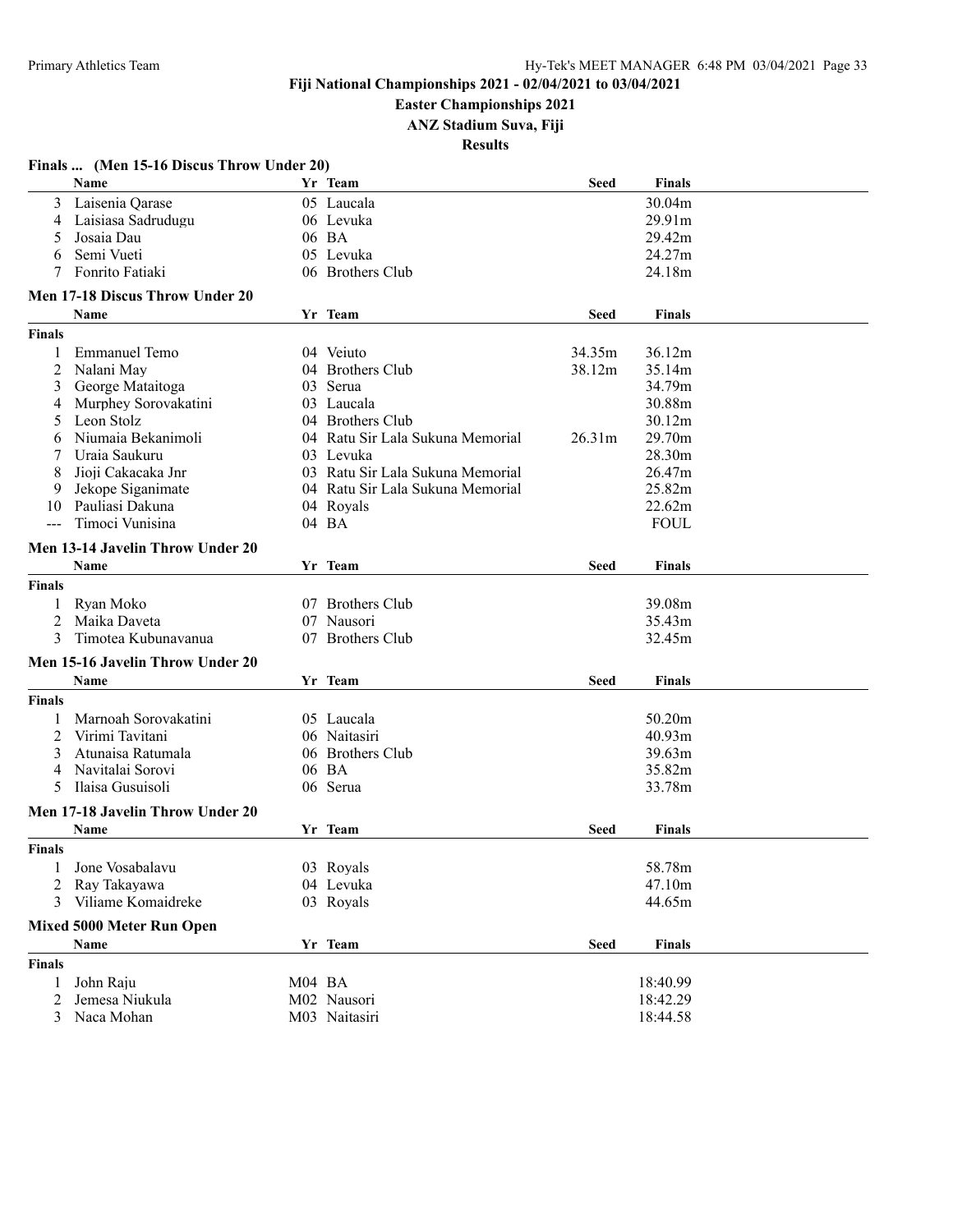Fiji National Championships 2021 - 02/04/2021 to 03/04/2021

Easter Championships 2021

ANZ Stadium Suva, Fiji

**Results**

### Finals ... (Men 15-16 Discus Throw Under 20)

| | Name | Yr | Team | Seed | Finals |
|---|---|---|---|---|---|
| 3 | Laisenia Qarase | 05 | Laucala | | 30.04m |
| 4 | Laisiasa Sadrudugu | 06 | Levuka | | 29.91m |
| 5 | Josaia Dau | 06 | BA | | 29.42m |
| 6 | Semi Vueti | 05 | Levuka | | 24.27m |
| 7 | Fonrito Fatiaki | 06 | Brothers Club | | 24.18m |

### Men 17-18 Discus Throw Under 20

| | Name | Yr | Team | Seed | Finals |
|---|---|---|---|---|---|
| **Finals** | | | | | |
| 1 | Emmanuel Temo | 04 | Veiuto | 34.35m | 36.12m |
| 2 | Nalani May | 04 | Brothers Club | 38.12m | 35.14m |
| 3 | George Mataitoga | 03 | Serua | | 34.79m |
| 4 | Murphey Sorovakatini | 03 | Laucala | | 30.88m |
| 5 | Leon Stolz | 04 | Brothers Club | | 30.12m |
| 6 | Niumaia Bekanimoli | 04 | Ratu Sir Lala Sukuna Memorial | 26.31m | 29.70m |
| 7 | Uraia Saukuru | 03 | Levuka | | 28.30m |
| 8 | Jioji Cakacaka Jnr | 03 | Ratu Sir Lala Sukuna Memorial | | 26.47m |
| 9 | Jekope Siganimate | 04 | Ratu Sir Lala Sukuna Memorial | | 25.82m |
| 10 | Pauliasi Dakuna | 04 | Royals | | 22.62m |
| --- | Timoci Vunisina | 04 | BA | | FOUL |

### Men 13-14 Javelin Throw Under 20

| | Name | Yr | Team | Seed | Finals |
|---|---|---|---|---|---|
| **Finals** | | | | | |
| 1 | Ryan Moko | 07 | Brothers Club | | 39.08m |
| 2 | Maika Daveta | 07 | Nausori | | 35.43m |
| 3 | Timotea Kubunavanua | 07 | Brothers Club | | 32.45m |

### Men 15-16 Javelin Throw Under 20

| | Name | Yr | Team | Seed | Finals |
|---|---|---|---|---|---|
| **Finals** | | | | | |
| 1 | Marnoah Sorovakatini | 05 | Laucala | | 50.20m |
| 2 | Virimi Tavitani | 06 | Naitasiri | | 40.93m |
| 3 | Atunaisa Ratumala | 06 | Brothers Club | | 39.63m |
| 4 | Navitalai Sorovi | 06 | BA | | 35.82m |
| 5 | Ilaisa Gusuisoli | 06 | Serua | | 33.78m |

### Men 17-18 Javelin Throw Under 20

| | Name | Yr | Team | Seed | Finals |
|---|---|---|---|---|---|
| **Finals** | | | | | |
| 1 | Jone Vosabalavu | 03 | Royals | | 58.78m |
| 2 | Ray Takayawa | 04 | Levuka | | 47.10m |
| 3 | Viliame Komaidreke | 03 | Royals | | 44.65m |

### Mixed 5000 Meter Run Open

| | Name | Yr | Team | Seed | Finals |
|---|---|---|---|---|---|
| **Finals** | | | | | |
| 1 | John Raju | M04 | BA | | 18:40.99 |
| 2 | Jemesa Niukula | M02 | Nausori | | 18:42.29 |
| 3 | Naca Mohan | M03 | Naitasiri | | 18:44.58 |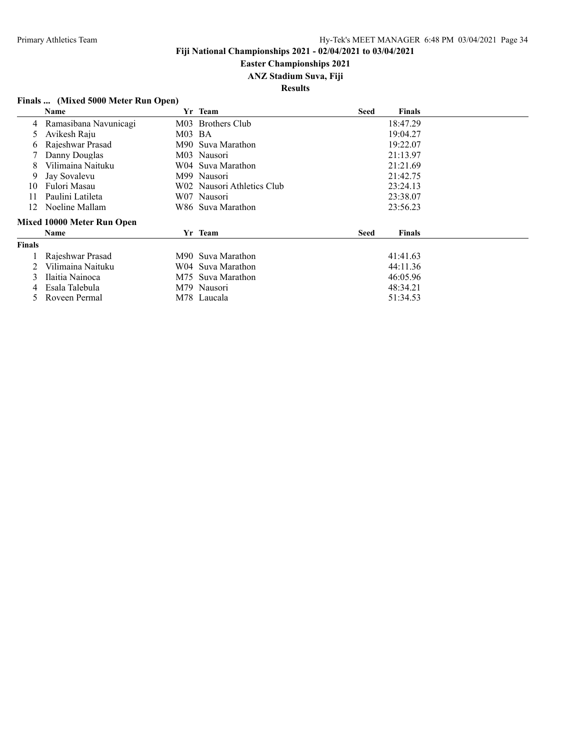**Fiji National Championships 2021 - 02/04/2021 to 03/04/2021**

**Easter Championships 2021**

**ANZ Stadium Suva, Fiji**

**Results**

### Finals ... (Mixed 5000 Meter Run Open)

| | Name | Yr | Team | Seed | Finals |
|---|---|---|---|---|---|
| 4 | Ramasibana Navunicagi | M03 | Brothers Club | | 18:47.29 |
| 5 | Avikesh Raju | M03 | BA | | 19:04.27 |
| 6 | Rajeshwar Prasad | M90 | Suva Marathon | | 19:22.07 |
| 7 | Danny Douglas | M03 | Nausori | | 21:13.97 |
| 8 | Vilimaina Naituku | W04 | Suva Marathon | | 21:21.69 |
| 9 | Jay Sovalevu | M99 | Nausori | | 21:42.75 |
| 10 | Fulori Masau | W02 | Nausori Athletics Club | | 23:24.13 |
| 11 | Paulini Latileta | W07 | Nausori | | 23:38.07 |
| 12 | Noeline Mallam | W86 | Suva Marathon | | 23:56.23 |

### Mixed 10000 Meter Run Open

| | Name | Yr | Team | Seed | Finals |
|---|---|---|---|---|---|
| **Finals** | | | | | |
| 1 | Rajeshwar Prasad | M90 | Suva Marathon | | 41:41.63 |
| 2 | Vilimaina Naituku | W04 | Suva Marathon | | 44:11.36 |
| 3 | Ilaitia Nainoca | M75 | Suva Marathon | | 46:05.96 |
| 4 | Esala Talebula | M79 | Nausori | | 48:34.21 |
| 5 | Roveen Permal | M78 | Laucala | | 51:34.53 |